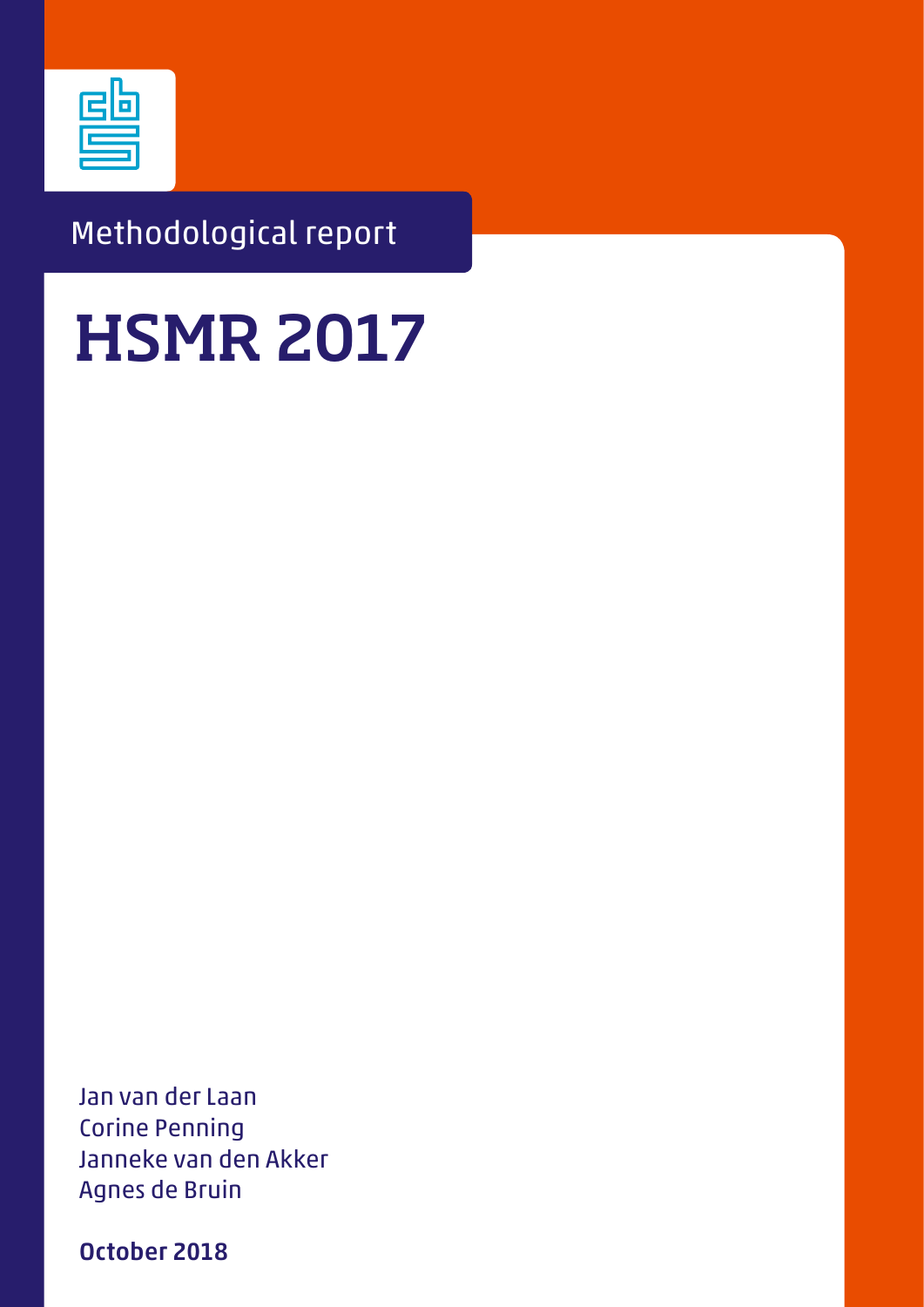Methodological report

# HSMR 2017

Jan van der Laan
Corine Penning
Janneke van den Akker
Agnes de Bruin

**October 2018**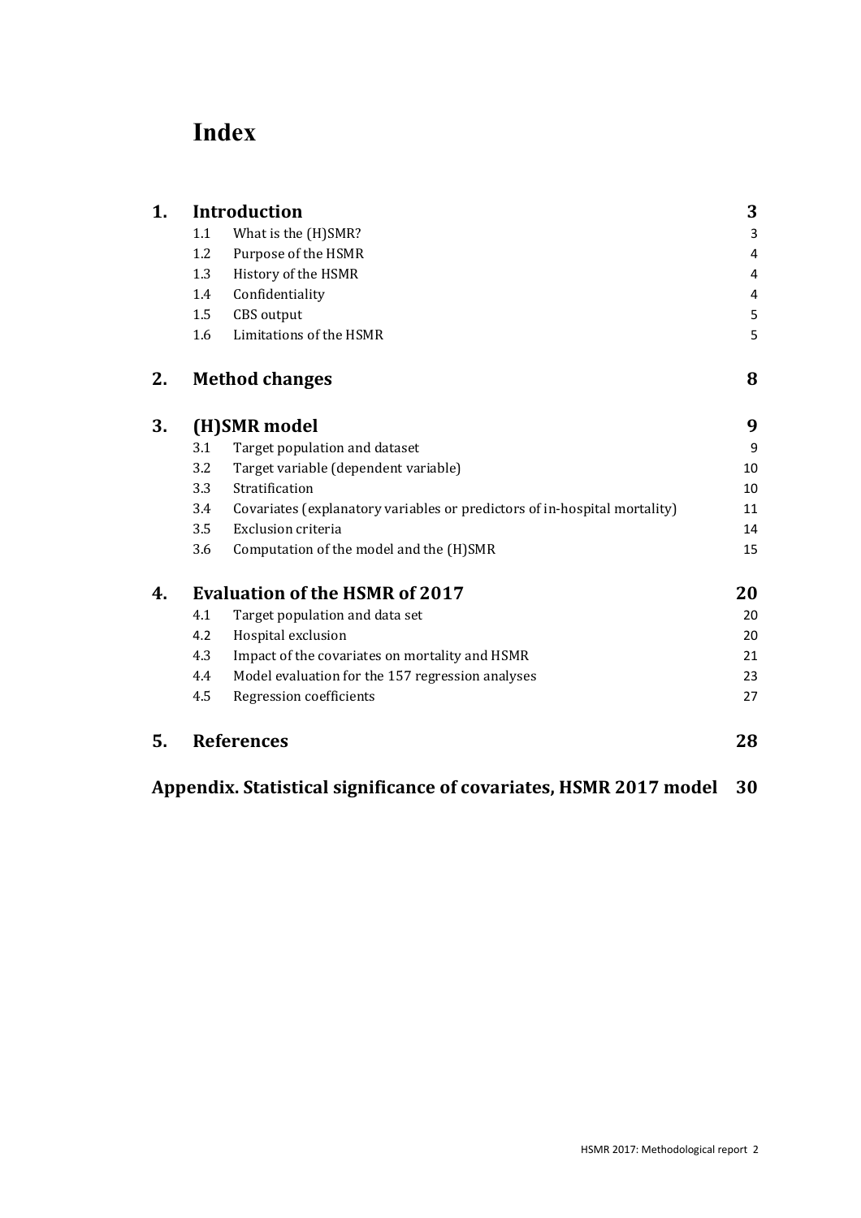# Index

| | | |
|---|---|---|
| **1.** | **Introduction** | **3** |
| 1.1 | What is the (H)SMR? | 3 |
| 1.2 | Purpose of the HSMR | 4 |
| 1.3 | History of the HSMR | 4 |
| 1.4 | Confidentiality | 4 |
| 1.5 | CBS output | 5 |
| 1.6 | Limitations of the HSMR | 5 |
| **2.** | **Method changes** | **8** |
| **3.** | **(H)SMR model** | **9** |
| 3.1 | Target population and dataset | 9 |
| 3.2 | Target variable (dependent variable) | 10 |
| 3.3 | Stratification | 10 |
| 3.4 | Covariates (explanatory variables or predictors of in-hospital mortality) | 11 |
| 3.5 | Exclusion criteria | 14 |
| 3.6 | Computation of the model and the (H)SMR | 15 |
| **4.** | **Evaluation of the HSMR of 2017** | **20** |
| 4.1 | Target population and data set | 20 |
| 4.2 | Hospital exclusion | 20 |
| 4.3 | Impact of the covariates on mortality and HSMR | 21 |
| 4.4 | Model evaluation for the 157 regression analyses | 23 |
| 4.5 | Regression coefficients | 27 |
| **5.** | **References** | **28** |
| | **Appendix. Statistical significance of covariates, HSMR 2017 model** | **30** |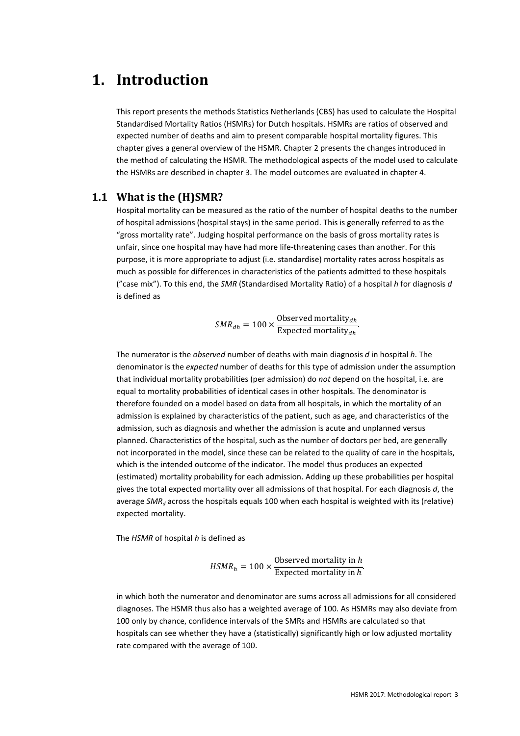# 1. Introduction

This report presents the methods Statistics Netherlands (CBS) has used to calculate the Hospital Standardised Mortality Ratios (HSMRs) for Dutch hospitals. HSMRs are ratios of observed and expected number of deaths and aim to present comparable hospital mortality figures. This chapter gives a general overview of the HSMR. Chapter 2 presents the changes introduced in the method of calculating the HSMR. The methodological aspects of the model used to calculate the HSMRs are described in chapter 3. The model outcomes are evaluated in chapter 4.

## 1.1 What is the (H)SMR?

Hospital mortality can be measured as the ratio of the number of hospital deaths to the number of hospital admissions (hospital stays) in the same period. This is generally referred to as the "gross mortality rate". Judging hospital performance on the basis of gross mortality rates is unfair, since one hospital may have had more life-threatening cases than another. For this purpose, it is more appropriate to adjust (i.e. standardise) mortality rates across hospitals as much as possible for differences in characteristics of the patients admitted to these hospitals ("case mix"). To this end, the *SMR* (Standardised Mortality Ratio) of a hospital *h* for diagnosis *d* is defined as

$$SMR_{dh} = 100 \times \frac{\text{Observed mortality}_{dh}}{\text{Expected mortality}_{dh}}.$$

The numerator is the *observed* number of deaths with main diagnosis *d* in hospital *h*. The denominator is the *expected* number of deaths for this type of admission under the assumption that individual mortality probabilities (per admission) do *not* depend on the hospital, i.e. are equal to mortality probabilities of identical cases in other hospitals. The denominator is therefore founded on a model based on data from all hospitals, in which the mortality of an admission is explained by characteristics of the patient, such as age, and characteristics of the admission, such as diagnosis and whether the admission is acute and unplanned versus planned. Characteristics of the hospital, such as the number of doctors per bed, are generally not incorporated in the model, since these can be related to the quality of care in the hospitals, which is the intended outcome of the indicator. The model thus produces an expected (estimated) mortality probability for each admission. Adding up these probabilities per hospital gives the total expected mortality over all admissions of that hospital. For each diagnosis *d*, the average $SMR_d$ across the hospitals equals 100 when each hospital is weighted with its (relative) expected mortality.

The *HSMR* of hospital *h* is defined as

$$HSMR_h = 100 \times \frac{\text{Observed mortality in } h}{\text{Expected mortality in } h}.$$

in which both the numerator and denominator are sums across all admissions for all considered diagnoses. The HSMR thus also has a weighted average of 100. As HSMRs may also deviate from 100 only by chance, confidence intervals of the SMRs and HSMRs are calculated so that hospitals can see whether they have a (statistically) significantly high or low adjusted mortality rate compared with the average of 100.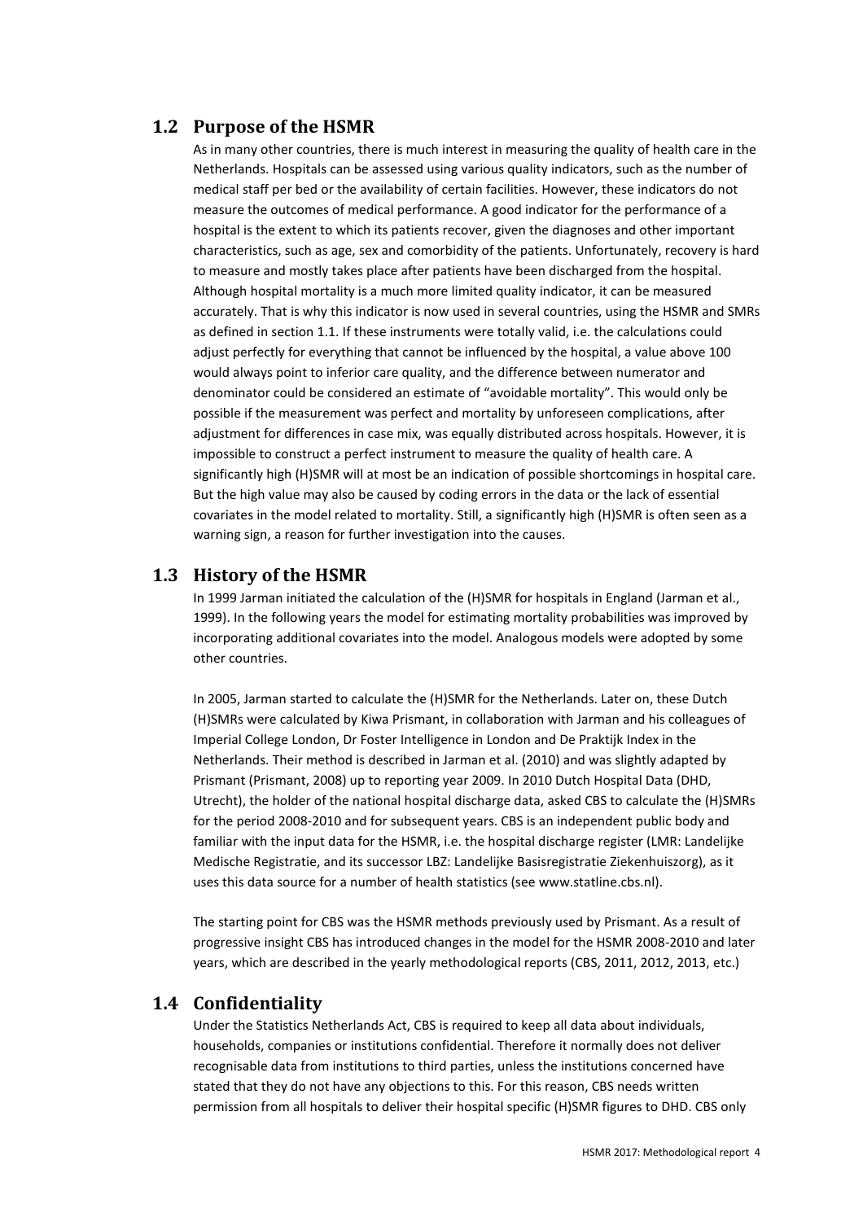## 1.2 Purpose of the HSMR

As in many other countries, there is much interest in measuring the quality of health care in the Netherlands. Hospitals can be assessed using various quality indicators, such as the number of medical staff per bed or the availability of certain facilities. However, these indicators do not measure the outcomes of medical performance. A good indicator for the performance of a hospital is the extent to which its patients recover, given the diagnoses and other important characteristics, such as age, sex and comorbidity of the patients. Unfortunately, recovery is hard to measure and mostly takes place after patients have been discharged from the hospital. Although hospital mortality is a much more limited quality indicator, it can be measured accurately. That is why this indicator is now used in several countries, using the HSMR and SMRs as defined in section 1.1. If these instruments were totally valid, i.e. the calculations could adjust perfectly for everything that cannot be influenced by the hospital, a value above 100 would always point to inferior care quality, and the difference between numerator and denominator could be considered an estimate of "avoidable mortality". This would only be possible if the measurement was perfect and mortality by unforeseen complications, after adjustment for differences in case mix, was equally distributed across hospitals. However, it is impossible to construct a perfect instrument to measure the quality of health care. A significantly high (H)SMR will at most be an indication of possible shortcomings in hospital care. But the high value may also be caused by coding errors in the data or the lack of essential covariates in the model related to mortality. Still, a significantly high (H)SMR is often seen as a warning sign, a reason for further investigation into the causes.

## 1.3 History of the HSMR

In 1999 Jarman initiated the calculation of the (H)SMR for hospitals in England (Jarman et al., 1999). In the following years the model for estimating mortality probabilities was improved by incorporating additional covariates into the model. Analogous models were adopted by some other countries.

In 2005, Jarman started to calculate the (H)SMR for the Netherlands. Later on, these Dutch (H)SMRs were calculated by Kiwa Prismant, in collaboration with Jarman and his colleagues of Imperial College London, Dr Foster Intelligence in London and De Praktijk Index in the Netherlands. Their method is described in Jarman et al. (2010) and was slightly adapted by Prismant (Prismant, 2008) up to reporting year 2009. In 2010 Dutch Hospital Data (DHD, Utrecht), the holder of the national hospital discharge data, asked CBS to calculate the (H)SMRs for the period 2008-2010 and for subsequent years. CBS is an independent public body and familiar with the input data for the HSMR, i.e. the hospital discharge register (LMR: Landelijke Medische Registratie, and its successor LBZ: Landelijke Basisregistratie Ziekenhuiszorg), as it uses this data source for a number of health statistics (see www.statline.cbs.nl).

The starting point for CBS was the HSMR methods previously used by Prismant. As a result of progressive insight CBS has introduced changes in the model for the HSMR 2008-2010 and later years, which are described in the yearly methodological reports (CBS, 2011, 2012, 2013, etc.)

## 1.4 Confidentiality

Under the Statistics Netherlands Act, CBS is required to keep all data about individuals, households, companies or institutions confidential. Therefore it normally does not deliver recognisable data from institutions to third parties, unless the institutions concerned have stated that they do not have any objections to this. For this reason, CBS needs written permission from all hospitals to deliver their hospital specific (H)SMR figures to DHD. CBS only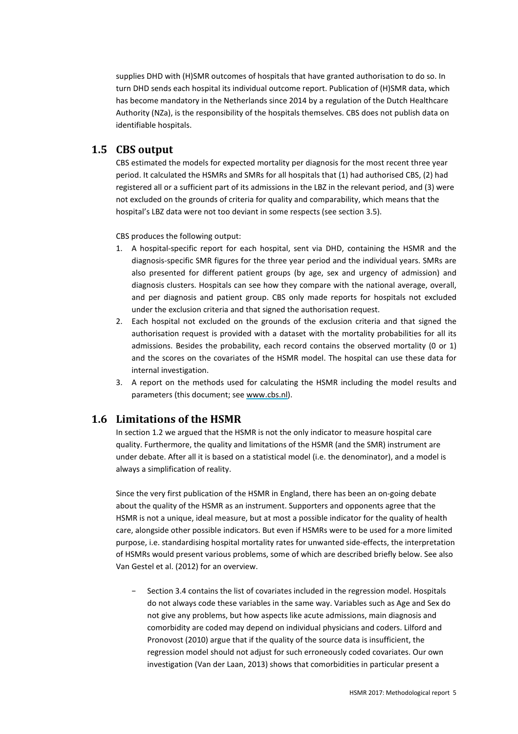supplies DHD with (H)SMR outcomes of hospitals that have granted authorisation to do so. In turn DHD sends each hospital its individual outcome report. Publication of (H)SMR data, which has become mandatory in the Netherlands since 2014 by a regulation of the Dutch Healthcare Authority (NZa), is the responsibility of the hospitals themselves. CBS does not publish data on identifiable hospitals.

## 1.5 CBS output

CBS estimated the models for expected mortality per diagnosis for the most recent three year period. It calculated the HSMRs and SMRs for all hospitals that (1) had authorised CBS, (2) had registered all or a sufficient part of its admissions in the LBZ in the relevant period, and (3) were not excluded on the grounds of criteria for quality and comparability, which means that the hospital's LBZ data were not too deviant in some respects (see section 3.5).

CBS produces the following output:

1. A hospital-specific report for each hospital, sent via DHD, containing the HSMR and the diagnosis-specific SMR figures for the three year period and the individual years. SMRs are also presented for different patient groups (by age, sex and urgency of admission) and diagnosis clusters. Hospitals can see how they compare with the national average, overall, and per diagnosis and patient group. CBS only made reports for hospitals not excluded under the exclusion criteria and that signed the authorisation request.
2. Each hospital not excluded on the grounds of the exclusion criteria and that signed the authorisation request is provided with a dataset with the mortality probabilities for all its admissions. Besides the probability, each record contains the observed mortality (0 or 1) and the scores on the covariates of the HSMR model. The hospital can use these data for internal investigation.
3. A report on the methods used for calculating the HSMR including the model results and parameters (this document; see www.cbs.nl).

## 1.6 Limitations of the HSMR

In section 1.2 we argued that the HSMR is not the only indicator to measure hospital care quality. Furthermore, the quality and limitations of the HSMR (and the SMR) instrument are under debate. After all it is based on a statistical model (i.e. the denominator), and a model is always a simplification of reality.

Since the very first publication of the HSMR in England, there has been an on-going debate about the quality of the HSMR as an instrument. Supporters and opponents agree that the HSMR is not a unique, ideal measure, but at most a possible indicator for the quality of health care, alongside other possible indicators. But even if HSMRs were to be used for a more limited purpose, i.e. standardising hospital mortality rates for unwanted side-effects, the interpretation of HSMRs would present various problems, some of which are described briefly below. See also Van Gestel et al. (2012) for an overview.

- Section 3.4 contains the list of covariates included in the regression model. Hospitals do not always code these variables in the same way. Variables such as Age and Sex do not give any problems, but how aspects like acute admissions, main diagnosis and comorbidity are coded may depend on individual physicians and coders. Lilford and Pronovost (2010) argue that if the quality of the source data is insufficient, the regression model should not adjust for such erroneously coded covariates. Our own investigation (Van der Laan, 2013) shows that comorbidities in particular present a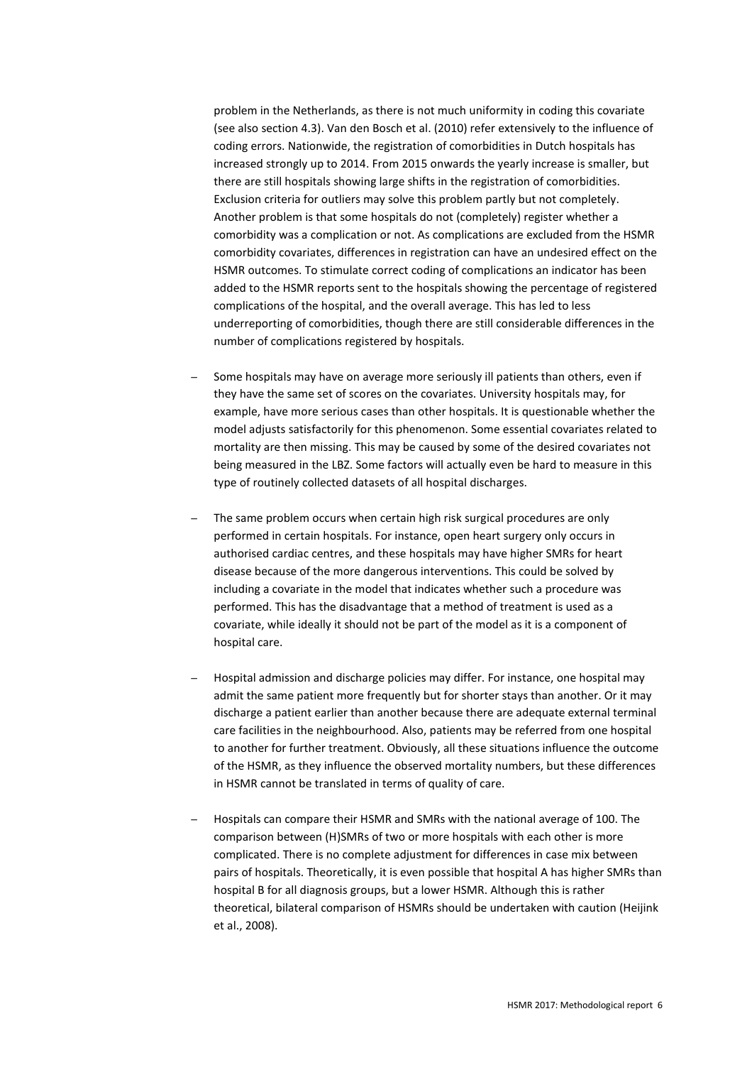problem in the Netherlands, as there is not much uniformity in coding this covariate (see also section 4.3). Van den Bosch et al. (2010) refer extensively to the influence of coding errors. Nationwide, the registration of comorbidities in Dutch hospitals has increased strongly up to 2014. From 2015 onwards the yearly increase is smaller, but there are still hospitals showing large shifts in the registration of comorbidities. Exclusion criteria for outliers may solve this problem partly but not completely. Another problem is that some hospitals do not (completely) register whether a comorbidity was a complication or not. As complications are excluded from the HSMR comorbidity covariates, differences in registration can have an undesired effect on the HSMR outcomes. To stimulate correct coding of complications an indicator has been added to the HSMR reports sent to the hospitals showing the percentage of registered complications of the hospital, and the overall average. This has led to less underreporting of comorbidities, though there are still considerable differences in the number of complications registered by hospitals.

- Some hospitals may have on average more seriously ill patients than others, even if they have the same set of scores on the covariates. University hospitals may, for example, have more serious cases than other hospitals. It is questionable whether the model adjusts satisfactorily for this phenomenon. Some essential covariates related to mortality are then missing. This may be caused by some of the desired covariates not being measured in the LBZ. Some factors will actually even be hard to measure in this type of routinely collected datasets of all hospital discharges.

- The same problem occurs when certain high risk surgical procedures are only performed in certain hospitals. For instance, open heart surgery only occurs in authorised cardiac centres, and these hospitals may have higher SMRs for heart disease because of the more dangerous interventions. This could be solved by including a covariate in the model that indicates whether such a procedure was performed. This has the disadvantage that a method of treatment is used as a covariate, while ideally it should not be part of the model as it is a component of hospital care.

- Hospital admission and discharge policies may differ. For instance, one hospital may admit the same patient more frequently but for shorter stays than another. Or it may discharge a patient earlier than another because there are adequate external terminal care facilities in the neighbourhood. Also, patients may be referred from one hospital to another for further treatment. Obviously, all these situations influence the outcome of the HSMR, as they influence the observed mortality numbers, but these differences in HSMR cannot be translated in terms of quality of care.

- Hospitals can compare their HSMR and SMRs with the national average of 100. The comparison between (H)SMRs of two or more hospitals with each other is more complicated. There is no complete adjustment for differences in case mix between pairs of hospitals. Theoretically, it is even possible that hospital A has higher SMRs than hospital B for all diagnosis groups, but a lower HSMR. Although this is rather theoretical, bilateral comparison of HSMRs should be undertaken with caution (Heijink et al., 2008).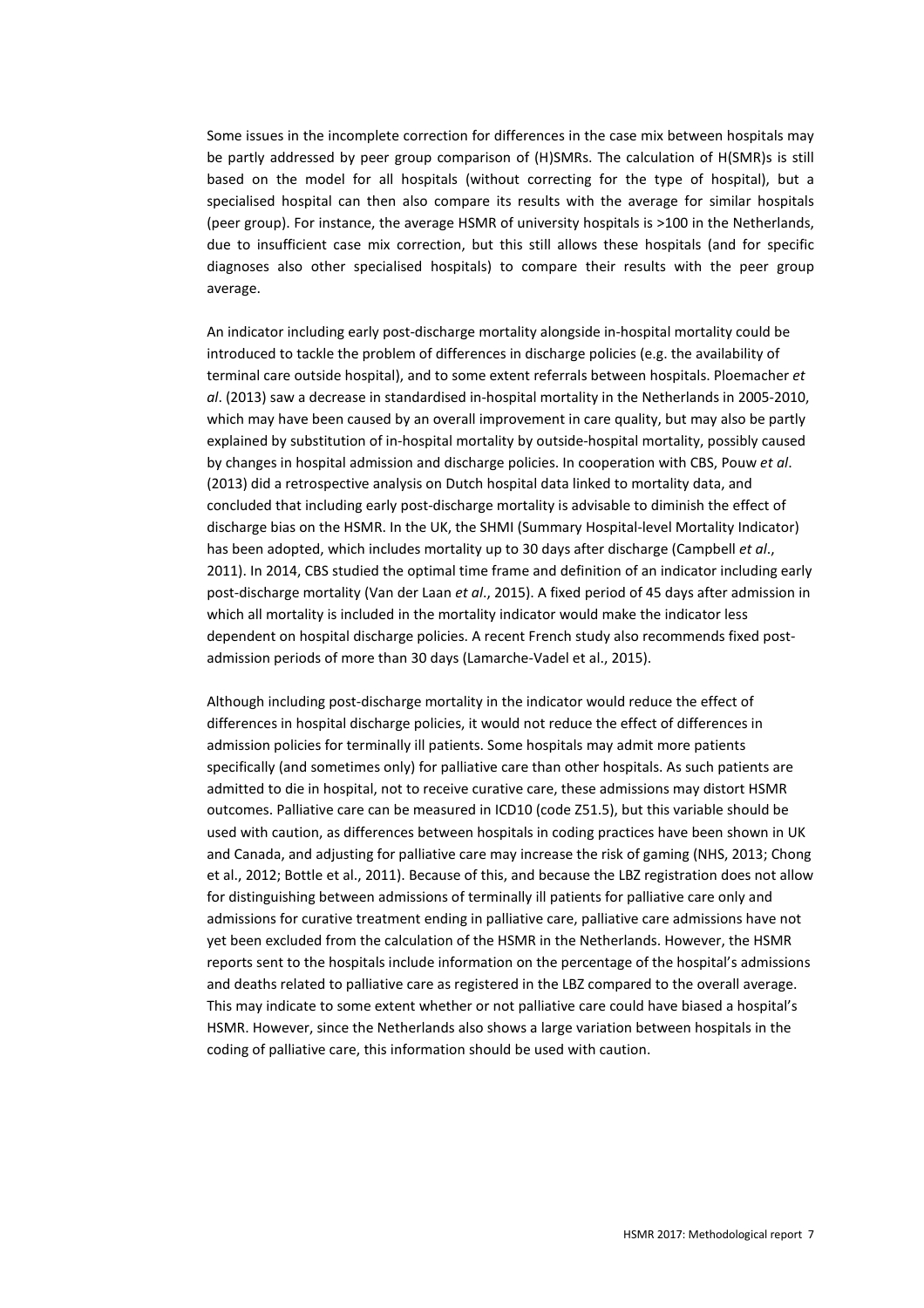Some issues in the incomplete correction for differences in the case mix between hospitals may be partly addressed by peer group comparison of (H)SMRs. The calculation of H(SMR)s is still based on the model for all hospitals (without correcting for the type of hospital), but a specialised hospital can then also compare its results with the average for similar hospitals (peer group). For instance, the average HSMR of university hospitals is >100 in the Netherlands, due to insufficient case mix correction, but this still allows these hospitals (and for specific diagnoses also other specialised hospitals) to compare their results with the peer group average.

An indicator including early post-discharge mortality alongside in-hospital mortality could be introduced to tackle the problem of differences in discharge policies (e.g. the availability of terminal care outside hospital), and to some extent referrals between hospitals. Ploemacher *et al*. (2013) saw a decrease in standardised in-hospital mortality in the Netherlands in 2005-2010, which may have been caused by an overall improvement in care quality, but may also be partly explained by substitution of in-hospital mortality by outside-hospital mortality, possibly caused by changes in hospital admission and discharge policies. In cooperation with CBS, Pouw *et al*. (2013) did a retrospective analysis on Dutch hospital data linked to mortality data, and concluded that including early post-discharge mortality is advisable to diminish the effect of discharge bias on the HSMR. In the UK, the SHMI (Summary Hospital-level Mortality Indicator) has been adopted, which includes mortality up to 30 days after discharge (Campbell *et al*., 2011). In 2014, CBS studied the optimal time frame and definition of an indicator including early post-discharge mortality (Van der Laan *et al*., 2015). A fixed period of 45 days after admission in which all mortality is included in the mortality indicator would make the indicator less dependent on hospital discharge policies. A recent French study also recommends fixed post-admission periods of more than 30 days (Lamarche-Vadel et al., 2015).

Although including post-discharge mortality in the indicator would reduce the effect of differences in hospital discharge policies, it would not reduce the effect of differences in admission policies for terminally ill patients. Some hospitals may admit more patients specifically (and sometimes only) for palliative care than other hospitals. As such patients are admitted to die in hospital, not to receive curative care, these admissions may distort HSMR outcomes. Palliative care can be measured in ICD10 (code Z51.5), but this variable should be used with caution, as differences between hospitals in coding practices have been shown in UK and Canada, and adjusting for palliative care may increase the risk of gaming (NHS, 2013; Chong et al., 2012; Bottle et al., 2011). Because of this, and because the LBZ registration does not allow for distinguishing between admissions of terminally ill patients for palliative care only and admissions for curative treatment ending in palliative care, palliative care admissions have not yet been excluded from the calculation of the HSMR in the Netherlands. However, the HSMR reports sent to the hospitals include information on the percentage of the hospital's admissions and deaths related to palliative care as registered in the LBZ compared to the overall average. This may indicate to some extent whether or not palliative care could have biased a hospital's HSMR. However, since the Netherlands also shows a large variation between hospitals in the coding of palliative care, this information should be used with caution.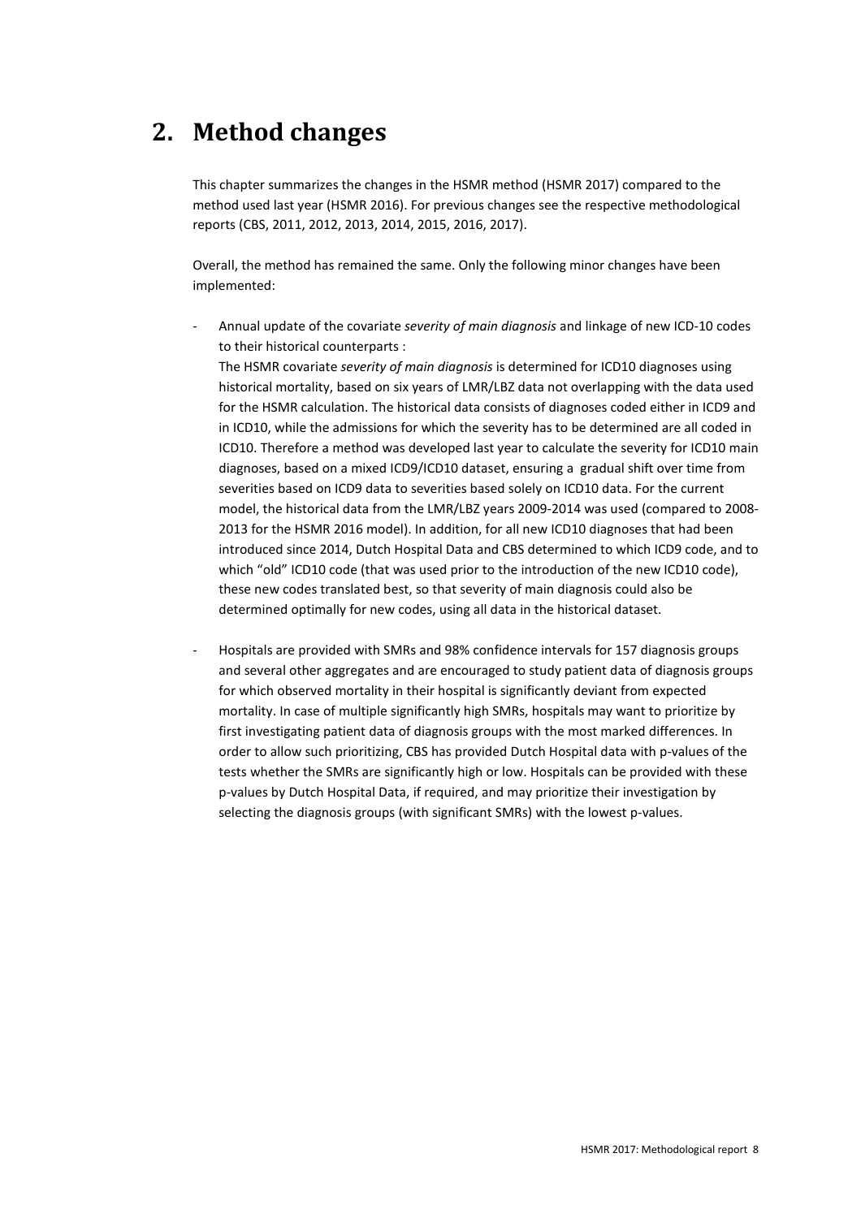# 2. Method changes

This chapter summarizes the changes in the HSMR method (HSMR 2017) compared to the method used last year (HSMR 2016). For previous changes see the respective methodological reports (CBS, 2011, 2012, 2013, 2014, 2015, 2016, 2017).

Overall, the method has remained the same. Only the following minor changes have been implemented:

- Annual update of the covariate *severity of main diagnosis* and linkage of new ICD-10 codes to their historical counterparts :
  The HSMR covariate *severity of main diagnosis* is determined for ICD10 diagnoses using historical mortality, based on six years of LMR/LBZ data not overlapping with the data used for the HSMR calculation. The historical data consists of diagnoses coded either in ICD9 and in ICD10, while the admissions for which the severity has to be determined are all coded in ICD10. Therefore a method was developed last year to calculate the severity for ICD10 main diagnoses, based on a mixed ICD9/ICD10 dataset, ensuring a gradual shift over time from severities based on ICD9 data to severities based solely on ICD10 data. For the current model, the historical data from the LMR/LBZ years 2009-2014 was used (compared to 2008-2013 for the HSMR 2016 model). In addition, for all new ICD10 diagnoses that had been introduced since 2014, Dutch Hospital Data and CBS determined to which ICD9 code, and to which "old" ICD10 code (that was used prior to the introduction of the new ICD10 code), these new codes translated best, so that severity of main diagnosis could also be determined optimally for new codes, using all data in the historical dataset.

- Hospitals are provided with SMRs and 98% confidence intervals for 157 diagnosis groups and several other aggregates and are encouraged to study patient data of diagnosis groups for which observed mortality in their hospital is significantly deviant from expected mortality. In case of multiple significantly high SMRs, hospitals may want to prioritize by first investigating patient data of diagnosis groups with the most marked differences. In order to allow such prioritizing, CBS has provided Dutch Hospital data with p-values of the tests whether the SMRs are significantly high or low. Hospitals can be provided with these p-values by Dutch Hospital Data, if required, and may prioritize their investigation by selecting the diagnosis groups (with significant SMRs) with the lowest p-values.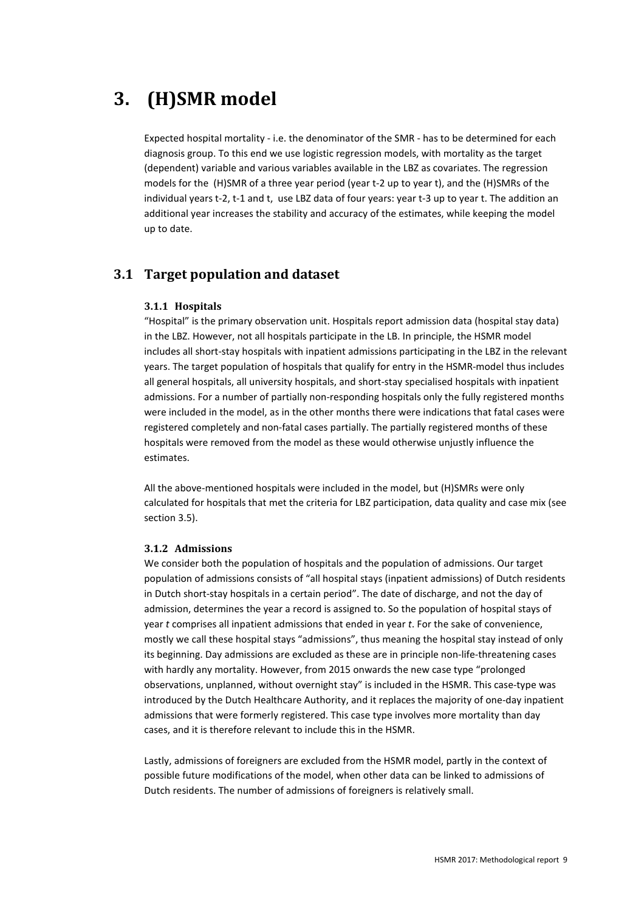# 3. (H)SMR model

Expected hospital mortality - i.e. the denominator of the SMR - has to be determined for each diagnosis group. To this end we use logistic regression models, with mortality as the target (dependent) variable and various variables available in the LBZ as covariates. The regression models for the (H)SMR of a three year period (year t-2 up to year t), and the (H)SMRs of the individual years t-2, t-1 and t, use LBZ data of four years: year t-3 up to year t. The addition an additional year increases the stability and accuracy of the estimates, while keeping the model up to date.

## 3.1 Target population and dataset

### 3.1.1 Hospitals

"Hospital" is the primary observation unit. Hospitals report admission data (hospital stay data) in the LBZ. However, not all hospitals participate in the LB. In principle, the HSMR model includes all short-stay hospitals with inpatient admissions participating in the LBZ in the relevant years. The target population of hospitals that qualify for entry in the HSMR-model thus includes all general hospitals, all university hospitals, and short-stay specialised hospitals with inpatient admissions. For a number of partially non-responding hospitals only the fully registered months were included in the model, as in the other months there were indications that fatal cases were registered completely and non-fatal cases partially. The partially registered months of these hospitals were removed from the model as these would otherwise unjustly influence the estimates.

All the above-mentioned hospitals were included in the model, but (H)SMRs were only calculated for hospitals that met the criteria for LBZ participation, data quality and case mix (see section 3.5).

### 3.1.2 Admissions

We consider both the population of hospitals and the population of admissions. Our target population of admissions consists of "all hospital stays (inpatient admissions) of Dutch residents in Dutch short-stay hospitals in a certain period". The date of discharge, and not the day of admission, determines the year a record is assigned to. So the population of hospital stays of year *t* comprises all inpatient admissions that ended in year *t*. For the sake of convenience, mostly we call these hospital stays "admissions", thus meaning the hospital stay instead of only its beginning. Day admissions are excluded as these are in principle non-life-threatening cases with hardly any mortality. However, from 2015 onwards the new case type "prolonged observations, unplanned, without overnight stay" is included in the HSMR. This case-type was introduced by the Dutch Healthcare Authority, and it replaces the majority of one-day inpatient admissions that were formerly registered. This case type involves more mortality than day cases, and it is therefore relevant to include this in the HSMR.

Lastly, admissions of foreigners are excluded from the HSMR model, partly in the context of possible future modifications of the model, when other data can be linked to admissions of Dutch residents. The number of admissions of foreigners is relatively small.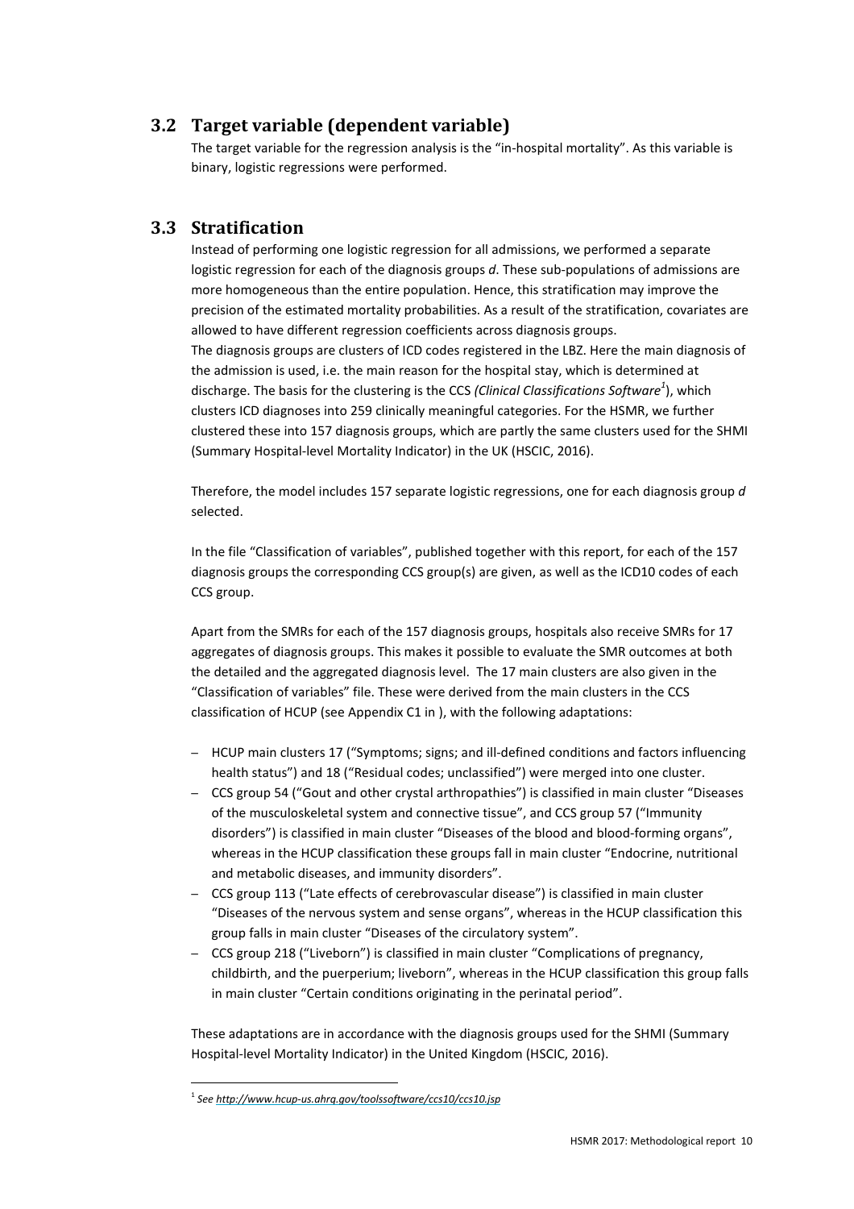## 3.2 Target variable (dependent variable)

The target variable for the regression analysis is the "in-hospital mortality". As this variable is binary, logistic regressions were performed.

## 3.3 Stratification

Instead of performing one logistic regression for all admissions, we performed a separate logistic regression for each of the diagnosis groups *d*. These sub-populations of admissions are more homogeneous than the entire population. Hence, this stratification may improve the precision of the estimated mortality probabilities. As a result of the stratification, covariates are allowed to have different regression coefficients across diagnosis groups.

The diagnosis groups are clusters of ICD codes registered in the LBZ. Here the main diagnosis of the admission is used, i.e. the main reason for the hospital stay, which is determined at discharge. The basis for the clustering is the CCS *(Clinical Classifications Software*[1]), which clusters ICD diagnoses into 259 clinically meaningful categories. For the HSMR, we further clustered these into 157 diagnosis groups, which are partly the same clusters used for the SHMI (Summary Hospital-level Mortality Indicator) in the UK (HSCIC, 2016).

Therefore, the model includes 157 separate logistic regressions, one for each diagnosis group *d* selected.

In the file "Classification of variables", published together with this report, for each of the 157 diagnosis groups the corresponding CCS group(s) are given, as well as the ICD10 codes of each CCS group.

Apart from the SMRs for each of the 157 diagnosis groups, hospitals also receive SMRs for 17 aggregates of diagnosis groups. This makes it possible to evaluate the SMR outcomes at both the detailed and the aggregated diagnosis level. The 17 main clusters are also given in the "Classification of variables" file. These were derived from the main clusters in the CCS classification of HCUP (see Appendix C1 in ), with the following adaptations:

- HCUP main clusters 17 ("Symptoms; signs; and ill-defined conditions and factors influencing health status") and 18 ("Residual codes; unclassified") were merged into one cluster.
- CCS group 54 ("Gout and other crystal arthropathies") is classified in main cluster "Diseases of the musculoskeletal system and connective tissue", and CCS group 57 ("Immunity disorders") is classified in main cluster "Diseases of the blood and blood-forming organs", whereas in the HCUP classification these groups fall in main cluster "Endocrine, nutritional and metabolic diseases, and immunity disorders".
- CCS group 113 ("Late effects of cerebrovascular disease") is classified in main cluster "Diseases of the nervous system and sense organs", whereas in the HCUP classification this group falls in main cluster "Diseases of the circulatory system".
- CCS group 218 ("Liveborn") is classified in main cluster "Complications of pregnancy, childbirth, and the puerperium; liveborn", whereas in the HCUP classification this group falls in main cluster "Certain conditions originating in the perinatal period".

These adaptations are in accordance with the diagnosis groups used for the SHMI (Summary Hospital-level Mortality Indicator) in the United Kingdom (HSCIC, 2016).

---

[1] *See http://www.hcup-us.ahrq.gov/toolssoftware/ccs10/ccs10.jsp*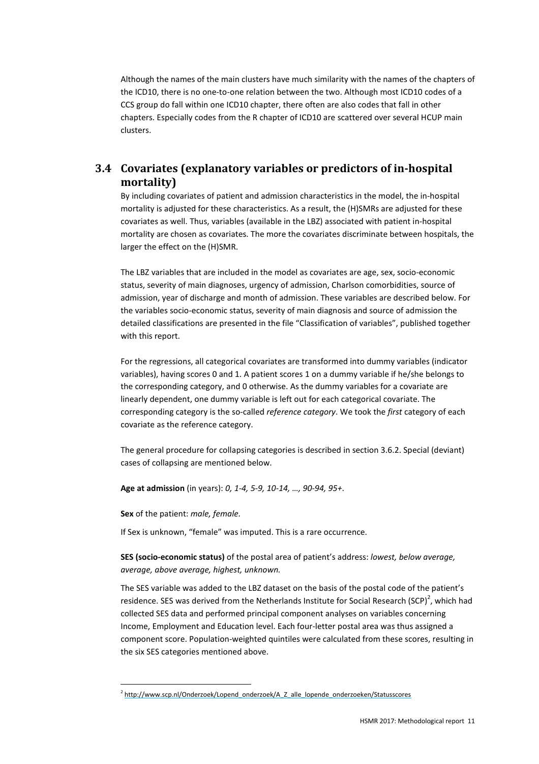Although the names of the main clusters have much similarity with the names of the chapters of the ICD10, there is no one-to-one relation between the two. Although most ICD10 codes of a CCS group do fall within one ICD10 chapter, there often are also codes that fall in other chapters. Especially codes from the R chapter of ICD10 are scattered over several HCUP main clusters.

## 3.4 Covariates (explanatory variables or predictors of in-hospital mortality)

By including covariates of patient and admission characteristics in the model, the in-hospital mortality is adjusted for these characteristics. As a result, the (H)SMRs are adjusted for these covariates as well. Thus, variables (available in the LBZ) associated with patient in-hospital mortality are chosen as covariates. The more the covariates discriminate between hospitals, the larger the effect on the (H)SMR.

The LBZ variables that are included in the model as covariates are age, sex, socio-economic status, severity of main diagnoses, urgency of admission, Charlson comorbidities, source of admission, year of discharge and month of admission. These variables are described below. For the variables socio-economic status, severity of main diagnosis and source of admission the detailed classifications are presented in the file "Classification of variables", published together with this report.

For the regressions, all categorical covariates are transformed into dummy variables (indicator variables), having scores 0 and 1. A patient scores 1 on a dummy variable if he/she belongs to the corresponding category, and 0 otherwise. As the dummy variables for a covariate are linearly dependent, one dummy variable is left out for each categorical covariate. The corresponding category is the so-called *reference category*. We took the *first* category of each covariate as the reference category.

The general procedure for collapsing categories is described in section 3.6.2. Special (deviant) cases of collapsing are mentioned below.

**Age at admission** (in years): *0, 1-4, 5-9, 10-14, …, 90-94, 95+*.

**Sex** of the patient: *male, female.*

If Sex is unknown, "female" was imputed. This is a rare occurrence.

**SES (socio-economic status)** of the postal area of patient's address: *lowest, below average, average, above average, highest, unknown.*

The SES variable was added to the LBZ dataset on the basis of the postal code of the patient's residence. SES was derived from the Netherlands Institute for Social Research (SCP)[2], which had collected SES data and performed principal component analyses on variables concerning Income, Employment and Education level. Each four-letter postal area was thus assigned a component score. Population-weighted quintiles were calculated from these scores, resulting in the six SES categories mentioned above.

[2] http://www.scp.nl/Onderzoek/Lopend_onderzoek/A_Z_alle_lopende_onderzoeken/Statusscores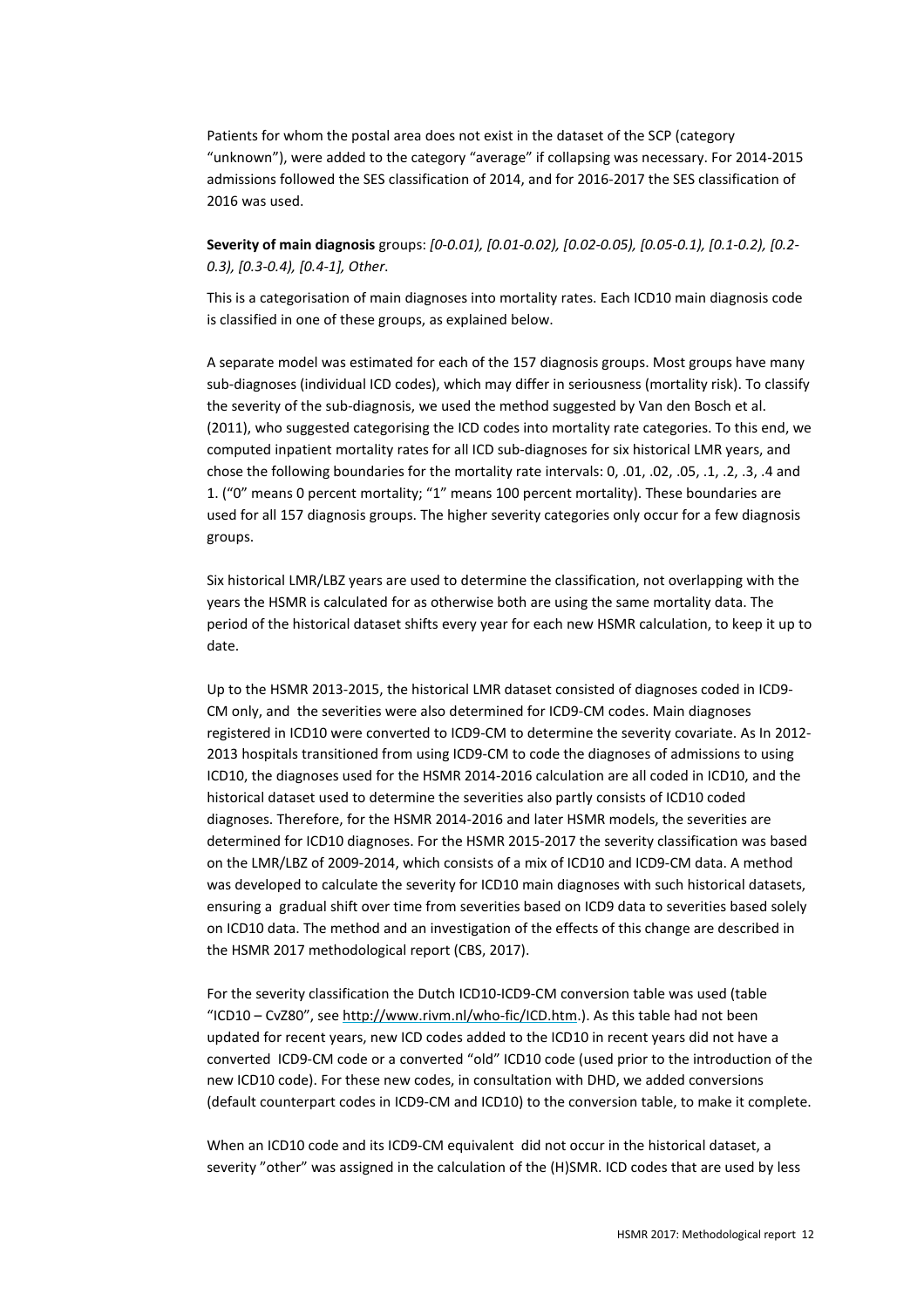Patients for whom the postal area does not exist in the dataset of the SCP (category "unknown"), were added to the category "average" if collapsing was necessary. For 2014-2015 admissions followed the SES classification of 2014, and for 2016-2017 the SES classification of 2016 was used.

**Severity of main diagnosis** groups: *[0-0.01), [0.01-0.02), [0.02-0.05), [0.05-0.1), [0.1-0.2), [0.2-0.3), [0.3-0.4), [0.4-1], Other*.

This is a categorisation of main diagnoses into mortality rates. Each ICD10 main diagnosis code is classified in one of these groups, as explained below.

A separate model was estimated for each of the 157 diagnosis groups. Most groups have many sub-diagnoses (individual ICD codes), which may differ in seriousness (mortality risk). To classify the severity of the sub-diagnosis, we used the method suggested by Van den Bosch et al. (2011), who suggested categorising the ICD codes into mortality rate categories. To this end, we computed inpatient mortality rates for all ICD sub-diagnoses for six historical LMR years, and chose the following boundaries for the mortality rate intervals: 0, .01, .02, .05, .1, .2, .3, .4 and 1. ("0" means 0 percent mortality; "1" means 100 percent mortality). These boundaries are used for all 157 diagnosis groups. The higher severity categories only occur for a few diagnosis groups.

Six historical LMR/LBZ years are used to determine the classification, not overlapping with the years the HSMR is calculated for as otherwise both are using the same mortality data. The period of the historical dataset shifts every year for each new HSMR calculation, to keep it up to date.

Up to the HSMR 2013-2015, the historical LMR dataset consisted of diagnoses coded in ICD9-CM only, and the severities were also determined for ICD9-CM codes. Main diagnoses registered in ICD10 were converted to ICD9-CM to determine the severity covariate. As In 2012-2013 hospitals transitioned from using ICD9-CM to code the diagnoses of admissions to using ICD10, the diagnoses used for the HSMR 2014-2016 calculation are all coded in ICD10, and the historical dataset used to determine the severities also partly consists of ICD10 coded diagnoses. Therefore, for the HSMR 2014-2016 and later HSMR models, the severities are determined for ICD10 diagnoses. For the HSMR 2015-2017 the severity classification was based on the LMR/LBZ of 2009-2014, which consists of a mix of ICD10 and ICD9-CM data. A method was developed to calculate the severity for ICD10 main diagnoses with such historical datasets, ensuring a gradual shift over time from severities based on ICD9 data to severities based solely on ICD10 data. The method and an investigation of the effects of this change are described in the HSMR 2017 methodological report (CBS, 2017).

For the severity classification the Dutch ICD10-ICD9-CM conversion table was used (table "ICD10 – CvZ80", see http://www.rivm.nl/who-fic/ICD.htm.). As this table had not been updated for recent years, new ICD codes added to the ICD10 in recent years did not have a converted ICD9-CM code or a converted "old" ICD10 code (used prior to the introduction of the new ICD10 code). For these new codes, in consultation with DHD, we added conversions (default counterpart codes in ICD9-CM and ICD10) to the conversion table, to make it complete.

When an ICD10 code and its ICD9-CM equivalent did not occur in the historical dataset, a severity "other" was assigned in the calculation of the (H)SMR. ICD codes that are used by less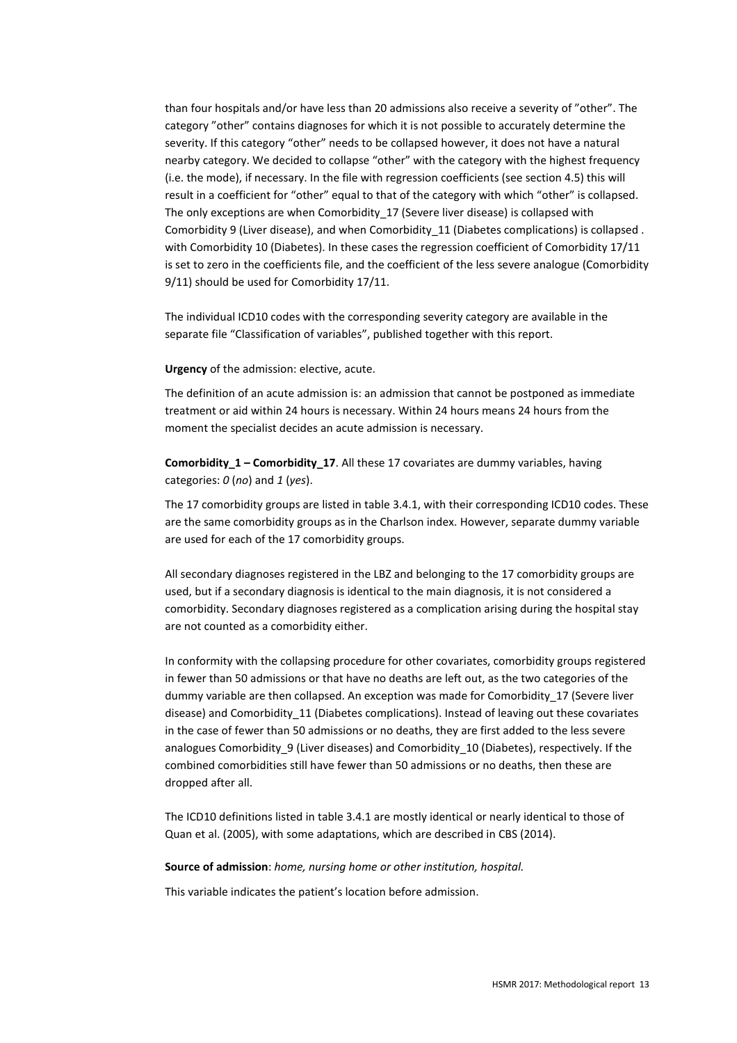than four hospitals and/or have less than 20 admissions also receive a severity of "other". The category "other" contains diagnoses for which it is not possible to accurately determine the severity. If this category "other" needs to be collapsed however, it does not have a natural nearby category. We decided to collapse "other" with the category with the highest frequency (i.e. the mode), if necessary. In the file with regression coefficients (see section 4.5) this will result in a coefficient for "other" equal to that of the category with which "other" is collapsed. The only exceptions are when Comorbidity_17 (Severe liver disease) is collapsed with Comorbidity 9 (Liver disease), and when Comorbidity_11 (Diabetes complications) is collapsed . with Comorbidity 10 (Diabetes). In these cases the regression coefficient of Comorbidity 17/11 is set to zero in the coefficients file, and the coefficient of the less severe analogue (Comorbidity 9/11) should be used for Comorbidity 17/11.

The individual ICD10 codes with the corresponding severity category are available in the separate file "Classification of variables", published together with this report.

**Urgency** of the admission: elective, acute.

The definition of an acute admission is: an admission that cannot be postponed as immediate treatment or aid within 24 hours is necessary. Within 24 hours means 24 hours from the moment the specialist decides an acute admission is necessary.

**Comorbidity_1 – Comorbidity_17**. All these 17 covariates are dummy variables, having categories: *0* (*no*) and *1* (*yes*).

The 17 comorbidity groups are listed in table 3.4.1, with their corresponding ICD10 codes. These are the same comorbidity groups as in the Charlson index. However, separate dummy variable are used for each of the 17 comorbidity groups.

All secondary diagnoses registered in the LBZ and belonging to the 17 comorbidity groups are used, but if a secondary diagnosis is identical to the main diagnosis, it is not considered a comorbidity. Secondary diagnoses registered as a complication arising during the hospital stay are not counted as a comorbidity either.

In conformity with the collapsing procedure for other covariates, comorbidity groups registered in fewer than 50 admissions or that have no deaths are left out, as the two categories of the dummy variable are then collapsed. An exception was made for Comorbidity_17 (Severe liver disease) and Comorbidity_11 (Diabetes complications). Instead of leaving out these covariates in the case of fewer than 50 admissions or no deaths, they are first added to the less severe analogues Comorbidity_9 (Liver diseases) and Comorbidity_10 (Diabetes), respectively. If the combined comorbidities still have fewer than 50 admissions or no deaths, then these are dropped after all.

The ICD10 definitions listed in table 3.4.1 are mostly identical or nearly identical to those of Quan et al. (2005), with some adaptations, which are described in CBS (2014).

**Source of admission**: *home, nursing home or other institution, hospital.*

This variable indicates the patient's location before admission.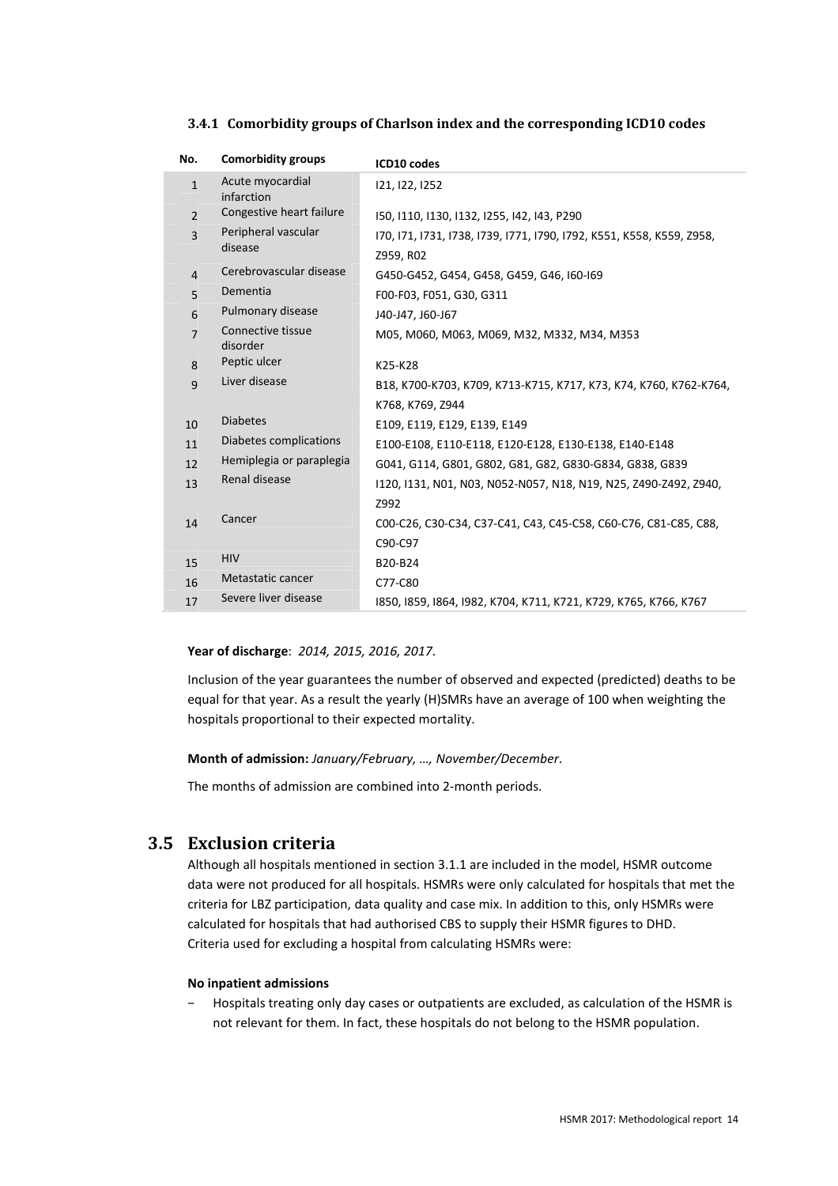#### 3.4.1 Comorbidity groups of Charlson index and the corresponding ICD10 codes

| No. | Comorbidity groups | ICD10 codes |
|---|---|---|
| 1 | Acute myocardial infarction | I21, I22, I252 |
| 2 | Congestive heart failure | I50, I110, I130, I132, I255, I42, I43, P290 |
| 3 | Peripheral vascular disease | I70, I71, I731, I738, I739, I771, I790, I792, K551, K558, K559, Z958, Z959, R02 |
| 4 | Cerebrovascular disease | G450-G452, G454, G458, G459, G46, I60-I69 |
| 5 | Dementia | F00-F03, F051, G30, G311 |
| 6 | Pulmonary disease | J40-J47, J60-J67 |
| 7 | Connective tissue disorder | M05, M060, M063, M069, M32, M332, M34, M353 |
| 8 | Peptic ulcer | K25-K28 |
| 9 | Liver disease | B18, K700-K703, K709, K713-K715, K717, K73, K74, K760, K762-K764, K768, K769, Z944 |
| 10 | Diabetes | E109, E119, E129, E139, E149 |
| 11 | Diabetes complications | E100-E108, E110-E118, E120-E128, E130-E138, E140-E148 |
| 12 | Hemiplegia or paraplegia | G041, G114, G801, G802, G81, G82, G830-G834, G838, G839 |
| 13 | Renal disease | I120, I131, N01, N03, N052-N057, N18, N19, N25, Z490-Z492, Z940, Z992 |
| 14 | Cancer | C00-C26, C30-C34, C37-C41, C43, C45-C58, C60-C76, C81-C85, C88, C90-C97 |
| 15 | HIV | B20-B24 |
| 16 | Metastatic cancer | C77-C80 |
| 17 | Severe liver disease | I850, I859, I864, I982, K704, K711, K721, K729, K765, K766, K767 |

**Year of discharge**: *2014, 2015, 2016, 2017*.

Inclusion of the year guarantees the number of observed and expected (predicted) deaths to be equal for that year. As a result the yearly (H)SMRs have an average of 100 when weighting the hospitals proportional to their expected mortality.

**Month of admission:** *January/February, …, November/December*.

The months of admission are combined into 2-month periods.

## 3.5 Exclusion criteria

Although all hospitals mentioned in section 3.1.1 are included in the model, HSMR outcome data were not produced for all hospitals. HSMRs were only calculated for hospitals that met the criteria for LBZ participation, data quality and case mix. In addition to this, only HSMRs were calculated for hospitals that had authorised CBS to supply their HSMR figures to DHD.
Criteria used for excluding a hospital from calculating HSMRs were:

**No inpatient admissions**

- Hospitals treating only day cases or outpatients are excluded, as calculation of the HSMR is not relevant for them. In fact, these hospitals do not belong to the HSMR population.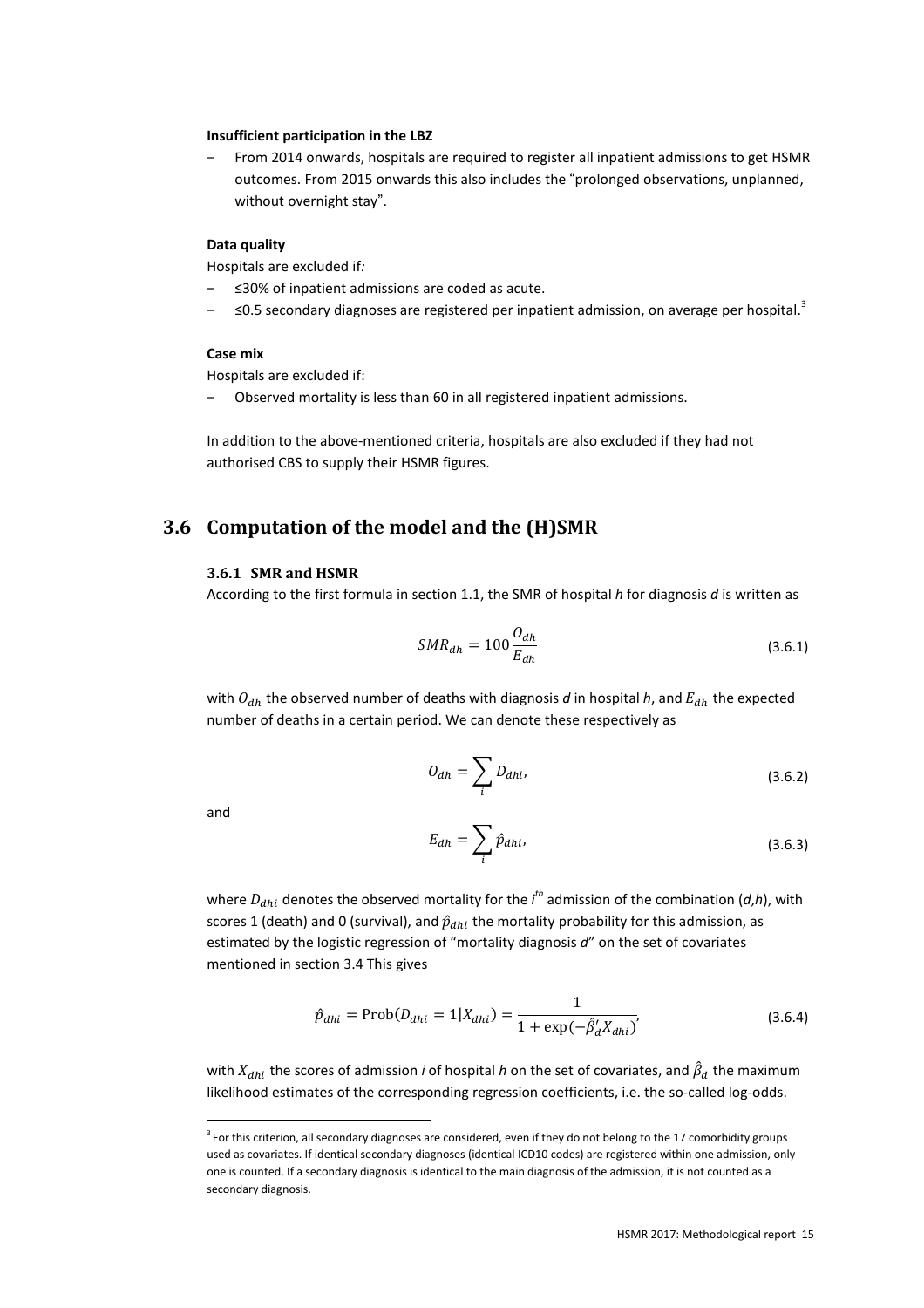**Insufficient participation in the LBZ**

- From 2014 onwards, hospitals are required to register all inpatient admissions to get HSMR outcomes. From 2015 onwards this also includes the “prolonged observations, unplanned, without overnight stay”.

**Data quality**

Hospitals are excluded if:

- ≤30% of inpatient admissions are coded as acute.
- ≤0.5 secondary diagnoses are registered per inpatient admission, on average per hospital.[3]

**Case mix**

Hospitals are excluded if:

- Observed mortality is less than 60 in all registered inpatient admissions.

In addition to the above-mentioned criteria, hospitals are also excluded if they had not authorised CBS to supply their HSMR figures.

## 3.6 Computation of the model and the (H)SMR

### 3.6.1 SMR and HSMR

According to the first formula in section 1.1, the SMR of hospital *h* for diagnosis *d* is written as

$$SMR_{dh} = 100\frac{O_{dh}}{E_{dh}} \tag{3.6.1}$$

with $O_{dh}$ the observed number of deaths with diagnosis *d* in hospital *h*, and $E_{dh}$ the expected number of deaths in a certain period. We can denote these respectively as

$$O_{dh} = \sum_{i} D_{dhi}, \tag{3.6.2}$$

and

$$E_{dh} = \sum_{i} \hat{p}_{dhi}, \tag{3.6.3}$$

where $D_{dhi}$ denotes the observed mortality for the $i^{th}$ admission of the combination (*d*,*h*), with scores 1 (death) and 0 (survival), and $\hat{p}_{dhi}$ the mortality probability for this admission, as estimated by the logistic regression of “mortality diagnosis *d*” on the set of covariates mentioned in section 3.4 This gives

$$\hat{p}_{dhi} = \text{Prob}(D_{dhi} = 1|X_{dhi}) = \frac{1}{1 + \exp(-\hat{\beta}_d' X_{dhi})}, \tag{3.6.4}$$

with $X_{dhi}$ the scores of admission *i* of hospital *h* on the set of covariates, and $\hat{\beta}_d$ the maximum likelihood estimates of the corresponding regression coefficients, i.e. the so-called log-odds.

[3] For this criterion, all secondary diagnoses are considered, even if they do not belong to the 17 comorbidity groups used as covariates. If identical secondary diagnoses (identical ICD10 codes) are registered within one admission, only one is counted. If a secondary diagnosis is identical to the main diagnosis of the admission, it is not counted as a secondary diagnosis.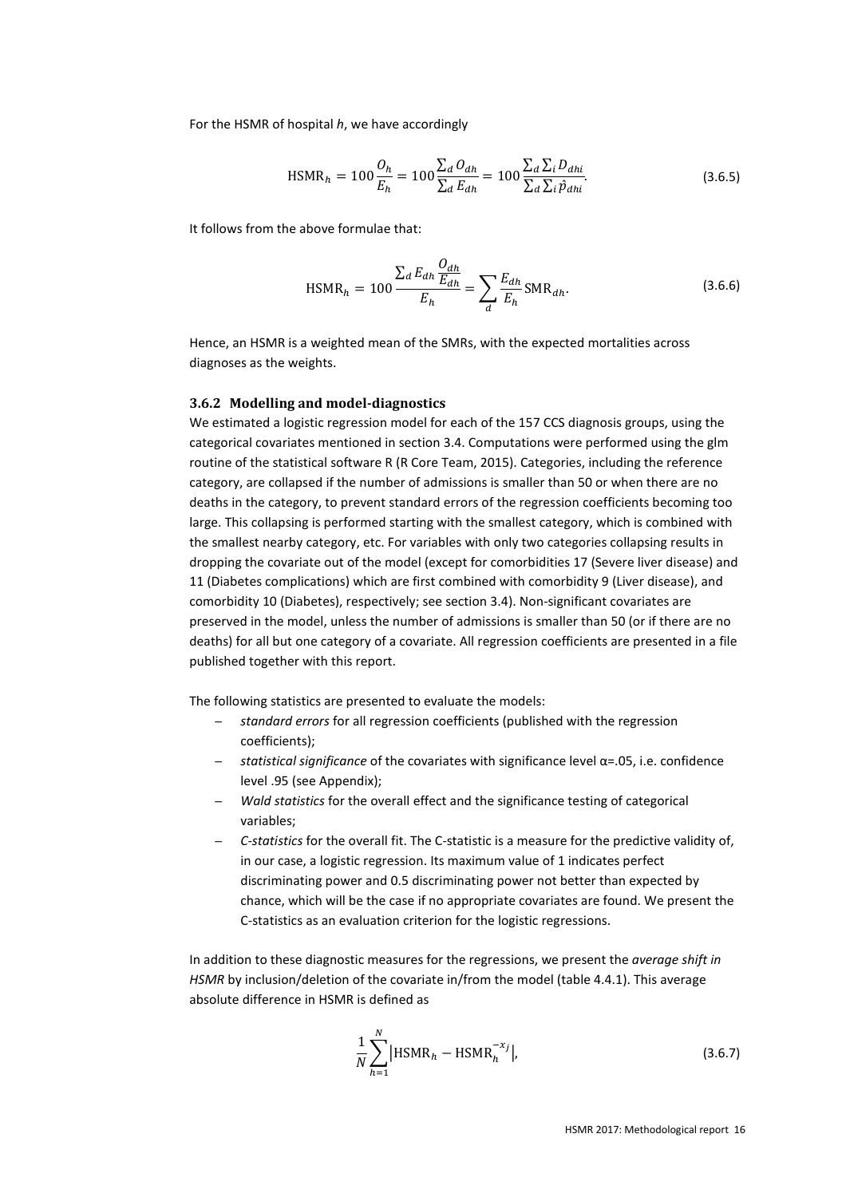For the HSMR of hospital *h*, we have accordingly

$$\text{HSMR}_h = 100\frac{O_h}{E_h} = 100\frac{\sum_d O_{dh}}{\sum_d E_{dh}} = 100\frac{\sum_d \sum_i D_{dhi}}{\sum_d \sum_i \hat{p}_{dhi}}. \tag{3.6.5}$$

It follows from the above formulae that:

$$\text{HSMR}_h = 100\frac{\sum_d E_{dh}\dfrac{O_{dh}}{E_{dh}}}{E_h} = \sum_d \frac{E_{dh}}{E_h}\text{SMR}_{dh}. \tag{3.6.6}$$

Hence, an HSMR is a weighted mean of the SMRs, with the expected mortalities across diagnoses as the weights.

### 3.6.2 Modelling and model-diagnostics

We estimated a logistic regression model for each of the 157 CCS diagnosis groups, using the categorical covariates mentioned in section 3.4. Computations were performed using the glm routine of the statistical software R (R Core Team, 2015). Categories, including the reference category, are collapsed if the number of admissions is smaller than 50 or when there are no deaths in the category, to prevent standard errors of the regression coefficients becoming too large. This collapsing is performed starting with the smallest category, which is combined with the smallest nearby category, etc. For variables with only two categories collapsing results in dropping the covariate out of the model (except for comorbidities 17 (Severe liver disease) and 11 (Diabetes complications) which are first combined with comorbidity 9 (Liver disease), and comorbidity 10 (Diabetes), respectively; see section 3.4). Non-significant covariates are preserved in the model, unless the number of admissions is smaller than 50 (or if there are no deaths) for all but one category of a covariate. All regression coefficients are presented in a file published together with this report.

The following statistics are presented to evaluate the models:

- *standard errors* for all regression coefficients (published with the regression coefficients);
- *statistical significance* of the covariates with significance level α=.05, i.e. confidence level .95 (see Appendix);
- *Wald statistics* for the overall effect and the significance testing of categorical variables;
- *C-statistics* for the overall fit. The C-statistic is a measure for the predictive validity of, in our case, a logistic regression. Its maximum value of 1 indicates perfect discriminating power and 0.5 discriminating power not better than expected by chance, which will be the case if no appropriate covariates are found. We present the C-statistics as an evaluation criterion for the logistic regressions.

In addition to these diagnostic measures for the regressions, we present the *average shift in HSMR* by inclusion/deletion of the covariate in/from the model (table 4.4.1). This average absolute difference in HSMR is defined as

$$\frac{1}{N}\sum_{h=1}^{N}\left|\text{HSMR}_h - \text{HSMR}_h^{-x_j}\right|, \tag{3.6.7}$$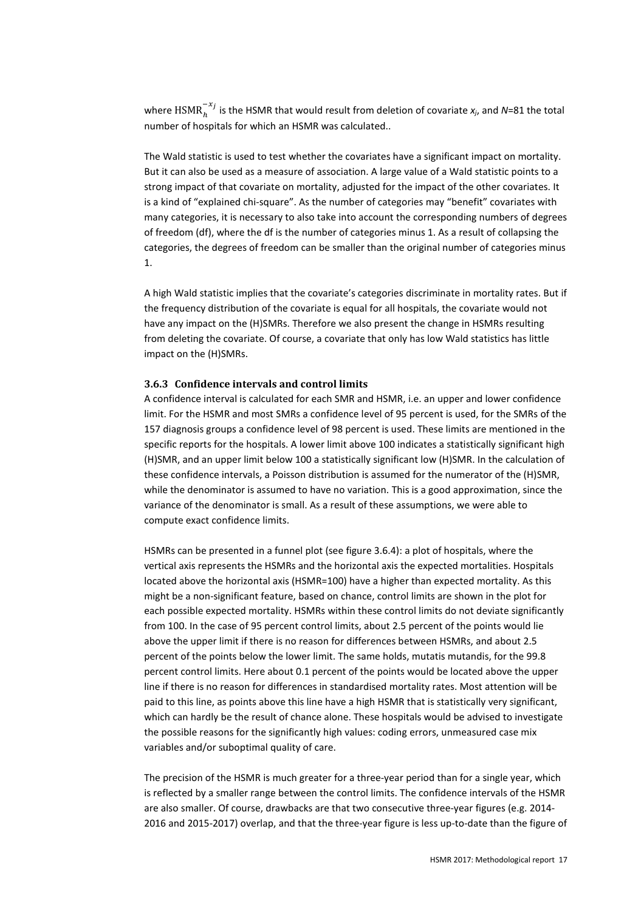where $\text{HSMR}_h^{-x_j}$ is the HSMR that would result from deletion of covariate $x_j$, and $N$=81 the total number of hospitals for which an HSMR was calculated..

The Wald statistic is used to test whether the covariates have a significant impact on mortality. But it can also be used as a measure of association. A large value of a Wald statistic points to a strong impact of that covariate on mortality, adjusted for the impact of the other covariates. It is a kind of "explained chi-square". As the number of categories may "benefit" covariates with many categories, it is necessary to also take into account the corresponding numbers of degrees of freedom (df), where the df is the number of categories minus 1. As a result of collapsing the categories, the degrees of freedom can be smaller than the original number of categories minus 1.

A high Wald statistic implies that the covariate's categories discriminate in mortality rates. But if the frequency distribution of the covariate is equal for all hospitals, the covariate would not have any impact on the (H)SMRs. Therefore we also present the change in HSMRs resulting from deleting the covariate. Of course, a covariate that only has low Wald statistics has little impact on the (H)SMRs.

### 3.6.3 Confidence intervals and control limits

A confidence interval is calculated for each SMR and HSMR, i.e. an upper and lower confidence limit. For the HSMR and most SMRs a confidence level of 95 percent is used, for the SMRs of the 157 diagnosis groups a confidence level of 98 percent is used. These limits are mentioned in the specific reports for the hospitals. A lower limit above 100 indicates a statistically significant high (H)SMR, and an upper limit below 100 a statistically significant low (H)SMR. In the calculation of these confidence intervals, a Poisson distribution is assumed for the numerator of the (H)SMR, while the denominator is assumed to have no variation. This is a good approximation, since the variance of the denominator is small. As a result of these assumptions, we were able to compute exact confidence limits.

HSMRs can be presented in a funnel plot (see figure 3.6.4): a plot of hospitals, where the vertical axis represents the HSMRs and the horizontal axis the expected mortalities. Hospitals located above the horizontal axis (HSMR=100) have a higher than expected mortality. As this might be a non-significant feature, based on chance, control limits are shown in the plot for each possible expected mortality. HSMRs within these control limits do not deviate significantly from 100. In the case of 95 percent control limits, about 2.5 percent of the points would lie above the upper limit if there is no reason for differences between HSMRs, and about 2.5 percent of the points below the lower limit. The same holds, mutatis mutandis, for the 99.8 percent control limits. Here about 0.1 percent of the points would be located above the upper line if there is no reason for differences in standardised mortality rates. Most attention will be paid to this line, as points above this line have a high HSMR that is statistically very significant, which can hardly be the result of chance alone. These hospitals would be advised to investigate the possible reasons for the significantly high values: coding errors, unmeasured case mix variables and/or suboptimal quality of care.

The precision of the HSMR is much greater for a three-year period than for a single year, which is reflected by a smaller range between the control limits. The confidence intervals of the HSMR are also smaller. Of course, drawbacks are that two consecutive three-year figures (e.g. 2014-2016 and 2015-2017) overlap, and that the three-year figure is less up-to-date than the figure of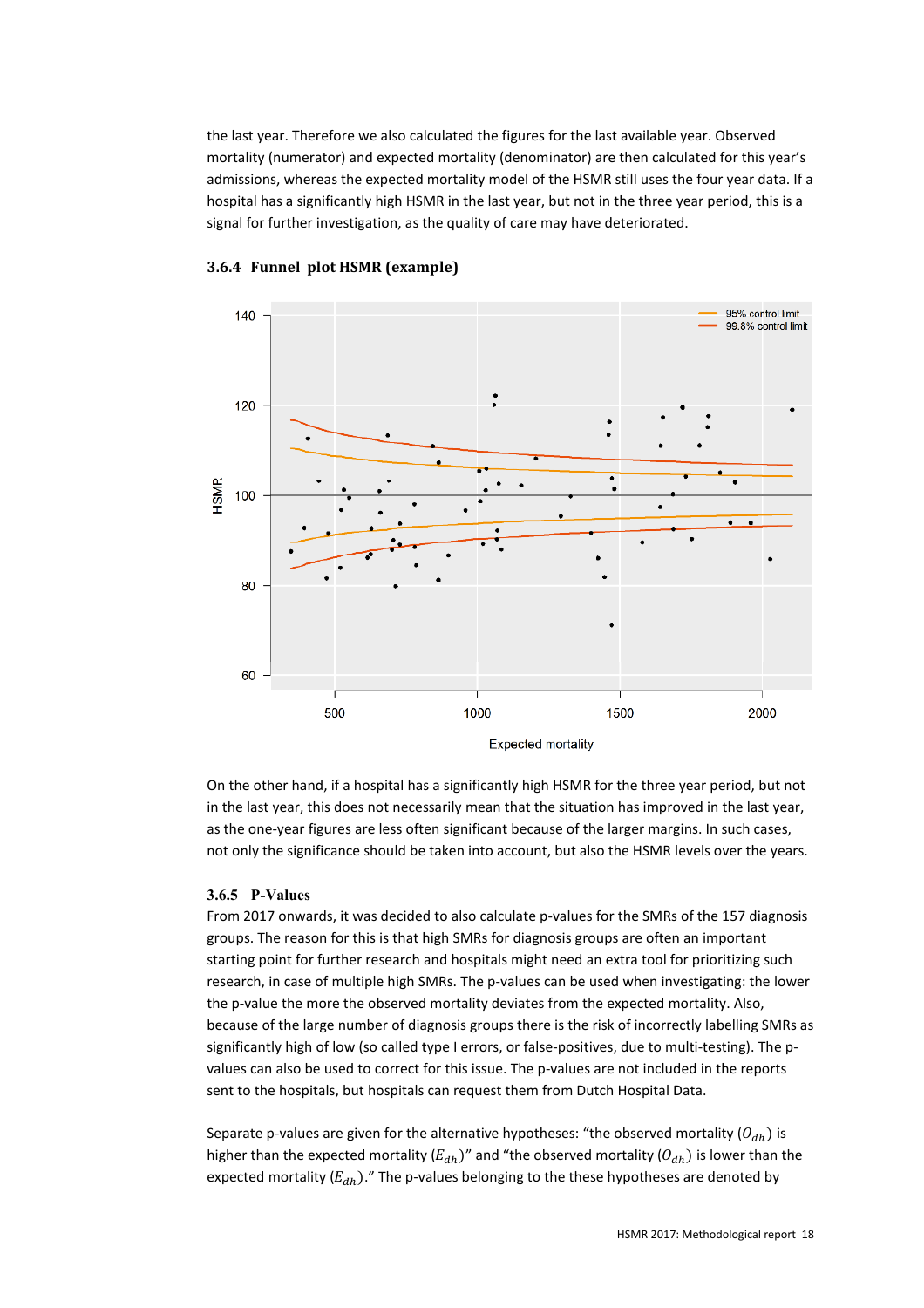the last year. Therefore we also calculated the figures for the last available year. Observed mortality (numerator) and expected mortality (denominator) are then calculated for this year's admissions, whereas the expected mortality model of the HSMR still uses the four year data. If a hospital has a significantly high HSMR in the last year, but not in the three year period, this is a signal for further investigation, as the quality of care may have deteriorated.

### 3.6.4 Funnel plot HSMR (example)

On the other hand, if a hospital has a significantly high HSMR for the three year period, but not in the last year, this does not necessarily mean that the situation has improved in the last year, as the one-year figures are less often significant because of the larger margins. In such cases, not only the significance should be taken into account, but also the HSMR levels over the years.

### 3.6.5 P-Values

From 2017 onwards, it was decided to also calculate p-values for the SMRs of the 157 diagnosis groups. The reason for this is that high SMRs for diagnosis groups are often an important starting point for further research and hospitals might need an extra tool for prioritizing such research, in case of multiple high SMRs. The p-values can be used when investigating: the lower the p-value the more the observed mortality deviates from the expected mortality. Also, because of the large number of diagnosis groups there is the risk of incorrectly labelling SMRs as significantly high of low (so called type I errors, or false-positives, due to multi-testing). The p-values can also be used to correct for this issue. The p-values are not included in the reports sent to the hospitals, but hospitals can request them from Dutch Hospital Data.

Separate p-values are given for the alternative hypotheses: "the observed mortality ($O_{dh}$) is higher than the expected mortality ($E_{dh}$)" and "the observed mortality ($O_{dh}$) is lower than the expected mortality ($E_{dh}$)." The p-values belonging to the these hypotheses are denoted by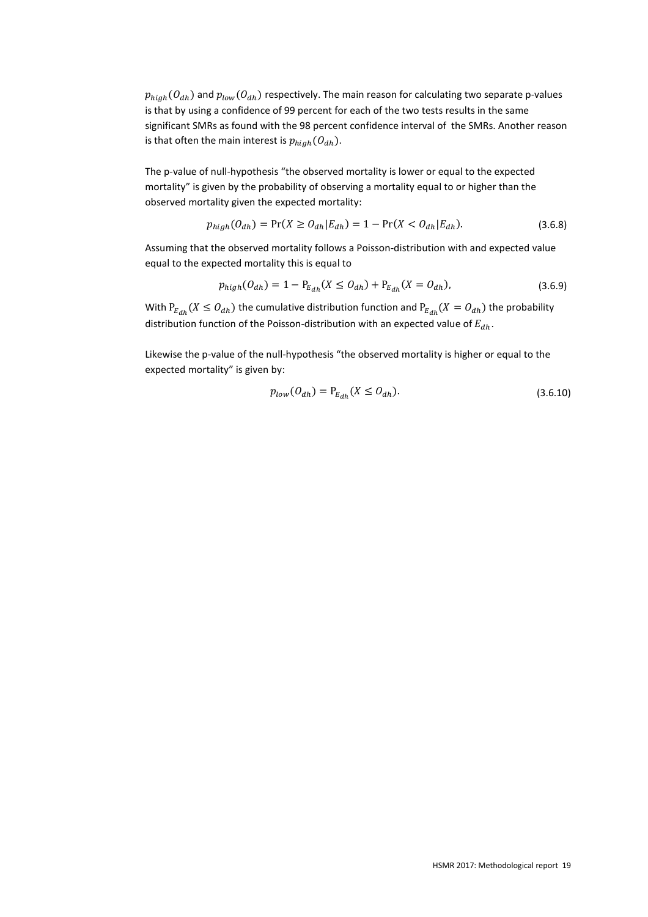$p_{high}(O_{dh})$ and $p_{low}(O_{dh})$ respectively. The main reason for calculating two separate p-values is that by using a confidence of 99 percent for each of the two tests results in the same significant SMRs as found with the 98 percent confidence interval of the SMRs. Another reason is that often the main interest is $p_{high}(O_{dh})$.

The p-value of null-hypothesis "the observed mortality is lower or equal to the expected mortality" is given by the probability of observing a mortality equal to or higher than the observed mortality given the expected mortality:

$$p_{high}(O_{dh}) = \Pr(X \geq O_{dh} | E_{dh}) = 1 - \Pr(X < O_{dh} | E_{dh}). \tag{3.6.8}$$

Assuming that the observed mortality follows a Poisson-distribution with and expected value equal to the expected mortality this is equal to

$$p_{high}(O_{dh}) = 1 - \mathrm{P}_{E_{dh}}(X \leq O_{dh}) + \mathrm{P}_{E_{dh}}(X = O_{dh}), \tag{3.6.9}$$

With $\mathrm{P}_{E_{dh}}(X \leq O_{dh})$ the cumulative distribution function and $\mathrm{P}_{E_{dh}}(X = O_{dh})$ the probability distribution function of the Poisson-distribution with an expected value of $E_{dh}$.

Likewise the p-value of the null-hypothesis "the observed mortality is higher or equal to the expected mortality" is given by:

$$p_{low}(O_{dh}) = \mathrm{P}_{E_{dh}}(X \leq O_{dh}). \tag{3.6.10}$$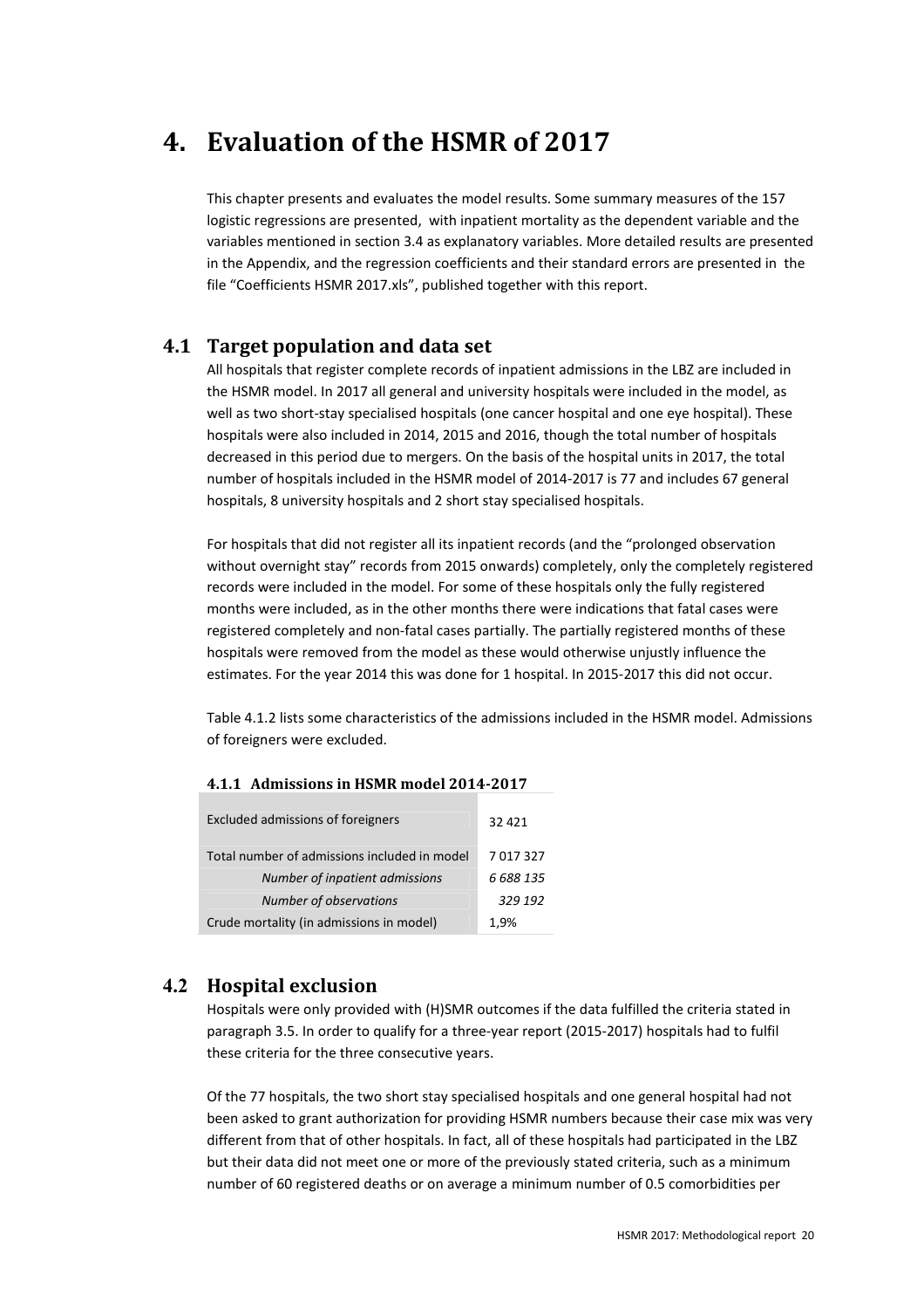# 4. Evaluation of the HSMR of 2017

This chapter presents and evaluates the model results. Some summary measures of the 157 logistic regressions are presented, with inpatient mortality as the dependent variable and the variables mentioned in section 3.4 as explanatory variables. More detailed results are presented in the Appendix, and the regression coefficients and their standard errors are presented in the file "Coefficients HSMR 2017.xls", published together with this report.

## 4.1 Target population and data set

All hospitals that register complete records of inpatient admissions in the LBZ are included in the HSMR model. In 2017 all general and university hospitals were included in the model, as well as two short-stay specialised hospitals (one cancer hospital and one eye hospital). These hospitals were also included in 2014, 2015 and 2016, though the total number of hospitals decreased in this period due to mergers. On the basis of the hospital units in 2017, the total number of hospitals included in the HSMR model of 2014-2017 is 77 and includes 67 general hospitals, 8 university hospitals and 2 short stay specialised hospitals.

For hospitals that did not register all its inpatient records (and the "prolonged observation without overnight stay" records from 2015 onwards) completely, only the completely registered records were included in the model. For some of these hospitals only the fully registered months were included, as in the other months there were indications that fatal cases were registered completely and non-fatal cases partially. The partially registered months of these hospitals were removed from the model as these would otherwise unjustly influence the estimates. For the year 2014 this was done for 1 hospital. In 2015-2017 this did not occur.

Table 4.1.2 lists some characteristics of the admissions included in the HSMR model. Admissions of foreigners were excluded.

### 4.1.1 Admissions in HSMR model 2014-2017

| | |
|---|---|
| Excluded admissions of foreigners | 32 421 |
| Total number of admissions included in model | 7 017 327 |
| *Number of inpatient admissions* | *6 688 135* |
| *Number of observations* | *329 192* |
| Crude mortality (in admissions in model) | 1,9% |

## 4.2 Hospital exclusion

Hospitals were only provided with (H)SMR outcomes if the data fulfilled the criteria stated in paragraph 3.5. In order to qualify for a three-year report (2015-2017) hospitals had to fulfil these criteria for the three consecutive years.

Of the 77 hospitals, the two short stay specialised hospitals and one general hospital had not been asked to grant authorization for providing HSMR numbers because their case mix was very different from that of other hospitals. In fact, all of these hospitals had participated in the LBZ but their data did not meet one or more of the previously stated criteria, such as a minimum number of 60 registered deaths or on average a minimum number of 0.5 comorbidities per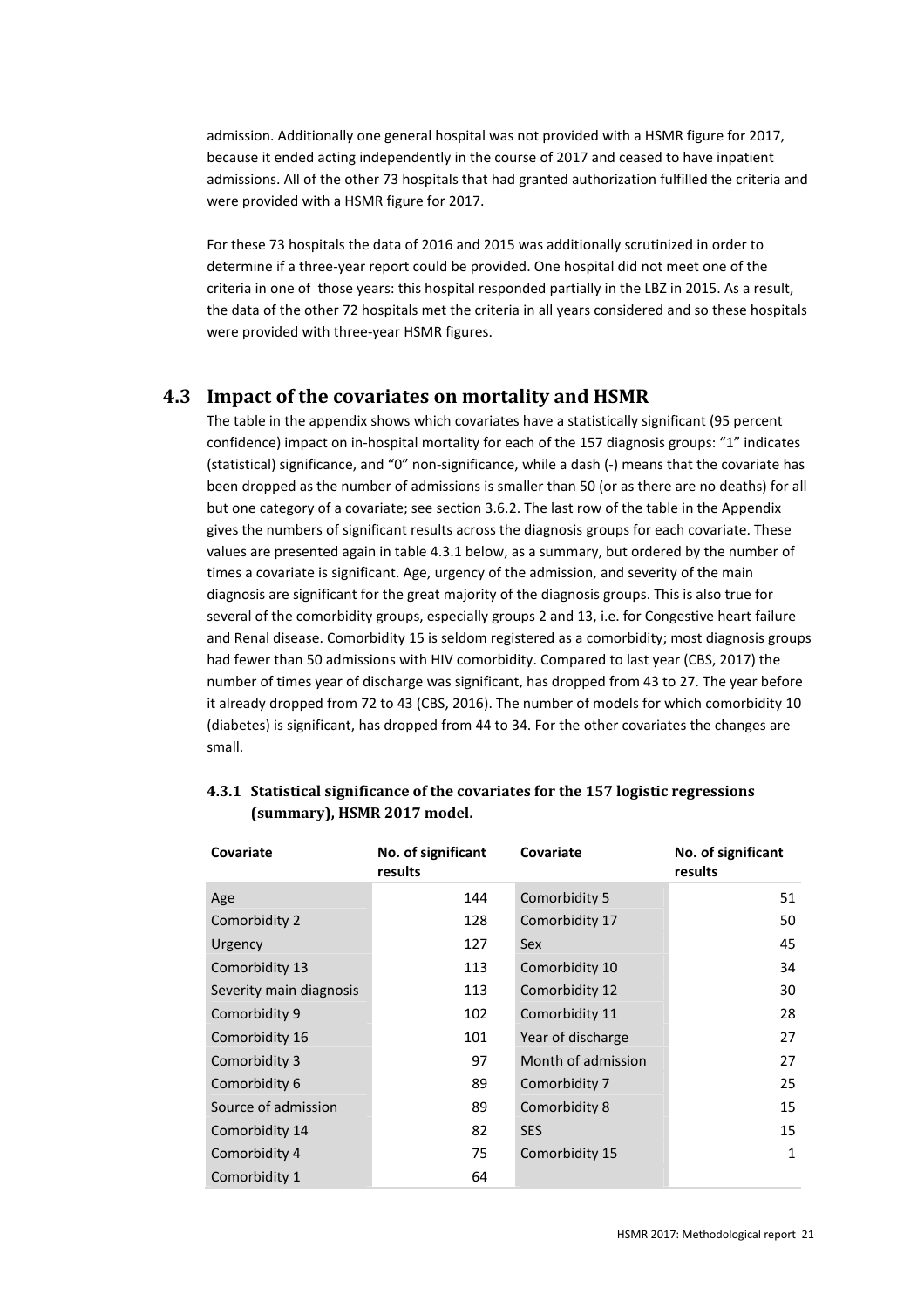admission. Additionally one general hospital was not provided with a HSMR figure for 2017, because it ended acting independently in the course of 2017 and ceased to have inpatient admissions. All of the other 73 hospitals that had granted authorization fulfilled the criteria and were provided with a HSMR figure for 2017.

For these 73 hospitals the data of 2016 and 2015 was additionally scrutinized in order to determine if a three-year report could be provided. One hospital did not meet one of the criteria in one of those years: this hospital responded partially in the LBZ in 2015. As a result, the data of the other 72 hospitals met the criteria in all years considered and so these hospitals were provided with three-year HSMR figures.

## 4.3 Impact of the covariates on mortality and HSMR

The table in the appendix shows which covariates have a statistically significant (95 percent confidence) impact on in-hospital mortality for each of the 157 diagnosis groups: "1" indicates (statistical) significance, and "0" non-significance, while a dash (-) means that the covariate has been dropped as the number of admissions is smaller than 50 (or as there are no deaths) for all but one category of a covariate; see section 3.6.2. The last row of the table in the Appendix gives the numbers of significant results across the diagnosis groups for each covariate. These values are presented again in table 4.3.1 below, as a summary, but ordered by the number of times a covariate is significant. Age, urgency of the admission, and severity of the main diagnosis are significant for the great majority of the diagnosis groups. This is also true for several of the comorbidity groups, especially groups 2 and 13, i.e. for Congestive heart failure and Renal disease. Comorbidity 15 is seldom registered as a comorbidity; most diagnosis groups had fewer than 50 admissions with HIV comorbidity. Compared to last year (CBS, 2017) the number of times year of discharge was significant, has dropped from 43 to 27. The year before it already dropped from 72 to 43 (CBS, 2016). The number of models for which comorbidity 10 (diabetes) is significant, has dropped from 44 to 34. For the other covariates the changes are small.

### 4.3.1 Statistical significance of the covariates for the 157 logistic regressions (summary), HSMR 2017 model.

| Covariate | No. of significant results | Covariate | No. of significant results |
|---|---|---|---|
| Age | 144 | Comorbidity 5 | 51 |
| Comorbidity 2 | 128 | Comorbidity 17 | 50 |
| Urgency | 127 | Sex | 45 |
| Comorbidity 13 | 113 | Comorbidity 10 | 34 |
| Severity main diagnosis | 113 | Comorbidity 12 | 30 |
| Comorbidity 9 | 102 | Comorbidity 11 | 28 |
| Comorbidity 16 | 101 | Year of discharge | 27 |
| Comorbidity 3 | 97 | Month of admission | 27 |
| Comorbidity 6 | 89 | Comorbidity 7 | 25 |
| Source of admission | 89 | Comorbidity 8 | 15 |
| Comorbidity 14 | 82 | SES | 15 |
| Comorbidity 4 | 75 | Comorbidity 15 | 1 |
| Comorbidity 1 | 64 | | |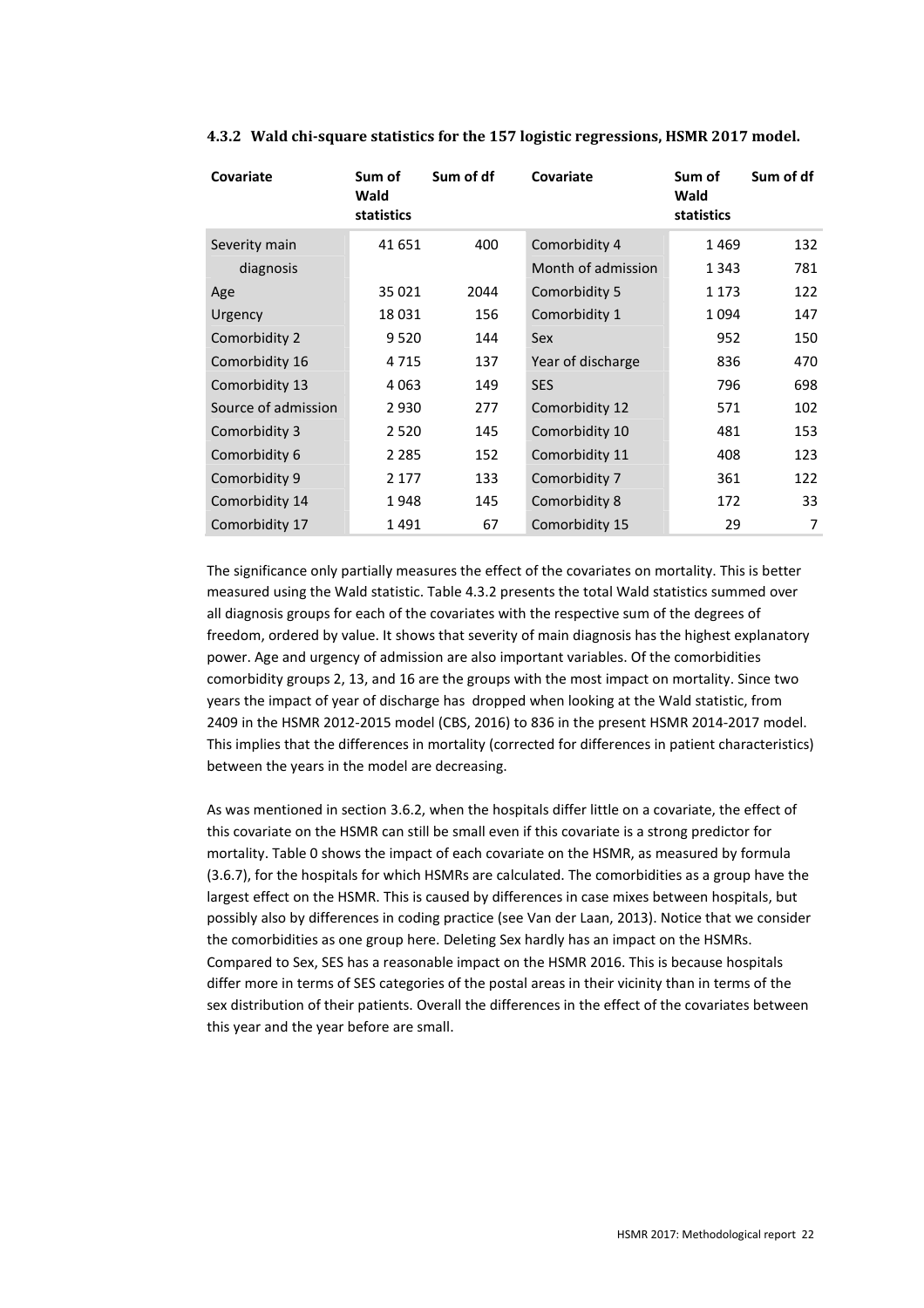### 4.3.2 Wald chi-square statistics for the 157 logistic regressions, HSMR 2017 model.

| Covariate | Sum of Wald statistics | Sum of df | Covariate | Sum of Wald statistics | Sum of df |
|---|---|---|---|---|---|
| Severity main diagnosis | 41 651 | 400 | Comorbidity 4 | 1 469 | 132 |
| | | | Month of admission | 1 343 | 781 |
| Age | 35 021 | 2044 | Comorbidity 5 | 1 173 | 122 |
| Urgency | 18 031 | 156 | Comorbidity 1 | 1 094 | 147 |
| Comorbidity 2 | 9 520 | 144 | Sex | 952 | 150 |
| Comorbidity 16 | 4 715 | 137 | Year of discharge | 836 | 470 |
| Comorbidity 13 | 4 063 | 149 | SES | 796 | 698 |
| Source of admission | 2 930 | 277 | Comorbidity 12 | 571 | 102 |
| Comorbidity 3 | 2 520 | 145 | Comorbidity 10 | 481 | 153 |
| Comorbidity 6 | 2 285 | 152 | Comorbidity 11 | 408 | 123 |
| Comorbidity 9 | 2 177 | 133 | Comorbidity 7 | 361 | 122 |
| Comorbidity 14 | 1 948 | 145 | Comorbidity 8 | 172 | 33 |
| Comorbidity 17 | 1 491 | 67 | Comorbidity 15 | 29 | 7 |

The significance only partially measures the effect of the covariates on mortality. This is better measured using the Wald statistic. Table 4.3.2 presents the total Wald statistics summed over all diagnosis groups for each of the covariates with the respective sum of the degrees of freedom, ordered by value. It shows that severity of main diagnosis has the highest explanatory power. Age and urgency of admission are also important variables. Of the comorbidities comorbidity groups 2, 13, and 16 are the groups with the most impact on mortality. Since two years the impact of year of discharge has dropped when looking at the Wald statistic, from 2409 in the HSMR 2012-2015 model (CBS, 2016) to 836 in the present HSMR 2014-2017 model. This implies that the differences in mortality (corrected for differences in patient characteristics) between the years in the model are decreasing.

As was mentioned in section 3.6.2, when the hospitals differ little on a covariate, the effect of this covariate on the HSMR can still be small even if this covariate is a strong predictor for mortality. Table 0 shows the impact of each covariate on the HSMR, as measured by formula (3.6.7), for the hospitals for which HSMRs are calculated. The comorbidities as a group have the largest effect on the HSMR. This is caused by differences in case mixes between hospitals, but possibly also by differences in coding practice (see Van der Laan, 2013). Notice that we consider the comorbidities as one group here. Deleting Sex hardly has an impact on the HSMRs. Compared to Sex, SES has a reasonable impact on the HSMR 2016. This is because hospitals differ more in terms of SES categories of the postal areas in their vicinity than in terms of the sex distribution of their patients. Overall the differences in the effect of the covariates between this year and the year before are small.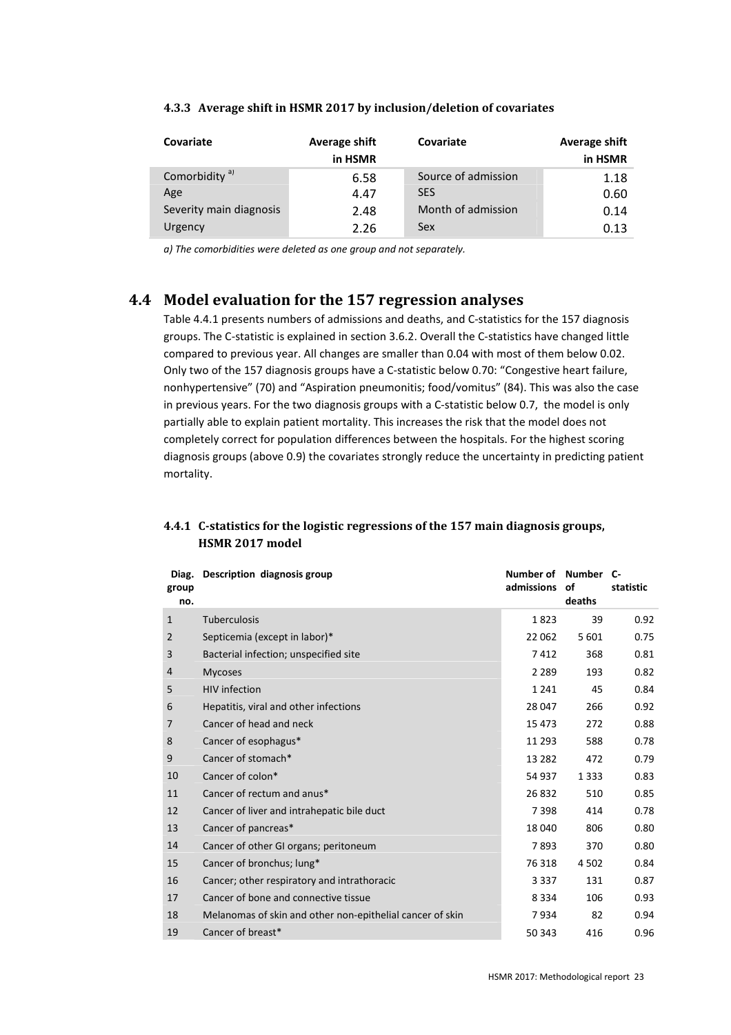### 4.3.3 Average shift in HSMR 2017 by inclusion/deletion of covariates

| Covariate | Average shift in HSMR | Covariate | Average shift in HSMR |
|---|---|---|---|
| Comorbidity [a] | 6.58 | Source of admission | 1.18 |
| Age | 4.47 | SES | 0.60 |
| Severity main diagnosis | 2.48 | Month of admission | 0.14 |
| Urgency | 2.26 | Sex | 0.13 |

*a) The comorbidities were deleted as one group and not separately.*

## 4.4 Model evaluation for the 157 regression analyses

Table 4.4.1 presents numbers of admissions and deaths, and C-statistics for the 157 diagnosis groups. The C-statistic is explained in section 3.6.2. Overall the C-statistics have changed little compared to previous year. All changes are smaller than 0.04 with most of them below 0.02. Only two of the 157 diagnosis groups have a C-statistic below 0.70: "Congestive heart failure, nonhypertensive" (70) and "Aspiration pneumonitis; food/vomitus" (84). This was also the case in previous years. For the two diagnosis groups with a C-statistic below 0.7, the model is only partially able to explain patient mortality. This increases the risk that the model does not completely correct for population differences between the hospitals. For the highest scoring diagnosis groups (above 0.9) the covariates strongly reduce the uncertainty in predicting patient mortality.

### 4.4.1 C-statistics for the logistic regressions of the 157 main diagnosis groups, HSMR 2017 model

| Diag. group no. | Description diagnosis group | Number of admissions | Number of deaths | C-statistic |
|---|---|---|---|---|
| 1 | Tuberculosis | 1 823 | 39 | 0.92 |
| 2 | Septicemia (except in labor)* | 22 062 | 5 601 | 0.75 |
| 3 | Bacterial infection; unspecified site | 7 412 | 368 | 0.81 |
| 4 | Mycoses | 2 289 | 193 | 0.82 |
| 5 | HIV infection | 1 241 | 45 | 0.84 |
| 6 | Hepatitis, viral and other infections | 28 047 | 266 | 0.92 |
| 7 | Cancer of head and neck | 15 473 | 272 | 0.88 |
| 8 | Cancer of esophagus* | 11 293 | 588 | 0.78 |
| 9 | Cancer of stomach* | 13 282 | 472 | 0.79 |
| 10 | Cancer of colon* | 54 937 | 1 333 | 0.83 |
| 11 | Cancer of rectum and anus* | 26 832 | 510 | 0.85 |
| 12 | Cancer of liver and intrahepatic bile duct | 7 398 | 414 | 0.78 |
| 13 | Cancer of pancreas* | 18 040 | 806 | 0.80 |
| 14 | Cancer of other GI organs; peritoneum | 7 893 | 370 | 0.80 |
| 15 | Cancer of bronchus; lung* | 76 318 | 4 502 | 0.84 |
| 16 | Cancer; other respiratory and intrathoracic | 3 337 | 131 | 0.87 |
| 17 | Cancer of bone and connective tissue | 8 334 | 106 | 0.93 |
| 18 | Melanomas of skin and other non-epithelial cancer of skin | 7 934 | 82 | 0.94 |
| 19 | Cancer of breast* | 50 343 | 416 | 0.96 |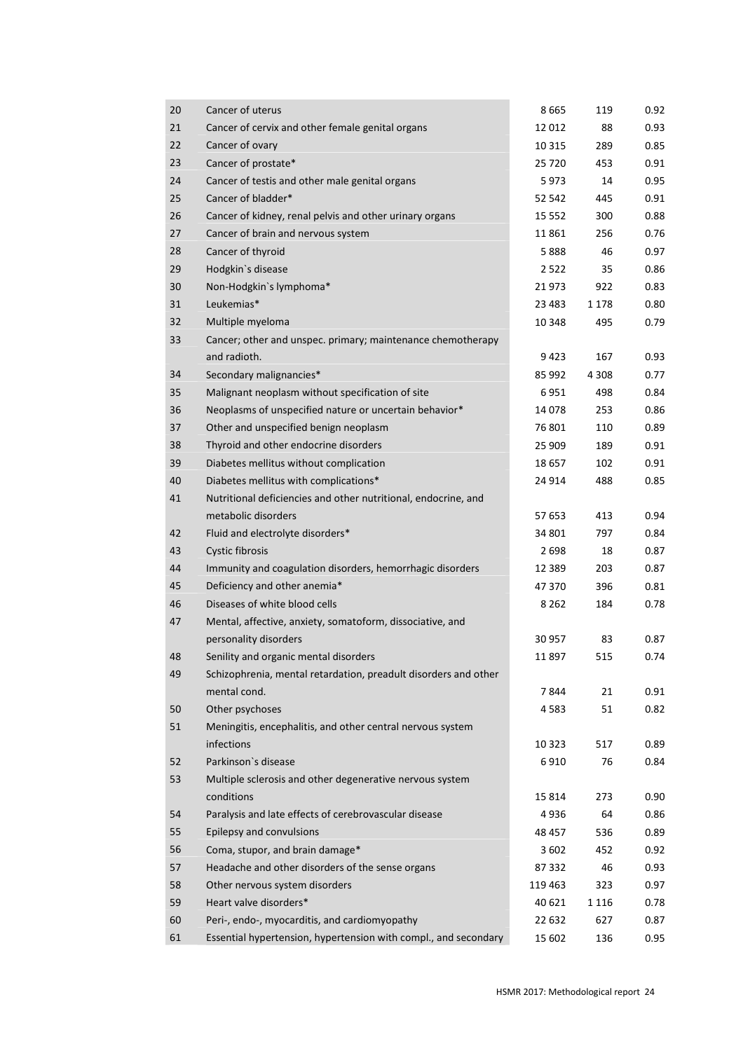| | | | | |
|---|---|---|---|---|
| 20 | Cancer of uterus | 8 665 | 119 | 0.92 |
| 21 | Cancer of cervix and other female genital organs | 12 012 | 88 | 0.93 |
| 22 | Cancer of ovary | 10 315 | 289 | 0.85 |
| 23 | Cancer of prostate* | 25 720 | 453 | 0.91 |
| 24 | Cancer of testis and other male genital organs | 5 973 | 14 | 0.95 |
| 25 | Cancer of bladder* | 52 542 | 445 | 0.91 |
| 26 | Cancer of kidney, renal pelvis and other urinary organs | 15 552 | 300 | 0.88 |
| 27 | Cancer of brain and nervous system | 11 861 | 256 | 0.76 |
| 28 | Cancer of thyroid | 5 888 | 46 | 0.97 |
| 29 | Hodgkin`s disease | 2 522 | 35 | 0.86 |
| 30 | Non-Hodgkin`s lymphoma* | 21 973 | 922 | 0.83 |
| 31 | Leukemias* | 23 483 | 1 178 | 0.80 |
| 32 | Multiple myeloma | 10 348 | 495 | 0.79 |
| 33 | Cancer; other and unspec. primary; maintenance chemotherapy and radioth. | 9 423 | 167 | 0.93 |
| 34 | Secondary malignancies* | 85 992 | 4 308 | 0.77 |
| 35 | Malignant neoplasm without specification of site | 6 951 | 498 | 0.84 |
| 36 | Neoplasms of unspecified nature or uncertain behavior* | 14 078 | 253 | 0.86 |
| 37 | Other and unspecified benign neoplasm | 76 801 | 110 | 0.89 |
| 38 | Thyroid and other endocrine disorders | 25 909 | 189 | 0.91 |
| 39 | Diabetes mellitus without complication | 18 657 | 102 | 0.91 |
| 40 | Diabetes mellitus with complications* | 24 914 | 488 | 0.85 |
| 41 | Nutritional deficiencies and other nutritional, endocrine, and metabolic disorders | 57 653 | 413 | 0.94 |
| 42 | Fluid and electrolyte disorders* | 34 801 | 797 | 0.84 |
| 43 | Cystic fibrosis | 2 698 | 18 | 0.87 |
| 44 | Immunity and coagulation disorders, hemorrhagic disorders | 12 389 | 203 | 0.87 |
| 45 | Deficiency and other anemia* | 47 370 | 396 | 0.81 |
| 46 | Diseases of white blood cells | 8 262 | 184 | 0.78 |
| 47 | Mental, affective, anxiety, somatoform, dissociative, and personality disorders | 30 957 | 83 | 0.87 |
| 48 | Senility and organic mental disorders | 11 897 | 515 | 0.74 |
| 49 | Schizophrenia, mental retardation, preadult disorders and other mental cond. | 7 844 | 21 | 0.91 |
| 50 | Other psychoses | 4 583 | 51 | 0.82 |
| 51 | Meningitis, encephalitis, and other central nervous system infections | 10 323 | 517 | 0.89 |
| 52 | Parkinson`s disease | 6 910 | 76 | 0.84 |
| 53 | Multiple sclerosis and other degenerative nervous system conditions | 15 814 | 273 | 0.90 |
| 54 | Paralysis and late effects of cerebrovascular disease | 4 936 | 64 | 0.86 |
| 55 | Epilepsy and convulsions | 48 457 | 536 | 0.89 |
| 56 | Coma, stupor, and brain damage* | 3 602 | 452 | 0.92 |
| 57 | Headache and other disorders of the sense organs | 87 332 | 46 | 0.93 |
| 58 | Other nervous system disorders | 119 463 | 323 | 0.97 |
| 59 | Heart valve disorders* | 40 621 | 1 116 | 0.78 |
| 60 | Peri-, endo-, myocarditis, and cardiomyopathy | 22 632 | 627 | 0.87 |
| 61 | Essential hypertension, hypertension with compl., and secondary | 15 602 | 136 | 0.95 |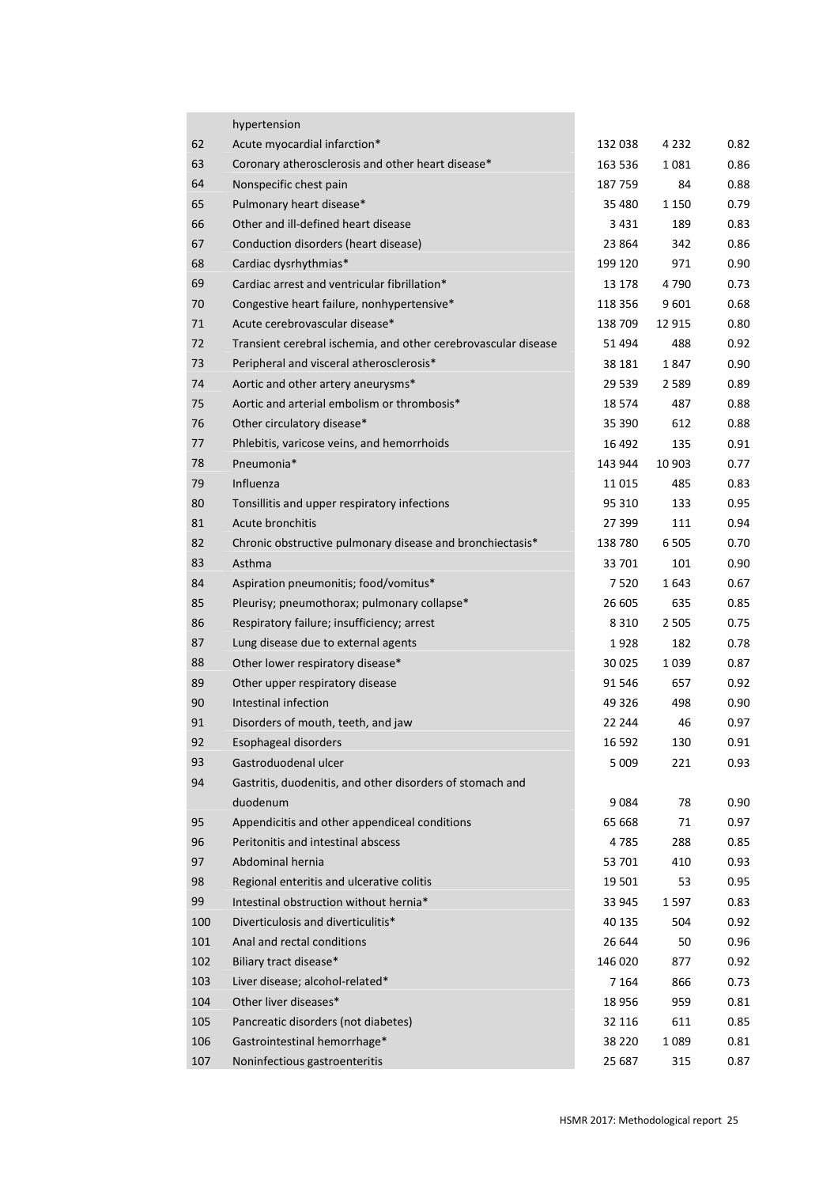| | | | | |
|---|---|---|---|---|
| | hypertension | | | |
| 62 | Acute myocardial infarction* | 132 038 | 4 232 | 0.82 |
| 63 | Coronary atherosclerosis and other heart disease* | 163 536 | 1 081 | 0.86 |
| 64 | Nonspecific chest pain | 187 759 | 84 | 0.88 |
| 65 | Pulmonary heart disease* | 35 480 | 1 150 | 0.79 |
| 66 | Other and ill-defined heart disease | 3 431 | 189 | 0.83 |
| 67 | Conduction disorders (heart disease) | 23 864 | 342 | 0.86 |
| 68 | Cardiac dysrhythmias* | 199 120 | 971 | 0.90 |
| 69 | Cardiac arrest and ventricular fibrillation* | 13 178 | 4 790 | 0.73 |
| 70 | Congestive heart failure, nonhypertensive* | 118 356 | 9 601 | 0.68 |
| 71 | Acute cerebrovascular disease* | 138 709 | 12 915 | 0.80 |
| 72 | Transient cerebral ischemia, and other cerebrovascular disease | 51 494 | 488 | 0.92 |
| 73 | Peripheral and visceral atherosclerosis* | 38 181 | 1 847 | 0.90 |
| 74 | Aortic and other artery aneurysms* | 29 539 | 2 589 | 0.89 |
| 75 | Aortic and arterial embolism or thrombosis* | 18 574 | 487 | 0.88 |
| 76 | Other circulatory disease* | 35 390 | 612 | 0.88 |
| 77 | Phlebitis, varicose veins, and hemorrhoids | 16 492 | 135 | 0.91 |
| 78 | Pneumonia* | 143 944 | 10 903 | 0.77 |
| 79 | Influenza | 11 015 | 485 | 0.83 |
| 80 | Tonsillitis and upper respiratory infections | 95 310 | 133 | 0.95 |
| 81 | Acute bronchitis | 27 399 | 111 | 0.94 |
| 82 | Chronic obstructive pulmonary disease and bronchiectasis* | 138 780 | 6 505 | 0.70 |
| 83 | Asthma | 33 701 | 101 | 0.90 |
| 84 | Aspiration pneumonitis; food/vomitus* | 7 520 | 1 643 | 0.67 |
| 85 | Pleurisy; pneumothorax; pulmonary collapse* | 26 605 | 635 | 0.85 |
| 86 | Respiratory failure; insufficiency; arrest | 8 310 | 2 505 | 0.75 |
| 87 | Lung disease due to external agents | 1 928 | 182 | 0.78 |
| 88 | Other lower respiratory disease* | 30 025 | 1 039 | 0.87 |
| 89 | Other upper respiratory disease | 91 546 | 657 | 0.92 |
| 90 | Intestinal infection | 49 326 | 498 | 0.90 |
| 91 | Disorders of mouth, teeth, and jaw | 22 244 | 46 | 0.97 |
| 92 | Esophageal disorders | 16 592 | 130 | 0.91 |
| 93 | Gastroduodenal ulcer | 5 009 | 221 | 0.93 |
| 94 | Gastritis, duodenitis, and other disorders of stomach and duodenum | 9 084 | 78 | 0.90 |
| 95 | Appendicitis and other appendiceal conditions | 65 668 | 71 | 0.97 |
| 96 | Peritonitis and intestinal abscess | 4 785 | 288 | 0.85 |
| 97 | Abdominal hernia | 53 701 | 410 | 0.93 |
| 98 | Regional enteritis and ulcerative colitis | 19 501 | 53 | 0.95 |
| 99 | Intestinal obstruction without hernia* | 33 945 | 1 597 | 0.83 |
| 100 | Diverticulosis and diverticulitis* | 40 135 | 504 | 0.92 |
| 101 | Anal and rectal conditions | 26 644 | 50 | 0.96 |
| 102 | Biliary tract disease* | 146 020 | 877 | 0.92 |
| 103 | Liver disease; alcohol-related* | 7 164 | 866 | 0.73 |
| 104 | Other liver diseases* | 18 956 | 959 | 0.81 |
| 105 | Pancreatic disorders (not diabetes) | 32 116 | 611 | 0.85 |
| 106 | Gastrointestinal hemorrhage* | 38 220 | 1 089 | 0.81 |
| 107 | Noninfectious gastroenteritis | 25 687 | 315 | 0.87 |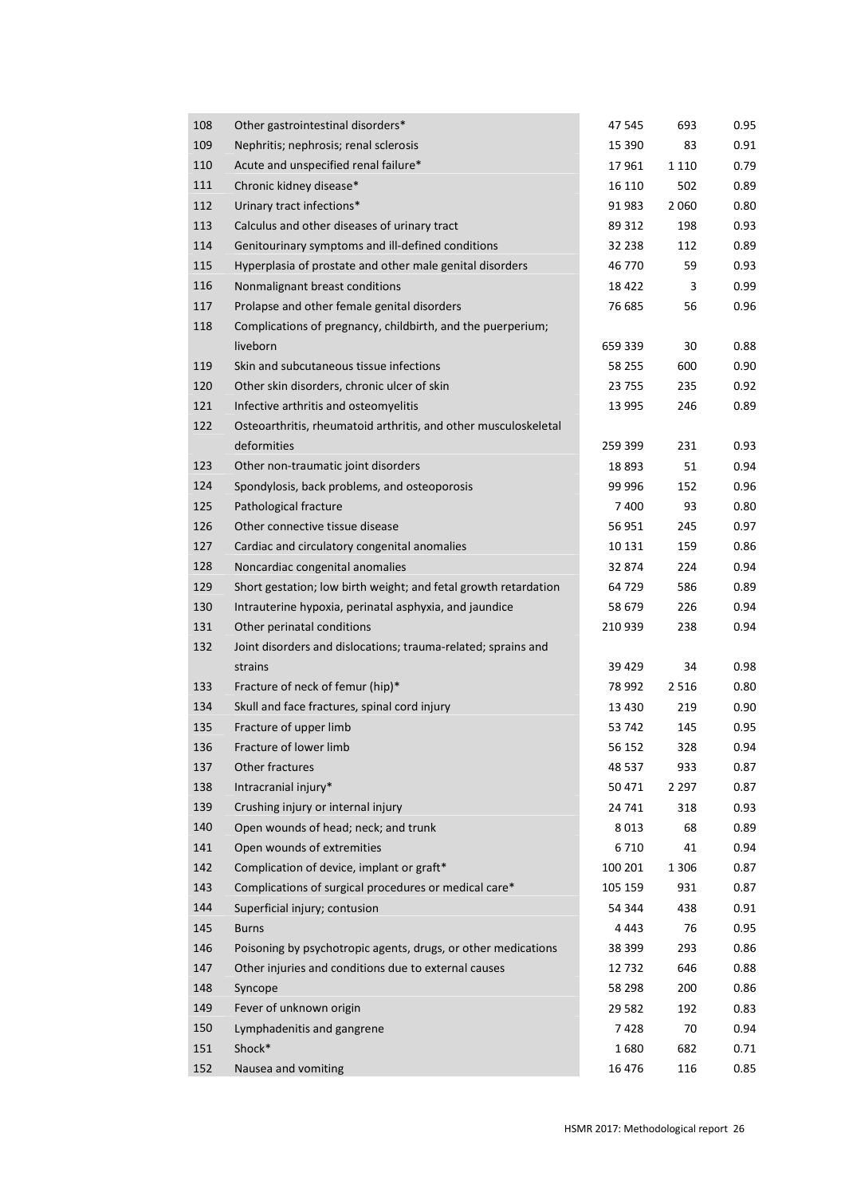| | | | | |
|---|---|---|---|---|
| 108 | Other gastrointestinal disorders* | 47 545 | 693 | 0.95 |
| 109 | Nephritis; nephrosis; renal sclerosis | 15 390 | 83 | 0.91 |
| 110 | Acute and unspecified renal failure* | 17 961 | 1 110 | 0.79 |
| 111 | Chronic kidney disease* | 16 110 | 502 | 0.89 |
| 112 | Urinary tract infections* | 91 983 | 2 060 | 0.80 |
| 113 | Calculus and other diseases of urinary tract | 89 312 | 198 | 0.93 |
| 114 | Genitourinary symptoms and ill-defined conditions | 32 238 | 112 | 0.89 |
| 115 | Hyperplasia of prostate and other male genital disorders | 46 770 | 59 | 0.93 |
| 116 | Nonmalignant breast conditions | 18 422 | 3 | 0.99 |
| 117 | Prolapse and other female genital disorders | 76 685 | 56 | 0.96 |
| 118 | Complications of pregnancy, childbirth, and the puerperium; liveborn | 659 339 | 30 | 0.88 |
| 119 | Skin and subcutaneous tissue infections | 58 255 | 600 | 0.90 |
| 120 | Other skin disorders, chronic ulcer of skin | 23 755 | 235 | 0.92 |
| 121 | Infective arthritis and osteomyelitis | 13 995 | 246 | 0.89 |
| 122 | Osteoarthritis, rheumatoid arthritis, and other musculoskeletal deformities | 259 399 | 231 | 0.93 |
| 123 | Other non-traumatic joint disorders | 18 893 | 51 | 0.94 |
| 124 | Spondylosis, back problems, and osteoporosis | 99 996 | 152 | 0.96 |
| 125 | Pathological fracture | 7 400 | 93 | 0.80 |
| 126 | Other connective tissue disease | 56 951 | 245 | 0.97 |
| 127 | Cardiac and circulatory congenital anomalies | 10 131 | 159 | 0.86 |
| 128 | Noncardiac congenital anomalies | 32 874 | 224 | 0.94 |
| 129 | Short gestation; low birth weight; and fetal growth retardation | 64 729 | 586 | 0.89 |
| 130 | Intrauterine hypoxia, perinatal asphyxia, and jaundice | 58 679 | 226 | 0.94 |
| 131 | Other perinatal conditions | 210 939 | 238 | 0.94 |
| 132 | Joint disorders and dislocations; trauma-related; sprains and strains | 39 429 | 34 | 0.98 |
| 133 | Fracture of neck of femur (hip)* | 78 992 | 2 516 | 0.80 |
| 134 | Skull and face fractures, spinal cord injury | 13 430 | 219 | 0.90 |
| 135 | Fracture of upper limb | 53 742 | 145 | 0.95 |
| 136 | Fracture of lower limb | 56 152 | 328 | 0.94 |
| 137 | Other fractures | 48 537 | 933 | 0.87 |
| 138 | Intracranial injury* | 50 471 | 2 297 | 0.87 |
| 139 | Crushing injury or internal injury | 24 741 | 318 | 0.93 |
| 140 | Open wounds of head; neck; and trunk | 8 013 | 68 | 0.89 |
| 141 | Open wounds of extremities | 6 710 | 41 | 0.94 |
| 142 | Complication of device, implant or graft* | 100 201 | 1 306 | 0.87 |
| 143 | Complications of surgical procedures or medical care* | 105 159 | 931 | 0.87 |
| 144 | Superficial injury; contusion | 54 344 | 438 | 0.91 |
| 145 | Burns | 4 443 | 76 | 0.95 |
| 146 | Poisoning by psychotropic agents, drugs, or other medications | 38 399 | 293 | 0.86 |
| 147 | Other injuries and conditions due to external causes | 12 732 | 646 | 0.88 |
| 148 | Syncope | 58 298 | 200 | 0.86 |
| 149 | Fever of unknown origin | 29 582 | 192 | 0.83 |
| 150 | Lymphadenitis and gangrene | 7 428 | 70 | 0.94 |
| 151 | Shock* | 1 680 | 682 | 0.71 |
| 152 | Nausea and vomiting | 16 476 | 116 | 0.85 |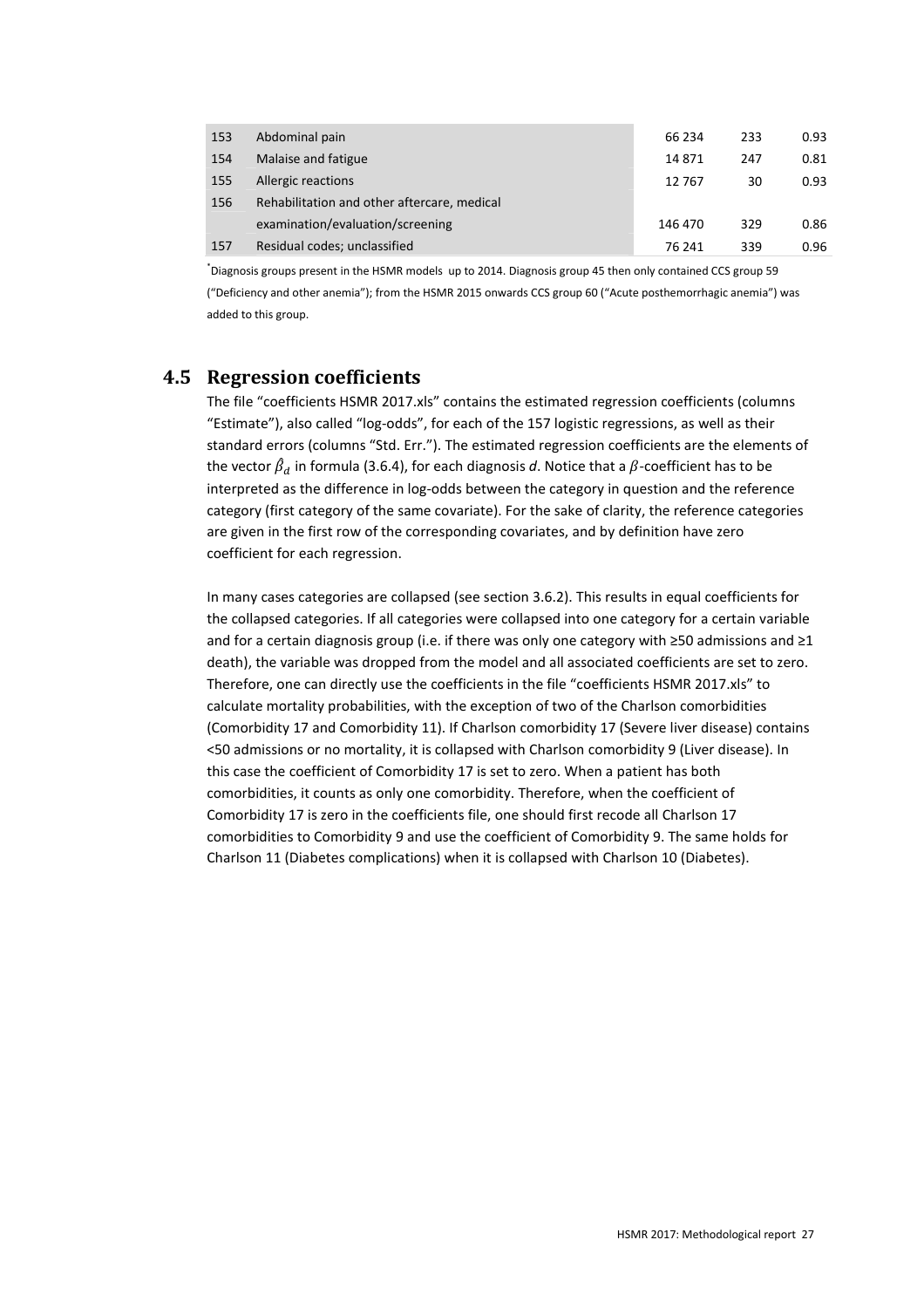| | | | | |
|---|---|---|---|---|
| 153 | Abdominal pain | 66 234 | 233 | 0.93 |
| 154 | Malaise and fatigue | 14 871 | 247 | 0.81 |
| 155 | Allergic reactions | 12 767 | 30 | 0.93 |
| 156 | Rehabilitation and other aftercare, medical examination/evaluation/screening | 146 470 | 329 | 0.86 |
| 157 | Residual codes; unclassified | 76 241 | 339 | 0.96 |

*Diagnosis groups present in the HSMR models up to 2014. Diagnosis group 45 then only contained CCS group 59 ("Deficiency and other anemia"); from the HSMR 2015 onwards CCS group 60 ("Acute posthemorrhagic anemia") was added to this group.

## 4.5 Regression coefficients

The file "coefficients HSMR 2017.xls" contains the estimated regression coefficients (columns "Estimate"), also called "log-odds", for each of the 157 logistic regressions, as well as their standard errors (columns "Std. Err."). The estimated regression coefficients are the elements of the vector $\hat{\beta}_d$ in formula (3.6.4), for each diagnosis *d*. Notice that a $\beta$-coefficient has to be interpreted as the difference in log-odds between the category in question and the reference category (first category of the same covariate). For the sake of clarity, the reference categories are given in the first row of the corresponding covariates, and by definition have zero coefficient for each regression.

In many cases categories are collapsed (see section 3.6.2). This results in equal coefficients for the collapsed categories. If all categories were collapsed into one category for a certain variable and for a certain diagnosis group (i.e. if there was only one category with ≥50 admissions and ≥1 death), the variable was dropped from the model and all associated coefficients are set to zero. Therefore, one can directly use the coefficients in the file "coefficients HSMR 2017.xls" to calculate mortality probabilities, with the exception of two of the Charlson comorbidities (Comorbidity 17 and Comorbidity 11). If Charlson comorbidity 17 (Severe liver disease) contains <50 admissions or no mortality, it is collapsed with Charlson comorbidity 9 (Liver disease). In this case the coefficient of Comorbidity 17 is set to zero. When a patient has both comorbidities, it counts as only one comorbidity. Therefore, when the coefficient of Comorbidity 17 is zero in the coefficients file, one should first recode all Charlson 17 comorbidities to Comorbidity 9 and use the coefficient of Comorbidity 9. The same holds for Charlson 11 (Diabetes complications) when it is collapsed with Charlson 10 (Diabetes).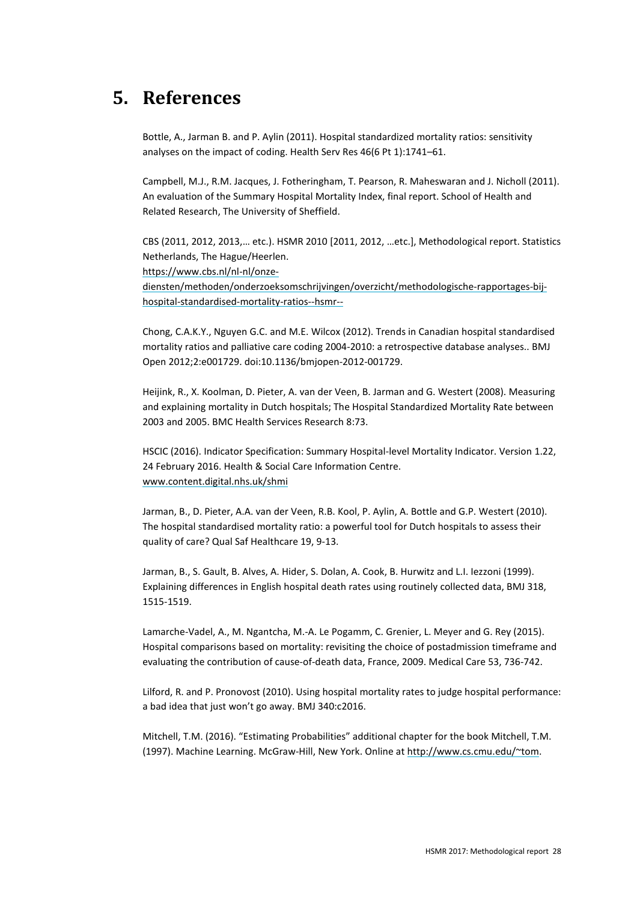# 5. References

Bottle, A., Jarman B. and P. Aylin (2011). Hospital standardized mortality ratios: sensitivity analyses on the impact of coding. Health Serv Res 46(6 Pt 1):1741–61.

Campbell, M.J., R.M. Jacques, J. Fotheringham, T. Pearson, R. Maheswaran and J. Nicholl (2011). An evaluation of the Summary Hospital Mortality Index, final report. School of Health and Related Research, The University of Sheffield.

CBS (2011, 2012, 2013,… etc.). HSMR 2010 [2011, 2012, …etc.], Methodological report. Statistics Netherlands, The Hague/Heerlen.
https://www.cbs.nl/nl-nl/onze-diensten/methoden/onderzoeksomschrijvingen/overzicht/methodologische-rapportages-bij-hospital-standardised-mortality-ratios--hsmr--

Chong, C.A.K.Y., Nguyen G.C. and M.E. Wilcox (2012). Trends in Canadian hospital standardised mortality ratios and palliative care coding 2004-2010: a retrospective database analyses.. BMJ Open 2012;2:e001729. doi:10.1136/bmjopen-2012-001729.

Heijink, R., X. Koolman, D. Pieter, A. van der Veen, B. Jarman and G. Westert (2008). Measuring and explaining mortality in Dutch hospitals; The Hospital Standardized Mortality Rate between 2003 and 2005. BMC Health Services Research 8:73.

HSCIC (2016). Indicator Specification: Summary Hospital-level Mortality Indicator. Version 1.22, 24 February 2016. Health & Social Care Information Centre.
www.content.digital.nhs.uk/shmi

Jarman, B., D. Pieter, A.A. van der Veen, R.B. Kool, P. Aylin, A. Bottle and G.P. Westert (2010). The hospital standardised mortality ratio: a powerful tool for Dutch hospitals to assess their quality of care? Qual Saf Healthcare 19, 9-13.

Jarman, B., S. Gault, B. Alves, A. Hider, S. Dolan, A. Cook, B. Hurwitz and L.I. Iezzoni (1999). Explaining differences in English hospital death rates using routinely collected data, BMJ 318, 1515-1519.

Lamarche-Vadel, A., M. Ngantcha, M.-A. Le Pogamm, C. Grenier, L. Meyer and G. Rey (2015). Hospital comparisons based on mortality: revisiting the choice of postadmission timeframe and evaluating the contribution of cause-of-death data, France, 2009. Medical Care 53, 736-742.

Lilford, R. and P. Pronovost (2010). Using hospital mortality rates to judge hospital performance: a bad idea that just won't go away. BMJ 340:c2016.

Mitchell, T.M. (2016). "Estimating Probabilities" additional chapter for the book Mitchell, T.M. (1997). Machine Learning. McGraw-Hill, New York. Online at http://www.cs.cmu.edu/~tom.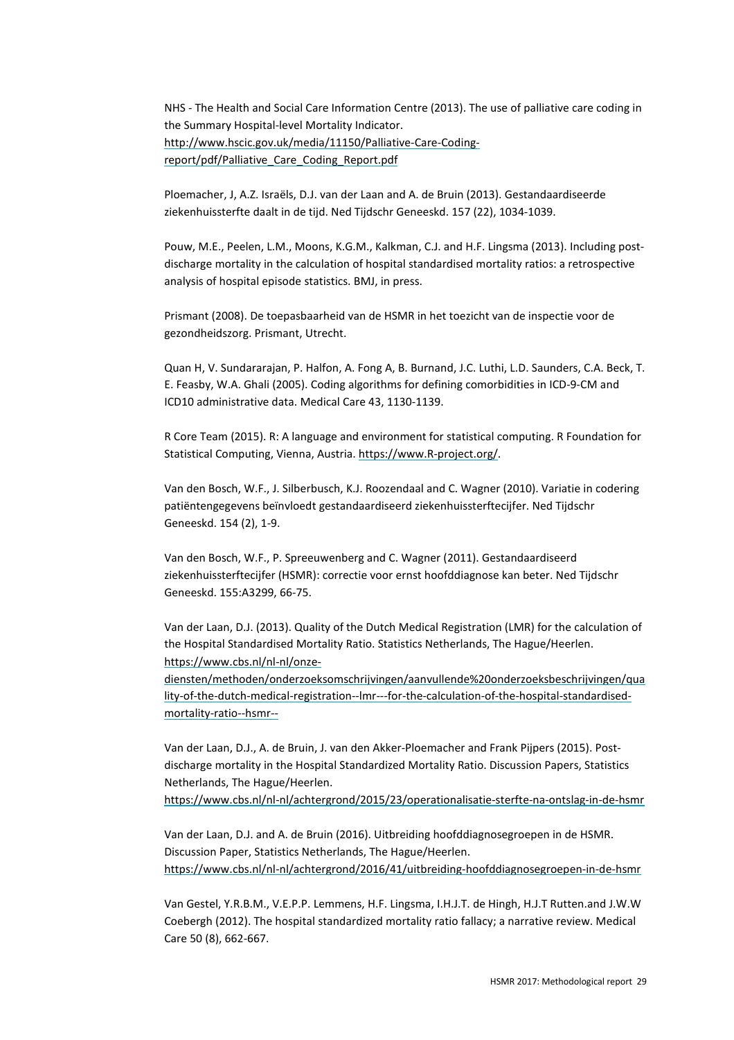NHS - The Health and Social Care Information Centre (2013). The use of palliative care coding in the Summary Hospital-level Mortality Indicator. http://www.hscic.gov.uk/media/11150/Palliative-Care-Coding-report/pdf/Palliative_Care_Coding_Report.pdf

Ploemacher, J, A.Z. Israëls, D.J. van der Laan and A. de Bruin (2013). Gestandaardiseerde ziekenhuissterfte daalt in de tijd. Ned Tijdschr Geneeskd. 157 (22), 1034-1039.

Pouw, M.E., Peelen, L.M., Moons, K.G.M., Kalkman, C.J. and H.F. Lingsma (2013). Including post-discharge mortality in the calculation of hospital standardised mortality ratios: a retrospective analysis of hospital episode statistics. BMJ, in press.

Prismant (2008). De toepasbaarheid van de HSMR in het toezicht van de inspectie voor de gezondheidszorg. Prismant, Utrecht.

Quan H, V. Sundararajan, P. Halfon, A. Fong A, B. Burnand, J.C. Luthi, L.D. Saunders, C.A. Beck, T. E. Feasby, W.A. Ghali (2005). Coding algorithms for defining comorbidities in ICD-9-CM and ICD10 administrative data. Medical Care 43, 1130-1139.

R Core Team (2015). R: A language and environment for statistical computing. R Foundation for Statistical Computing, Vienna, Austria. https://www.R-project.org/.

Van den Bosch, W.F., J. Silberbusch, K.J. Roozendaal and C. Wagner (2010). Variatie in codering patiëntengegevens beïnvloedt gestandaardiseerd ziekenhuissterftecijfer. Ned Tijdschr Geneeskd. 154 (2), 1-9.

Van den Bosch, W.F., P. Spreeuwenberg and C. Wagner (2011). Gestandaardiseerd ziekenhuissterftecijfer (HSMR): correctie voor ernst hoofddiagnose kan beter. Ned Tijdschr Geneeskd. 155:A3299, 66-75.

Van der Laan, D.J. (2013). Quality of the Dutch Medical Registration (LMR) for the calculation of the Hospital Standardised Mortality Ratio. Statistics Netherlands, The Hague/Heerlen. https://www.cbs.nl/nl-nl/onze-diensten/methoden/onderzoeksomschrijvingen/aanvullende%20onderzoeksbeschrijvingen/quality-of-the-dutch-medical-registration--lmr---for-the-calculation-of-the-hospital-standardised-mortality-ratio--hsmr--

Van der Laan, D.J., A. de Bruin, J. van den Akker-Ploemacher and Frank Pijpers (2015). Post-discharge mortality in the Hospital Standardized Mortality Ratio. Discussion Papers, Statistics Netherlands, The Hague/Heerlen. https://www.cbs.nl/nl-nl/achtergrond/2015/23/operationalisatie-sterfte-na-ontslag-in-de-hsmr

Van der Laan, D.J. and A. de Bruin (2016). Uitbreiding hoofddiagnosegroepen in de HSMR. Discussion Paper, Statistics Netherlands, The Hague/Heerlen. https://www.cbs.nl/nl-nl/achtergrond/2016/41/uitbreiding-hoofddiagnosegroepen-in-de-hsmr

Van Gestel, Y.R.B.M., V.E.P.P. Lemmens, H.F. Lingsma, I.H.J.T. de Hingh, H.J.T Rutten.and J.W.W Coebergh (2012). The hospital standardized mortality ratio fallacy; a narrative review. Medical Care 50 (8), 662-667.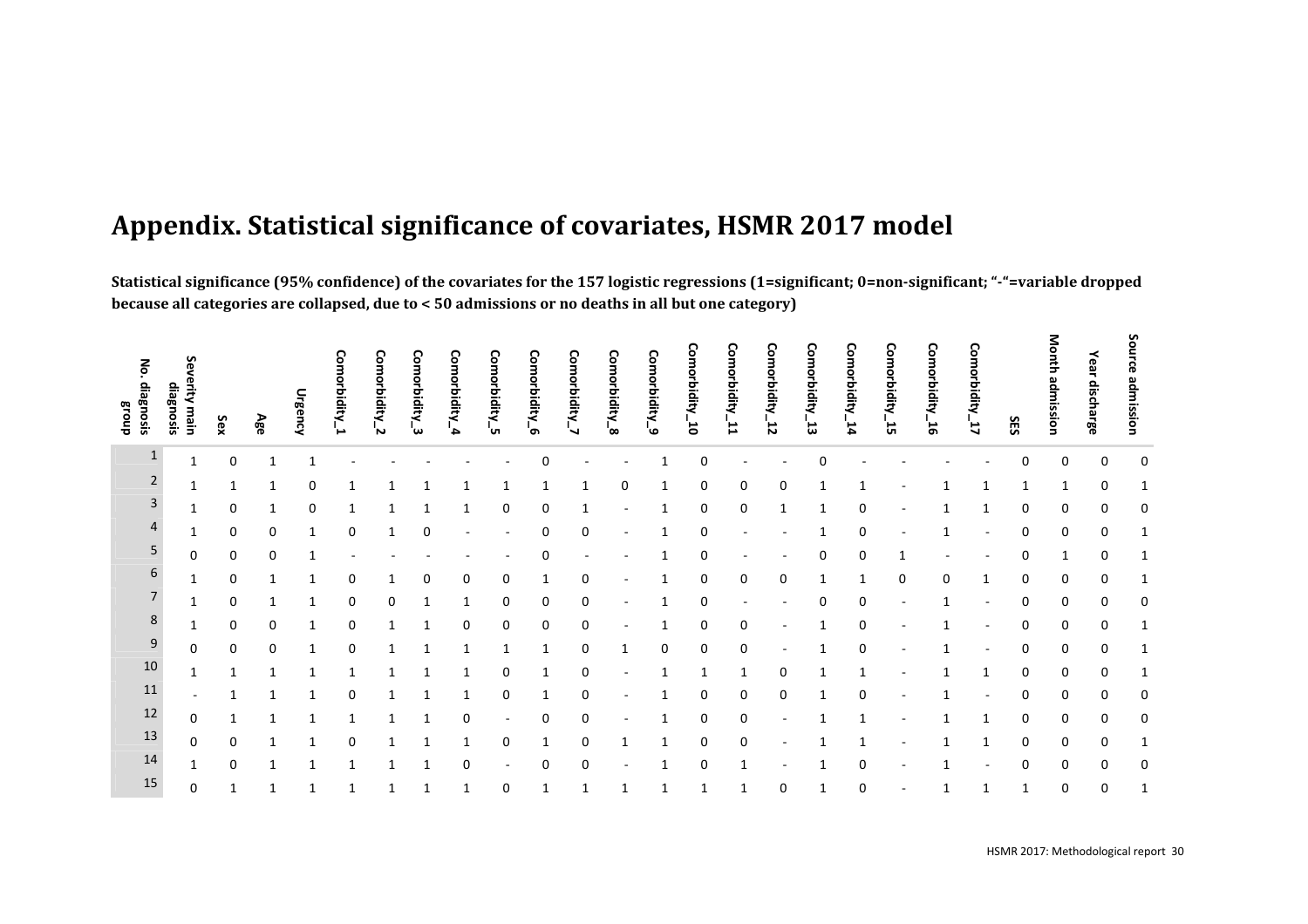# Appendix. Statistical significance of covariates, HSMR 2017 model

**Statistical significance (95% confidence) of the covariates for the 157 logistic regressions (1=significant; 0=non-significant; "-"=variable dropped because all categories are collapsed, due to < 50 admissions or no deaths in all but one category)**

| No. diagnosis group | Severity main diagnosis | Sex | Age | Urgency | Comorbidity_1 | Comorbidity_2 | Comorbidity_3 | Comorbidity_4 | Comorbidity_5 | Comorbidity_6 | Comorbidity_7 | Comorbidity_8 | Comorbidity_9 | Comorbidity_10 | Comorbidity_11 | Comorbidity_12 | Comorbidity_13 | Comorbidity_14 | Comorbidity_15 | Comorbidity_16 | Comorbidity_17 | SES | Month admission | Year discharge | Source admission |
|---|---|---|---|---|---|---|---|---|---|---|---|---|---|---|---|---|---|---|---|---|---|---|---|---|---|
| 1 | 1 | 0 | 1 | 1 | - | - | - | - | - | 0 | - | - | 1 | 0 | - | - | 0 | - | - | - | - | 0 | 0 | 0 | 0 |
| 2 | 1 | 1 | 1 | 0 | 1 | 1 | 1 | 1 | 1 | 1 | 1 | 0 | 1 | 0 | 0 | 0 | 1 | 1 | - | 1 | 1 | 1 | 1 | 0 | 1 |
| 3 | 1 | 0 | 1 | 0 | 1 | 1 | 1 | 1 | 0 | 0 | 1 | - | 1 | 0 | 0 | 1 | 1 | 0 | - | 1 | 1 | 0 | 0 | 0 | 0 |
| 4 | 1 | 0 | 0 | 1 | 0 | 1 | 0 | - | - | 0 | 0 | - | 1 | 0 | - | - | 1 | 0 | - | 1 | - | 0 | 0 | 0 | 1 |
| 5 | 0 | 0 | 0 | 1 | - | - | - | - | - | 0 | - | - | 1 | 0 | - | - | 0 | 0 | 1 | - | - | 0 | 1 | 0 | 1 |
| 6 | 1 | 0 | 1 | 1 | 0 | 1 | 0 | 0 | 0 | 1 | 0 | - | 1 | 0 | 0 | 0 | 1 | 1 | 0 | 0 | 1 | 0 | 0 | 0 | 1 |
| 7 | 1 | 0 | 1 | 1 | 0 | 0 | 1 | 1 | 0 | 0 | 0 | - | 1 | 0 | - | - | 0 | 0 | - | 1 | - | 0 | 0 | 0 | 0 |
| 8 | 1 | 0 | 0 | 1 | 0 | 1 | 1 | 0 | 0 | 0 | 0 | - | 1 | 0 | 0 | - | 1 | 0 | - | 1 | - | 0 | 0 | 0 | 1 |
| 9 | 0 | 0 | 0 | 1 | 0 | 1 | 1 | 1 | 1 | 1 | 0 | 1 | 0 | 0 | 0 | - | 1 | 0 | - | 1 | - | 0 | 0 | 0 | 1 |
| 10 | 1 | 1 | 1 | 1 | 1 | 1 | 1 | 1 | 0 | 1 | 0 | - | 1 | 1 | 1 | 0 | 1 | 1 | - | 1 | 1 | 0 | 0 | 0 | 1 |
| 11 | - | 1 | 1 | 1 | 0 | 1 | 1 | 1 | 0 | 1 | 0 | - | 1 | 0 | 0 | 0 | 1 | 0 | - | 1 | - | 0 | 0 | 0 | 0 |
| 12 | 0 | 1 | 1 | 1 | 1 | 1 | 1 | 0 | - | 0 | 0 | - | 1 | 0 | 0 | - | 1 | 1 | - | 1 | 1 | 0 | 0 | 0 | 0 |
| 13 | 0 | 0 | 1 | 1 | 0 | 1 | 1 | 1 | 0 | 1 | 0 | 1 | 1 | 0 | 0 | - | 1 | 1 | - | 1 | 1 | 0 | 0 | 0 | 1 |
| 14 | 1 | 0 | 1 | 1 | 1 | 1 | 1 | 0 | - | 0 | 0 | - | 1 | 0 | 1 | - | 1 | 0 | - | 1 | - | 0 | 0 | 0 | 0 |
| 15 | 0 | 1 | 1 | 1 | 1 | 1 | 1 | 1 | 0 | 1 | 1 | 1 | 1 | 1 | 1 | 0 | 1 | 0 | - | 1 | 1 | 1 | 0 | 0 | 1 |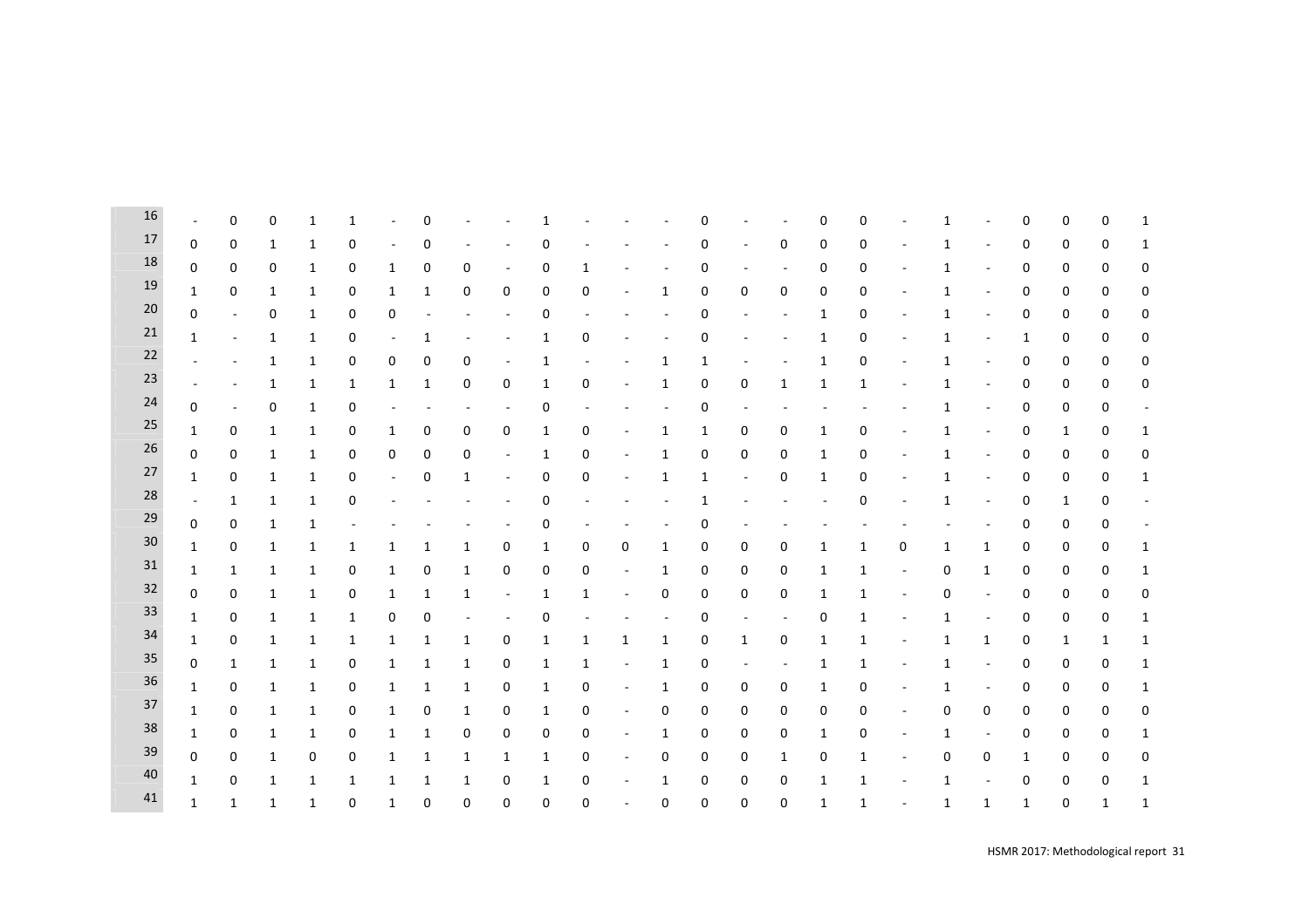| | | | | | | | | | | | | | | | | | | | | | | | | |
|---|---|---|---|---|---|---|---|---|---|---|---|---|---|---|---|---|---|---|---|---|---|---|---|---|
| 16 | - | 0 | 0 | 1 | 1 | - | 0 | - | - | 1 | - | - | - | 0 | - | - | 0 | 0 | - | 1 | - | 0 | 0 | 0 | 1 |
| 17 | 0 | 0 | 1 | 1 | 0 | - | 0 | - | - | 0 | - | - | - | 0 | - | 0 | 0 | 0 | - | 1 | - | 0 | 0 | 0 | 1 |
| 18 | 0 | 0 | 0 | 1 | 0 | 1 | 0 | 0 | - | 0 | 1 | - | - | 0 | - | - | 0 | 0 | - | 1 | - | 0 | 0 | 0 | 0 |
| 19 | 1 | 0 | 1 | 1 | 0 | 1 | 1 | 0 | 0 | 0 | 0 | - | 1 | 0 | 0 | 0 | 0 | 0 | - | 1 | - | 0 | 0 | 0 | 0 |
| 20 | 0 | - | 0 | 1 | 0 | 0 | - | - | - | 0 | - | - | - | 0 | - | - | 1 | 0 | - | 1 | - | 0 | 0 | 0 | 0 |
| 21 | 1 | - | 1 | 1 | 0 | - | 1 | - | - | 1 | 0 | - | - | 0 | - | - | 1 | 0 | - | 1 | - | 1 | 0 | 0 | 0 |
| 22 | - | - | 1 | 1 | 0 | 0 | 0 | 0 | - | 1 | - | - | 1 | 1 | - | - | 1 | 0 | - | 1 | - | 0 | 0 | 0 | 0 |
| 23 | - | - | 1 | 1 | 1 | 1 | 1 | 0 | 0 | 1 | 0 | - | 1 | 0 | 0 | 1 | 1 | 1 | - | 1 | - | 0 | 0 | 0 | 0 |
| 24 | 0 | - | 0 | 1 | 0 | - | - | - | - | 0 | - | - | - | 0 | - | - | - | - | - | 1 | - | 0 | 0 | 0 | - |
| 25 | 1 | 0 | 1 | 1 | 0 | 1 | 0 | 0 | 0 | 1 | 0 | - | 1 | 1 | 0 | 0 | 1 | 0 | - | 1 | - | 0 | 1 | 0 | 1 |
| 26 | 0 | 0 | 1 | 1 | 0 | 0 | 0 | 0 | - | 1 | 0 | - | 1 | 0 | 0 | 0 | 1 | 0 | - | 1 | - | 0 | 0 | 0 | 0 |
| 27 | 1 | 0 | 1 | 1 | 0 | - | 0 | 1 | - | 0 | 0 | - | 1 | 1 | - | 0 | 1 | 0 | - | 1 | - | 0 | 0 | 0 | 1 |
| 28 | - | 1 | 1 | 1 | 0 | - | - | - | - | 0 | - | - | - | 1 | - | - | - | 0 | - | 1 | - | 0 | 1 | 0 | - |
| 29 | 0 | 0 | 1 | 1 | - | - | - | - | - | 0 | - | - | - | 0 | - | - | - | - | - | - | - | 0 | 0 | 0 | - |
| 30 | 1 | 0 | 1 | 1 | 1 | 1 | 1 | 1 | 0 | 1 | 0 | 0 | 1 | 0 | 0 | 0 | 1 | 1 | 0 | 1 | 1 | 0 | 0 | 0 | 1 |
| 31 | 1 | 1 | 1 | 1 | 0 | 1 | 0 | 1 | 0 | 0 | 0 | - | 1 | 0 | 0 | 0 | 1 | 1 | - | 0 | 1 | 0 | 0 | 0 | 1 |
| 32 | 0 | 0 | 1 | 1 | 0 | 1 | 1 | 1 | - | 1 | 1 | - | 0 | 0 | 0 | 0 | 1 | 1 | - | 0 | - | 0 | 0 | 0 | 0 |
| 33 | 1 | 0 | 1 | 1 | 1 | 0 | 0 | - | - | 0 | - | - | - | 0 | - | - | 0 | 1 | - | 1 | - | 0 | 0 | 0 | 1 |
| 34 | 1 | 0 | 1 | 1 | 1 | 1 | 1 | 1 | 0 | 1 | 1 | 1 | 1 | 0 | 1 | 0 | 1 | 1 | - | 1 | 1 | 0 | 1 | 1 | 1 |
| 35 | 0 | 1 | 1 | 1 | 0 | 1 | 1 | 1 | 0 | 1 | 1 | - | 1 | 0 | - | - | 1 | 1 | - | 1 | - | 0 | 0 | 0 | 1 |
| 36 | 1 | 0 | 1 | 1 | 0 | 1 | 1 | 1 | 0 | 1 | 0 | - | 1 | 0 | 0 | 0 | 1 | 0 | - | 1 | - | 0 | 0 | 0 | 1 |
| 37 | 1 | 0 | 1 | 1 | 0 | 1 | 0 | 1 | 0 | 1 | 0 | - | 0 | 0 | 0 | 0 | 0 | 0 | - | 0 | 0 | 0 | 0 | 0 | 0 |
| 38 | 1 | 0 | 1 | 1 | 0 | 1 | 1 | 0 | 0 | 0 | 0 | - | 1 | 0 | 0 | 0 | 1 | 0 | - | 1 | - | 0 | 0 | 0 | 1 |
| 39 | 0 | 0 | 1 | 0 | 0 | 1 | 1 | 1 | 1 | 1 | 0 | - | 0 | 0 | 0 | 1 | 0 | 1 | - | 0 | 0 | 1 | 0 | 0 | 0 |
| 40 | 1 | 0 | 1 | 1 | 1 | 1 | 1 | 1 | 0 | 1 | 0 | - | 1 | 0 | 0 | 0 | 1 | 1 | - | 1 | - | 0 | 0 | 0 | 1 |
| 41 | 1 | 1 | 1 | 1 | 0 | 1 | 0 | 0 | 0 | 0 | 0 | - | 0 | 0 | 0 | 0 | 1 | 1 | - | 1 | 1 | 1 | 0 | 1 | 1 |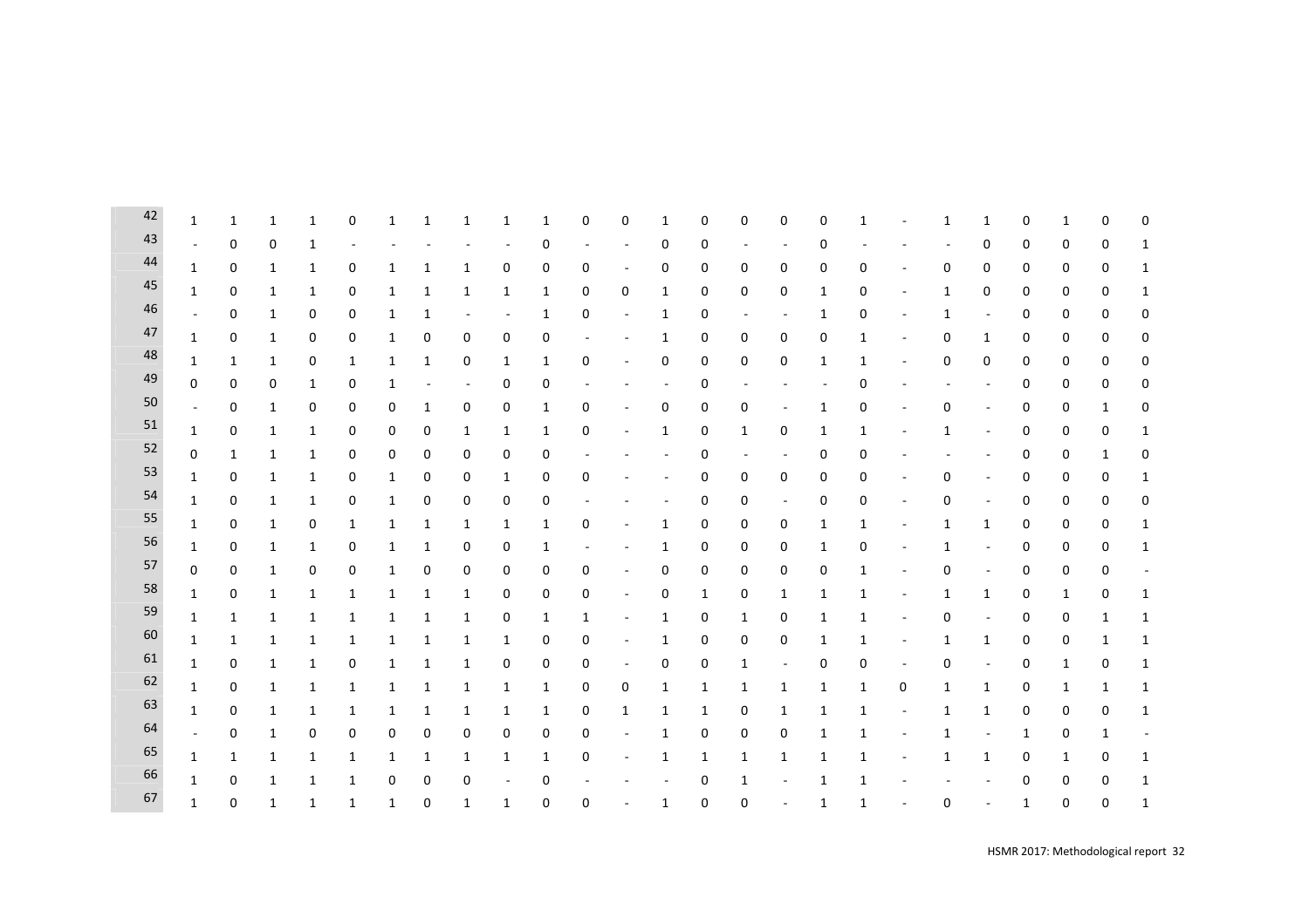| | | | | | | | | | | | | | | | | | | | | | | | | | |
|---|---|---|---|---|---|---|---|---|---|---|---|---|---|---|---|---|---|---|---|---|---|---|---|---|---|
| 42 | 1 | 1 | 1 | 1 | 0 | 1 | 1 | 1 | 1 | 1 | 0 | 0 | 1 | 0 | 0 | 0 | 0 | 1 | - | 1 | 1 | 0 | 1 | 0 | 0 |
| 43 | - | 0 | 0 | 1 | - | - | - | - | - | 0 | - | - | 0 | 0 | - | - | 0 | - | - | - | 0 | 0 | 0 | 0 | 1 |
| 44 | 1 | 0 | 1 | 1 | 0 | 1 | 1 | 1 | 0 | 0 | 0 | - | 0 | 0 | 0 | 0 | 0 | 0 | - | 0 | 0 | 0 | 0 | 0 | 1 |
| 45 | 1 | 0 | 1 | 1 | 0 | 1 | 1 | 1 | 1 | 1 | 0 | 0 | 1 | 0 | 0 | 0 | 1 | 0 | - | 1 | 0 | 0 | 0 | 0 | 1 |
| 46 | - | 0 | 1 | 0 | 0 | 1 | 1 | - | - | 1 | 0 | - | 1 | 0 | - | - | 1 | 0 | - | 1 | - | 0 | 0 | 0 | 0 |
| 47 | 1 | 0 | 1 | 0 | 0 | 1 | 0 | 0 | 0 | 0 | - | - | 1 | 0 | 0 | 0 | 0 | 1 | - | 0 | 1 | 0 | 0 | 0 | 0 |
| 48 | 1 | 1 | 1 | 0 | 1 | 1 | 1 | 0 | 1 | 1 | 0 | - | 0 | 0 | 0 | 0 | 1 | 1 | - | 0 | 0 | 0 | 0 | 0 | 0 |
| 49 | 0 | 0 | 0 | 1 | 0 | 1 | - | - | 0 | 0 | - | - | - | 0 | - | - | - | 0 | - | - | - | 0 | 0 | 0 | 0 |
| 50 | - | 0 | 1 | 0 | 0 | 0 | 1 | 0 | 0 | 1 | 0 | - | 0 | 0 | 0 | - | 1 | 0 | - | 0 | - | 0 | 0 | 1 | 0 |
| 51 | 1 | 0 | 1 | 1 | 0 | 0 | 0 | 1 | 1 | 1 | 0 | - | 1 | 0 | 1 | 0 | 1 | 1 | - | 1 | - | 0 | 0 | 0 | 1 |
| 52 | 0 | 1 | 1 | 1 | 0 | 0 | 0 | 0 | 0 | 0 | - | - | - | 0 | - | - | 0 | 0 | - | - | - | 0 | 0 | 1 | 0 |
| 53 | 1 | 0 | 1 | 1 | 0 | 1 | 0 | 0 | 1 | 0 | 0 | - | - | 0 | 0 | 0 | 0 | 0 | - | 0 | - | 0 | 0 | 0 | 1 |
| 54 | 1 | 0 | 1 | 1 | 0 | 1 | 0 | 0 | 0 | 0 | - | - | - | 0 | 0 | - | 0 | 0 | - | 0 | - | 0 | 0 | 0 | 0 |
| 55 | 1 | 0 | 1 | 0 | 1 | 1 | 1 | 1 | 1 | 1 | 0 | - | 1 | 0 | 0 | 0 | 1 | 1 | - | 1 | 1 | 0 | 0 | 0 | 1 |
| 56 | 1 | 0 | 1 | 1 | 0 | 1 | 1 | 0 | 0 | 1 | - | - | 1 | 0 | 0 | 0 | 1 | 0 | - | 1 | - | 0 | 0 | 0 | 1 |
| 57 | 0 | 0 | 1 | 0 | 0 | 1 | 0 | 0 | 0 | 0 | 0 | - | 0 | 0 | 0 | 0 | 0 | 1 | - | 0 | - | 0 | 0 | 0 | - |
| 58 | 1 | 0 | 1 | 1 | 1 | 1 | 1 | 1 | 0 | 0 | 0 | - | 0 | 1 | 0 | 1 | 1 | 1 | - | 1 | 1 | 0 | 1 | 0 | 1 |
| 59 | 1 | 1 | 1 | 1 | 1 | 1 | 1 | 1 | 0 | 1 | 1 | - | 1 | 0 | 1 | 0 | 1 | 1 | - | 0 | - | 0 | 0 | 1 | 1 |
| 60 | 1 | 1 | 1 | 1 | 1 | 1 | 1 | 1 | 1 | 0 | 0 | - | 1 | 0 | 0 | 0 | 1 | 1 | - | 1 | 1 | 0 | 0 | 1 | 1 |
| 61 | 1 | 0 | 1 | 1 | 0 | 1 | 1 | 1 | 0 | 0 | 0 | - | 0 | 0 | 1 | - | 0 | 0 | - | 0 | - | 0 | 1 | 0 | 1 |
| 62 | 1 | 0 | 1 | 1 | 1 | 1 | 1 | 1 | 1 | 1 | 0 | 0 | 1 | 1 | 1 | 1 | 1 | 1 | 0 | 1 | 1 | 0 | 1 | 1 | 1 |
| 63 | 1 | 0 | 1 | 1 | 1 | 1 | 1 | 1 | 1 | 1 | 0 | 1 | 1 | 1 | 0 | 1 | 1 | 1 | - | 1 | 1 | 0 | 0 | 0 | 1 |
| 64 | - | 0 | 1 | 0 | 0 | 0 | 0 | 0 | 0 | 0 | 0 | - | 1 | 0 | 0 | 0 | 1 | 1 | - | 1 | - | 1 | 0 | 1 | - |
| 65 | 1 | 1 | 1 | 1 | 1 | 1 | 1 | 1 | 1 | 1 | 0 | - | 1 | 1 | 1 | 1 | 1 | 1 | - | 1 | 1 | 0 | 1 | 0 | 1 |
| 66 | 1 | 0 | 1 | 1 | 1 | 0 | 0 | 0 | - | 0 | - | - | - | 0 | 1 | - | 1 | 1 | - | - | - | 0 | 0 | 0 | 1 |
| 67 | 1 | 0 | 1 | 1 | 1 | 1 | 0 | 1 | 1 | 0 | 0 | - | 1 | 0 | 0 | - | 1 | 1 | - | 0 | - | 1 | 0 | 0 | 1 |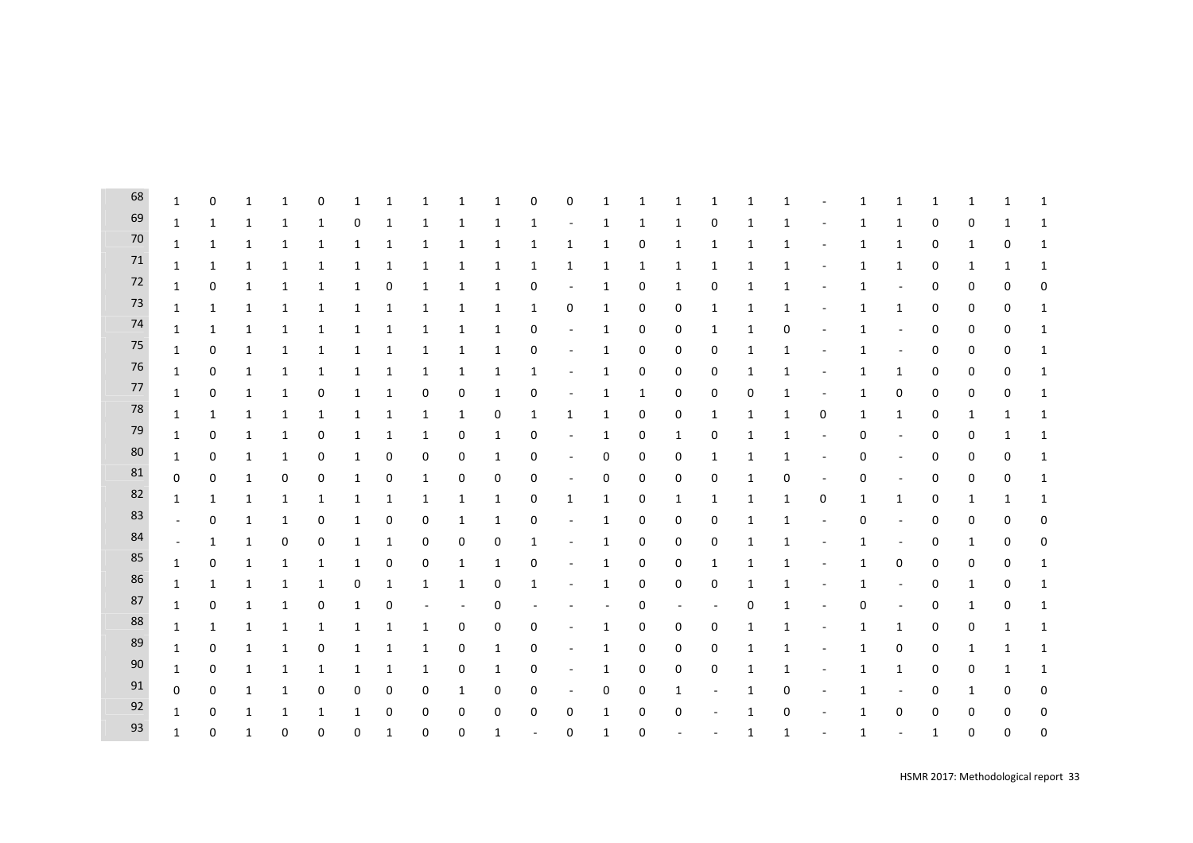| | | | | | | | | | | | | | | | | | | | | | | | | | |
|---|---|---|---|---|---|---|---|---|---|---|---|---|---|---|---|---|---|---|---|---|---|---|---|---|---|
| 68 | 1 | 0 | 1 | 1 | 0 | 1 | 1 | 1 | 1 | 1 | 0 | 0 | 1 | 1 | 1 | 1 | 1 | 1 | - | 1 | 1 | 1 | 1 | 1 | 1 |
| 69 | 1 | 1 | 1 | 1 | 1 | 0 | 1 | 1 | 1 | 1 | 1 | - | 1 | 1 | 1 | 0 | 1 | 1 | - | 1 | 1 | 0 | 0 | 1 | 1 |
| 70 | 1 | 1 | 1 | 1 | 1 | 1 | 1 | 1 | 1 | 1 | 1 | 1 | 1 | 0 | 1 | 1 | 1 | 1 | - | 1 | 1 | 0 | 1 | 0 | 1 |
| 71 | 1 | 1 | 1 | 1 | 1 | 1 | 1 | 1 | 1 | 1 | 1 | 1 | 1 | 1 | 1 | 1 | 1 | 1 | - | 1 | 1 | 0 | 1 | 1 | 1 |
| 72 | 1 | 0 | 1 | 1 | 1 | 1 | 0 | 1 | 1 | 1 | 0 | - | 1 | 0 | 1 | 0 | 1 | 1 | - | 1 | - | 0 | 0 | 0 | 0 |
| 73 | 1 | 1 | 1 | 1 | 1 | 1 | 1 | 1 | 1 | 1 | 1 | 0 | 1 | 0 | 0 | 1 | 1 | 1 | - | 1 | 1 | 0 | 0 | 0 | 1 |
| 74 | 1 | 1 | 1 | 1 | 1 | 1 | 1 | 1 | 1 | 1 | 0 | - | 1 | 0 | 0 | 1 | 1 | 0 | - | 1 | - | 0 | 0 | 0 | 1 |
| 75 | 1 | 0 | 1 | 1 | 1 | 1 | 1 | 1 | 1 | 1 | 0 | - | 1 | 0 | 0 | 0 | 1 | 1 | - | 1 | - | 0 | 0 | 0 | 1 |
| 76 | 1 | 0 | 1 | 1 | 1 | 1 | 1 | 1 | 1 | 1 | 1 | - | 1 | 0 | 0 | 0 | 1 | 1 | - | 1 | 1 | 0 | 0 | 0 | 1 |
| 77 | 1 | 0 | 1 | 1 | 0 | 1 | 1 | 0 | 0 | 1 | 0 | - | 1 | 1 | 0 | 0 | 0 | 1 | - | 1 | 0 | 0 | 0 | 0 | 1 |
| 78 | 1 | 1 | 1 | 1 | 1 | 1 | 1 | 1 | 1 | 0 | 1 | 1 | 1 | 0 | 0 | 1 | 1 | 1 | 0 | 1 | 1 | 0 | 1 | 1 | 1 |
| 79 | 1 | 0 | 1 | 1 | 0 | 1 | 1 | 1 | 0 | 1 | 0 | - | 1 | 0 | 1 | 0 | 1 | 1 | - | 0 | - | 0 | 0 | 1 | 1 |
| 80 | 1 | 0 | 1 | 1 | 0 | 1 | 0 | 0 | 0 | 1 | 0 | - | 0 | 0 | 0 | 1 | 1 | 1 | - | 0 | - | 0 | 0 | 0 | 1 |
| 81 | 0 | 0 | 1 | 0 | 0 | 1 | 0 | 1 | 0 | 0 | 0 | - | 0 | 0 | 0 | 0 | 1 | 0 | - | 0 | - | 0 | 0 | 0 | 1 |
| 82 | 1 | 1 | 1 | 1 | 1 | 1 | 1 | 1 | 1 | 1 | 0 | 1 | 1 | 0 | 1 | 1 | 1 | 1 | 0 | 1 | 1 | 0 | 1 | 1 | 1 |
| 83 | - | 0 | 1 | 1 | 0 | 1 | 0 | 0 | 1 | 1 | 0 | - | 1 | 0 | 0 | 0 | 1 | 1 | - | 0 | - | 0 | 0 | 0 | 0 |
| 84 | - | 1 | 1 | 0 | 0 | 1 | 1 | 0 | 0 | 0 | 1 | - | 1 | 0 | 0 | 0 | 1 | 1 | - | 1 | - | 0 | 1 | 0 | 0 |
| 85 | 1 | 0 | 1 | 1 | 1 | 1 | 0 | 0 | 1 | 1 | 0 | - | 1 | 0 | 0 | 1 | 1 | 1 | - | 1 | 0 | 0 | 0 | 0 | 1 |
| 86 | 1 | 1 | 1 | 1 | 1 | 0 | 1 | 1 | 1 | 0 | 1 | - | 1 | 0 | 0 | 0 | 1 | 1 | - | 1 | - | 0 | 1 | 0 | 1 |
| 87 | 1 | 0 | 1 | 1 | 0 | 1 | 0 | - | - | 0 | - | - | - | 0 | - | - | 0 | 1 | - | 0 | - | 0 | 1 | 0 | 1 |
| 88 | 1 | 1 | 1 | 1 | 1 | 1 | 1 | 1 | 0 | 0 | 0 | - | 1 | 0 | 0 | 0 | 1 | 1 | - | 1 | 1 | 0 | 0 | 1 | 1 |
| 89 | 1 | 0 | 1 | 1 | 0 | 1 | 1 | 1 | 0 | 1 | 0 | - | 1 | 0 | 0 | 0 | 1 | 1 | - | 1 | 0 | 0 | 1 | 1 | 1 |
| 90 | 1 | 0 | 1 | 1 | 1 | 1 | 1 | 1 | 0 | 1 | 0 | - | 1 | 0 | 0 | 0 | 1 | 1 | - | 1 | 1 | 0 | 0 | 1 | 1 |
| 91 | 0 | 0 | 1 | 1 | 0 | 0 | 0 | 0 | 1 | 0 | 0 | - | 0 | 0 | 1 | - | 1 | 0 | - | 1 | - | 0 | 1 | 0 | 0 |
| 92 | 1 | 0 | 1 | 1 | 1 | 1 | 0 | 0 | 0 | 0 | 0 | 0 | 1 | 0 | 0 | - | 1 | 0 | - | 1 | 0 | 0 | 0 | 0 | 0 |
| 93 | 1 | 0 | 1 | 0 | 0 | 0 | 1 | 0 | 0 | 1 | - | 0 | 1 | 0 | - | - | 1 | 1 | - | 1 | - | 1 | 0 | 0 | 0 |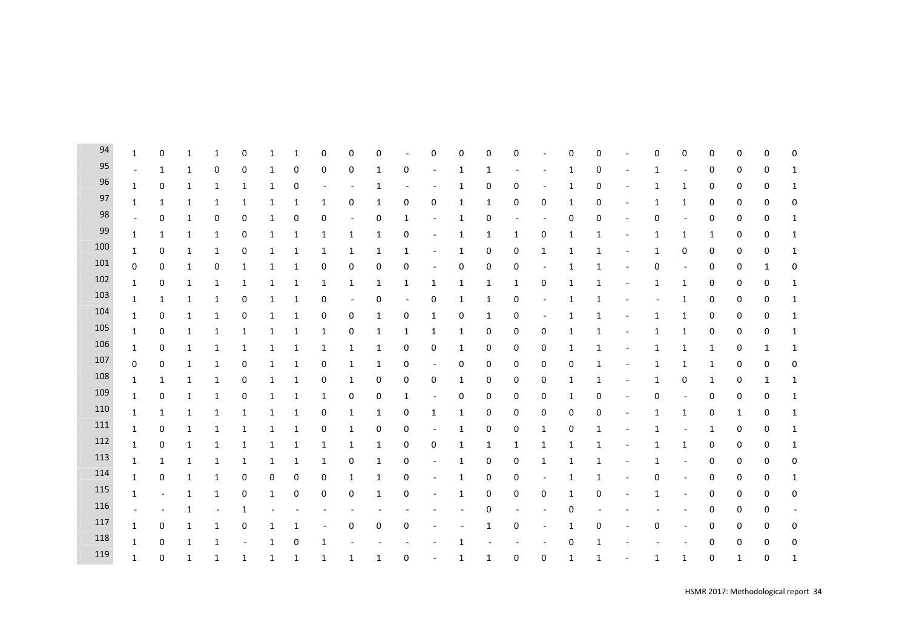| | | | | | | | | | | | | | | | | | | | | | | | | | |
|---|---|---|---|---|---|---|---|---|---|---|---|---|---|---|---|---|---|---|---|---|---|---|---|---|---|
| 94 | 1 | 0 | 1 | 1 | 0 | 1 | 1 | 0 | 0 | 0 | - | 0 | 0 | 0 | 0 | - | 0 | 0 | - | 0 | 0 | 0 | 0 | 0 | 0 |
| 95 | - | 1 | 1 | 0 | 0 | 1 | 0 | 0 | 0 | 1 | 0 | - | 1 | 1 | - | - | 1 | 0 | - | 1 | - | 0 | 0 | 0 | 1 |
| 96 | 1 | 0 | 1 | 1 | 1 | 1 | 0 | - | - | 1 | - | - | 1 | 0 | 0 | - | 1 | 0 | - | 1 | 1 | 0 | 0 | 0 | 1 |
| 97 | 1 | 1 | 1 | 1 | 1 | 1 | 1 | 1 | 0 | 1 | 0 | 0 | 1 | 1 | 0 | 0 | 1 | 0 | - | 1 | 1 | 0 | 0 | 0 | 0 |
| 98 | - | 0 | 1 | 0 | 0 | 1 | 0 | 0 | - | 0 | 1 | - | 1 | 0 | - | - | 0 | 0 | - | 0 | - | 0 | 0 | 0 | 1 |
| 99 | 1 | 1 | 1 | 1 | 0 | 1 | 1 | 1 | 1 | 1 | 0 | - | 1 | 1 | 1 | 0 | 1 | 1 | - | 1 | 1 | 1 | 0 | 0 | 1 |
| 100 | 1 | 0 | 1 | 1 | 0 | 1 | 1 | 1 | 1 | 1 | 1 | - | 1 | 0 | 0 | 1 | 1 | 1 | - | 1 | 0 | 0 | 0 | 0 | 1 |
| 101 | 0 | 0 | 1 | 0 | 1 | 1 | 1 | 0 | 0 | 0 | 0 | - | 0 | 0 | 0 | - | 1 | 1 | - | 0 | - | 0 | 0 | 1 | 0 |
| 102 | 1 | 0 | 1 | 1 | 1 | 1 | 1 | 1 | 1 | 1 | 1 | 1 | 1 | 1 | 1 | 0 | 1 | 1 | - | 1 | 1 | 0 | 0 | 0 | 1 |
| 103 | 1 | 1 | 1 | 1 | 0 | 1 | 1 | 0 | - | 0 | - | 0 | 1 | 1 | 0 | - | 1 | 1 | - | - | 1 | 0 | 0 | 0 | 1 |
| 104 | 1 | 0 | 1 | 1 | 0 | 1 | 1 | 0 | 0 | 1 | 0 | 1 | 0 | 1 | 0 | - | 1 | 1 | - | 1 | 1 | 0 | 0 | 0 | 1 |
| 105 | 1 | 0 | 1 | 1 | 1 | 1 | 1 | 1 | 0 | 1 | 1 | 1 | 1 | 0 | 0 | 0 | 1 | 1 | - | 1 | 1 | 0 | 0 | 0 | 1 |
| 106 | 1 | 0 | 1 | 1 | 1 | 1 | 1 | 1 | 1 | 1 | 0 | 0 | 1 | 0 | 0 | 0 | 1 | 1 | - | 1 | 1 | 1 | 0 | 1 | 1 |
| 107 | 0 | 0 | 1 | 1 | 0 | 1 | 1 | 0 | 1 | 1 | 0 | - | 0 | 0 | 0 | 0 | 0 | 1 | - | 1 | 1 | 1 | 0 | 0 | 0 |
| 108 | 1 | 1 | 1 | 1 | 0 | 1 | 1 | 0 | 1 | 0 | 0 | 0 | 1 | 0 | 0 | 0 | 1 | 1 | - | 1 | 0 | 1 | 0 | 1 | 1 |
| 109 | 1 | 0 | 1 | 1 | 0 | 1 | 1 | 1 | 0 | 0 | 1 | - | 0 | 0 | 0 | 0 | 1 | 0 | - | 0 | - | 0 | 0 | 0 | 1 |
| 110 | 1 | 1 | 1 | 1 | 1 | 1 | 1 | 0 | 1 | 1 | 0 | 1 | 1 | 0 | 0 | 0 | 0 | 0 | - | 1 | 1 | 0 | 1 | 0 | 1 |
| 111 | 1 | 0 | 1 | 1 | 1 | 1 | 1 | 0 | 1 | 0 | 0 | - | 1 | 0 | 0 | 1 | 0 | 1 | - | 1 | - | 1 | 0 | 0 | 1 |
| 112 | 1 | 0 | 1 | 1 | 1 | 1 | 1 | 1 | 1 | 1 | 0 | 0 | 1 | 1 | 1 | 1 | 1 | 1 | - | 1 | 1 | 0 | 0 | 0 | 1 |
| 113 | 1 | 1 | 1 | 1 | 1 | 1 | 1 | 1 | 0 | 1 | 0 | - | 1 | 0 | 0 | 1 | 1 | 1 | - | 1 | - | 0 | 0 | 0 | 0 |
| 114 | 1 | 0 | 1 | 1 | 0 | 0 | 0 | 0 | 1 | 1 | 0 | - | 1 | 0 | 0 | - | 1 | 1 | - | 0 | - | 0 | 0 | 0 | 1 |
| 115 | 1 | - | 1 | 1 | 0 | 1 | 0 | 0 | 0 | 1 | 0 | - | 1 | 0 | 0 | 0 | 1 | 0 | - | 1 | - | 0 | 0 | 0 | 0 |
| 116 | - | - | 1 | - | 1 | - | - | - | - | - | - | - | - | 0 | - | - | 0 | - | - | - | - | 0 | 0 | 0 | - |
| 117 | 1 | 0 | 1 | 1 | 0 | 1 | 1 | - | 0 | 0 | 0 | - | - | 1 | 0 | - | 1 | 0 | - | 0 | - | 0 | 0 | 0 | 0 |
| 118 | 1 | 0 | 1 | 1 | - | 1 | 0 | 1 | - | - | - | - | 1 | - | - | - | 0 | 1 | - | - | - | 0 | 0 | 0 | 0 |
| 119 | 1 | 0 | 1 | 1 | 1 | 1 | 1 | 1 | 1 | 1 | 0 | - | 1 | 1 | 0 | 0 | 1 | 1 | - | 1 | 1 | 0 | 1 | 0 | 1 |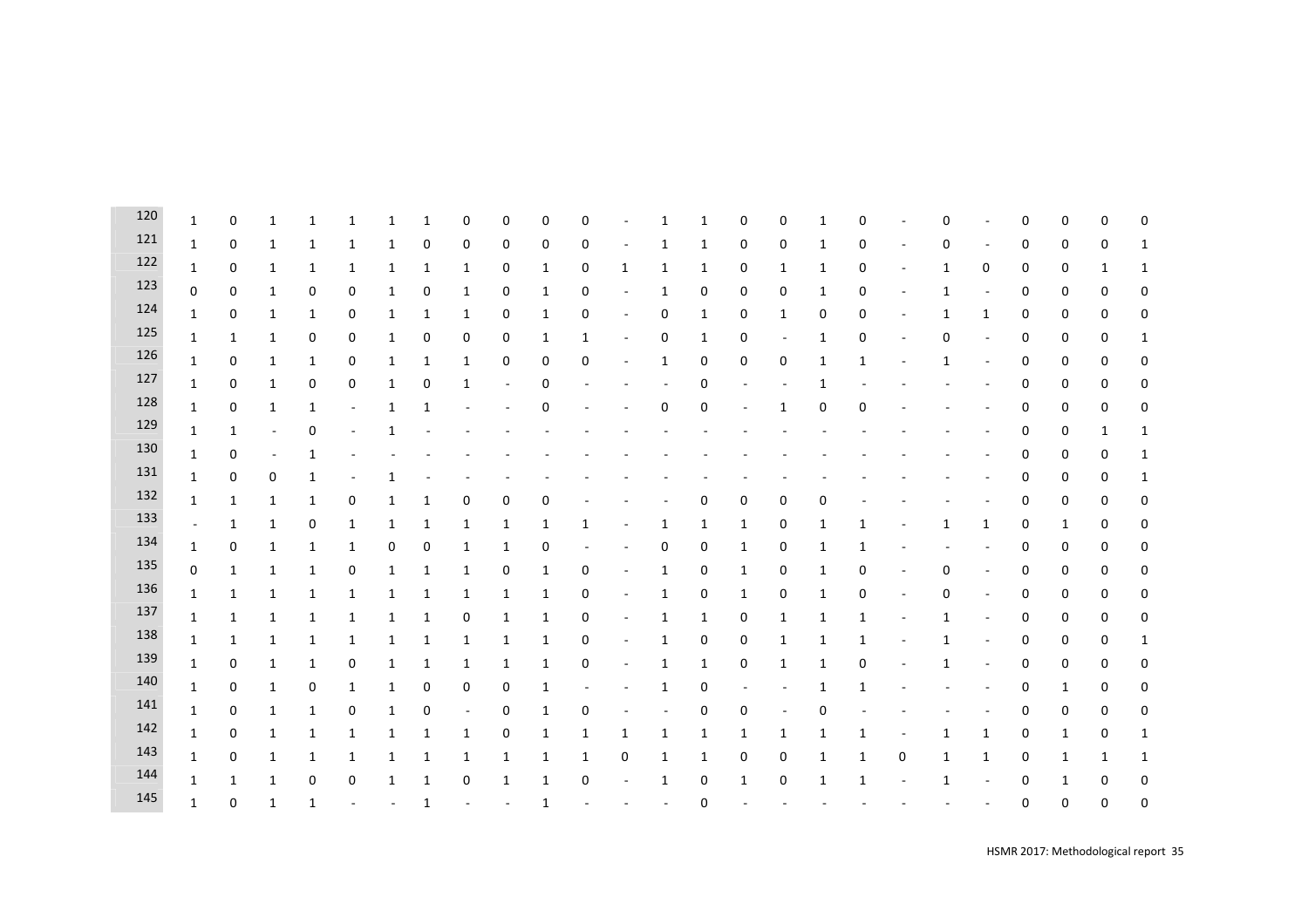| | | | | | | | | | | | | | | | | | | | | | | | | |
|---|---|---|---|---|---|---|---|---|---|---|---|---|---|---|---|---|---|---|---|---|---|---|---|---|
| 120 | 1 | 0 | 1 | 1 | 1 | 1 | 1 | 0 | 0 | 0 | 0 | - | 1 | 1 | 0 | 0 | 1 | 0 | - | 0 | - | 0 | 0 | 0 | 0 |
| 121 | 1 | 0 | 1 | 1 | 1 | 1 | 0 | 0 | 0 | 0 | 0 | - | 1 | 1 | 0 | 0 | 1 | 0 | - | 0 | - | 0 | 0 | 0 | 1 |
| 122 | 1 | 0 | 1 | 1 | 1 | 1 | 1 | 1 | 0 | 1 | 0 | 1 | 1 | 1 | 0 | 1 | 1 | 0 | - | 1 | 0 | 0 | 0 | 1 | 1 |
| 123 | 0 | 0 | 1 | 0 | 0 | 1 | 0 | 1 | 0 | 1 | 0 | - | 1 | 0 | 0 | 0 | 1 | 0 | - | 1 | - | 0 | 0 | 0 | 0 |
| 124 | 1 | 0 | 1 | 1 | 0 | 1 | 1 | 1 | 0 | 1 | 0 | - | 0 | 1 | 0 | 1 | 0 | 0 | - | 1 | 1 | 0 | 0 | 0 | 0 |
| 125 | 1 | 1 | 1 | 0 | 0 | 1 | 0 | 0 | 0 | 1 | 1 | - | 0 | 1 | 0 | - | 1 | 0 | - | 0 | - | 0 | 0 | 0 | 1 |
| 126 | 1 | 0 | 1 | 1 | 0 | 1 | 1 | 1 | 0 | 0 | 0 | - | 1 | 0 | 0 | 0 | 1 | 1 | - | 1 | - | 0 | 0 | 0 | 0 |
| 127 | 1 | 0 | 1 | 0 | 0 | 1 | 0 | 1 | - | 0 | - | - | - | 0 | - | - | 1 | - | - | - | - | 0 | 0 | 0 | 0 |
| 128 | 1 | 0 | 1 | 1 | - | 1 | 1 | - | - | 0 | - | - | 0 | 0 | - | 1 | 0 | 0 | - | - | - | 0 | 0 | 0 | 0 |
| 129 | 1 | 1 | - | 0 | - | 1 | - | - | - | - | - | - | - | - | - | - | - | - | - | - | - | 0 | 0 | 1 | 1 |
| 130 | 1 | 0 | - | 1 | - | - | - | - | - | - | - | - | - | - | - | - | - | - | - | - | - | 0 | 0 | 0 | 1 |
| 131 | 1 | 0 | 0 | 1 | - | 1 | - | - | - | - | - | - | - | - | - | - | - | - | - | - | - | 0 | 0 | 0 | 1 |
| 132 | 1 | 1 | 1 | 1 | 0 | 1 | 1 | 0 | 0 | 0 | - | - | - | 0 | 0 | 0 | 0 | - | - | - | - | 0 | 0 | 0 | 0 |
| 133 | - | 1 | 1 | 0 | 1 | 1 | 1 | 1 | 1 | 1 | 1 | - | 1 | 1 | 1 | 0 | 1 | 1 | - | 1 | 1 | 0 | 1 | 0 | 0 |
| 134 | 1 | 0 | 1 | 1 | 1 | 0 | 0 | 1 | 1 | 0 | - | - | 0 | 0 | 1 | 0 | 1 | 1 | - | - | - | 0 | 0 | 0 | 0 |
| 135 | 0 | 1 | 1 | 1 | 0 | 1 | 1 | 1 | 0 | 1 | 0 | - | 1 | 0 | 1 | 0 | 1 | 0 | - | 0 | - | 0 | 0 | 0 | 0 |
| 136 | 1 | 1 | 1 | 1 | 1 | 1 | 1 | 1 | 1 | 1 | 0 | - | 1 | 0 | 1 | 0 | 1 | 0 | - | 0 | - | 0 | 0 | 0 | 0 |
| 137 | 1 | 1 | 1 | 1 | 1 | 1 | 1 | 0 | 1 | 1 | 0 | - | 1 | 1 | 0 | 1 | 1 | 1 | - | 1 | - | 0 | 0 | 0 | 0 |
| 138 | 1 | 1 | 1 | 1 | 1 | 1 | 1 | 1 | 1 | 1 | 0 | - | 1 | 0 | 0 | 1 | 1 | 1 | - | 1 | - | 0 | 0 | 0 | 1 |
| 139 | 1 | 0 | 1 | 1 | 0 | 1 | 1 | 1 | 1 | 1 | 0 | - | 1 | 1 | 0 | 1 | 1 | 0 | - | 1 | - | 0 | 0 | 0 | 0 |
| 140 | 1 | 0 | 1 | 0 | 1 | 1 | 0 | 0 | 0 | 1 | - | - | 1 | 0 | - | - | 1 | 1 | - | - | - | 0 | 1 | 0 | 0 |
| 141 | 1 | 0 | 1 | 1 | 0 | 1 | 0 | - | 0 | 1 | 0 | - | - | 0 | 0 | - | 0 | - | - | - | - | 0 | 0 | 0 | 0 |
| 142 | 1 | 0 | 1 | 1 | 1 | 1 | 1 | 1 | 0 | 1 | 1 | 1 | 1 | 1 | 1 | 1 | 1 | 1 | - | 1 | 1 | 0 | 1 | 0 | 1 |
| 143 | 1 | 0 | 1 | 1 | 1 | 1 | 1 | 1 | 1 | 1 | 1 | 0 | 1 | 1 | 0 | 0 | 1 | 1 | 0 | 1 | 1 | 0 | 1 | 1 | 1 |
| 144 | 1 | 1 | 1 | 0 | 0 | 1 | 1 | 0 | 1 | 1 | 0 | - | 1 | 0 | 1 | 0 | 1 | 1 | - | 1 | - | 0 | 1 | 0 | 0 |
| 145 | 1 | 0 | 1 | 1 | - | - | 1 | - | - | 1 | - | - | - | 0 | - | - | - | - | - | - | - | 0 | 0 | 0 | 0 |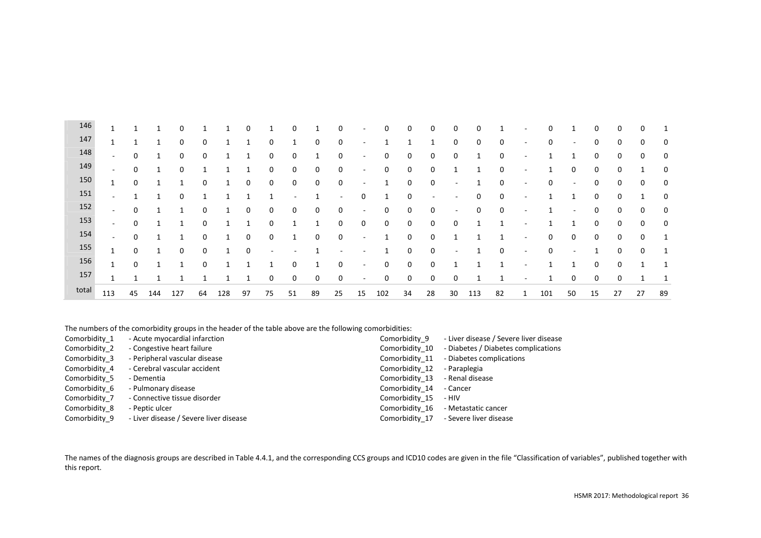| 146 | 1 | 1 | 1 | 0 | 1 | 1 | 0 | 1 | 0 | 1 | 0 | - | 0 | 0 | 0 | 0 | 0 | 1 | - | 0 | 1 | 0 | 0 | 0 | 1 |
|---|---|---|---|---|---|---|---|---|---|---|---|---|---|---|---|---|---|---|---|---|---|---|---|---|---|
| 147 | 1 | 1 | 1 | 0 | 0 | 1 | 1 | 0 | 1 | 0 | 0 | - | 1 | 1 | 1 | 0 | 0 | 0 | - | 0 | - | 0 | 0 | 0 | 0 |
| 148 | - | 0 | 1 | 0 | 0 | 1 | 1 | 0 | 0 | 1 | 0 | - | 0 | 0 | 0 | 0 | 1 | 0 | - | 1 | 1 | 0 | 0 | 0 | 0 |
| 149 | - | 0 | 1 | 0 | 1 | 1 | 1 | 0 | 0 | 0 | 0 | - | 0 | 0 | 0 | 1 | 1 | 0 | - | 1 | 0 | 0 | 0 | 1 | 0 |
| 150 | 1 | 0 | 1 | 1 | 0 | 1 | 0 | 0 | 0 | 0 | 0 | - | 1 | 0 | 0 | - | 1 | 0 | - | 0 | - | 0 | 0 | 0 | 0 |
| 151 | - | 1 | 1 | 0 | 1 | 1 | 1 | 1 | - | 1 | - | 0 | 1 | 0 | - | - | 0 | 0 | - | 1 | 1 | 0 | 0 | 1 | 0 |
| 152 | - | 0 | 1 | 1 | 0 | 1 | 0 | 0 | 0 | 0 | 0 | - | 0 | 0 | 0 | - | 0 | 0 | - | 1 | - | 0 | 0 | 0 | 0 |
| 153 | - | 0 | 1 | 1 | 0 | 1 | 1 | 0 | 1 | 1 | 0 | 0 | 0 | 0 | 0 | 0 | 1 | 1 | - | 1 | 1 | 0 | 0 | 0 | 0 |
| 154 | - | 0 | 1 | 1 | 0 | 1 | 0 | 0 | 1 | 0 | 0 | - | 1 | 0 | 0 | 1 | 1 | 1 | - | 0 | 0 | 0 | 0 | 0 | 1 |
| 155 | 1 | 0 | 1 | 0 | 0 | 1 | 0 | - | - | 1 | - | - | 1 | 0 | 0 | - | 1 | 0 | - | 0 | - | 1 | 0 | 0 | 1 |
| 156 | 1 | 0 | 1 | 1 | 0 | 1 | 1 | 1 | 0 | 1 | 0 | - | 0 | 0 | 0 | 1 | 1 | 1 | - | 1 | 1 | 0 | 0 | 1 | 1 |
| 157 | 1 | 1 | 1 | 1 | 1 | 1 | 1 | 0 | 0 | 0 | 0 | - | 0 | 0 | 0 | 0 | 1 | 1 | - | 1 | 0 | 0 | 0 | 1 | 1 |
| total | 113 | 45 | 144 | 127 | 64 | 128 | 97 | 75 | 51 | 89 | 25 | 15 | 102 | 34 | 28 | 30 | 113 | 82 | 1 | 101 | 50 | 15 | 27 | 27 | 89 |

The numbers of the comorbidity groups in the header of the table above are the following comorbidities:

Comorbidity_1 - Acute myocardial infarction
Comorbidity_2 - Congestive heart failure
Comorbidity_3 - Peripheral vascular disease
Comorbidity_4 - Cerebral vascular accident
Comorbidity_5 - Dementia
Comorbidity_6 - Pulmonary disease
Comorbidity_7 - Connective tissue disorder
Comorbidity_8 - Peptic ulcer
Comorbidity_9 - Liver disease / Severe liver disease
Comorbidity_9 - Liver disease / Severe liver disease
Comorbidity_10 - Diabetes / Diabetes complications
Comorbidity_11 - Diabetes complications
Comorbidity_12 - Paraplegia
Comorbidity_13 - Renal disease
Comorbidity_14 - Cancer
Comorbidity_15 - HIV
Comorbidity_16 - Metastatic cancer
Comorbidity_17 - Severe liver disease

The names of the diagnosis groups are described in Table 4.4.1, and the corresponding CCS groups and ICD10 codes are given in the file "Classification of variables", published together with this report.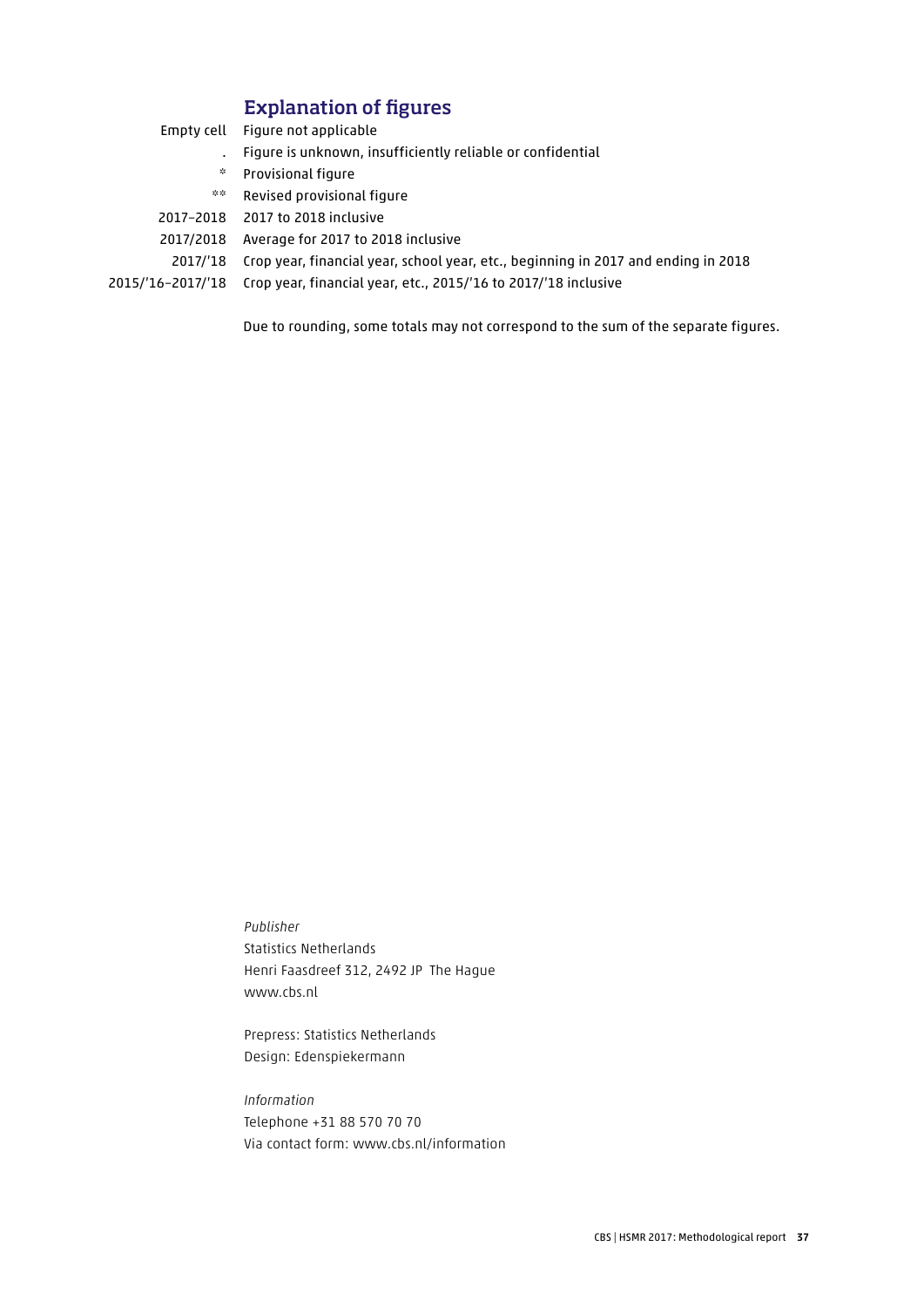## Explanation of figures

| | |
|---|---|
| Empty cell | Figure not applicable |
| . | Figure is unknown, insufficiently reliable or confidential |
| * | Provisional figure |
| ** | Revised provisional figure |
| 2017–2018 | 2017 to 2018 inclusive |
| 2017/2018 | Average for 2017 to 2018 inclusive |
| 2017/'18 | Crop year, financial year, school year, etc., beginning in 2017 and ending in 2018 |
| 2015/'16–2017/'18 | Crop year, financial year, etc., 2015/'16 to 2017/'18 inclusive |

Due to rounding, some totals may not correspond to the sum of the separate figures.

*Publisher*
Statistics Netherlands
Henri Faasdreef 312, 2492 JP The Hague
www.cbs.nl

Prepress: Statistics Netherlands
Design: Edenspiekermann

*Information*
Telephone +31 88 570 70 70
Via contact form: www.cbs.nl/information